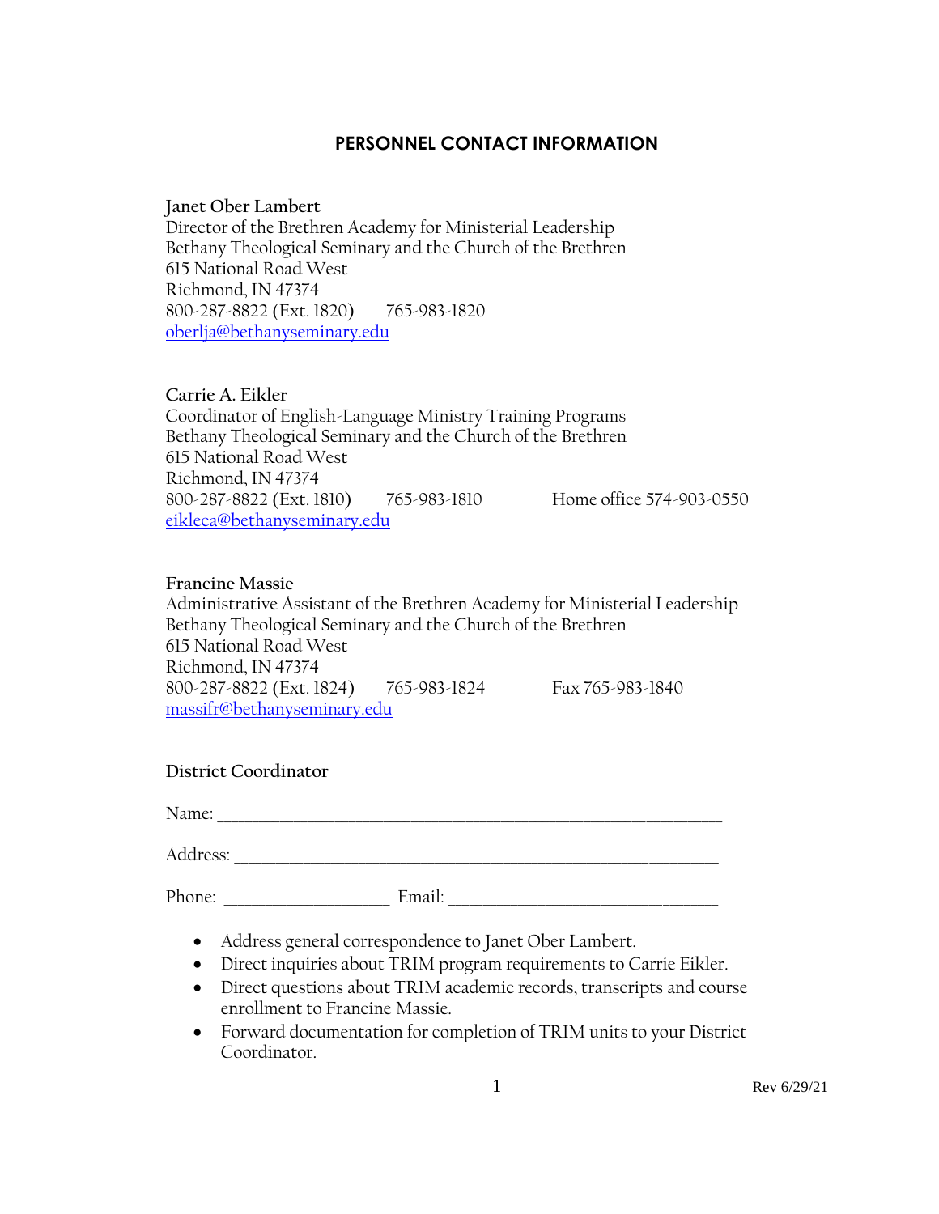# PERSONNEL CONTACT INFORMATION

**Janet Ober Lambert**
Director of the Brethren Academy for Ministerial Leadership
Bethany Theological Seminary and the Church of the Brethren
615 National Road West
Richmond, IN 47374
800-287-8822 (Ext. 1820)  765-983-1820
oberlja@bethanyseminary.edu

**Carrie A. Eikler**
Coordinator of English-Language Ministry Training Programs
Bethany Theological Seminary and the Church of the Brethren
615 National Road West
Richmond, IN 47374
800-287-8822 (Ext. 1810)  765-983-1810  Home office 574-903-0550
eikleca@bethanyseminary.edu

**Francine Massie**
Administrative Assistant of the Brethren Academy for Ministerial Leadership
Bethany Theological Seminary and the Church of the Brethren
615 National Road West
Richmond, IN 47374
800-287-8822 (Ext. 1824)  765-983-1824  Fax 765-983-1840
massifr@bethanyseminary.edu

**District Coordinator**

Name: ____________________________________________________________

Address: __________________________________________________________

Phone: __________________ Email: ______________________________

- Address general correspondence to Janet Ober Lambert.
- Direct inquiries about TRIM program requirements to Carrie Eikler.
- Direct questions about TRIM academic records, transcripts and course enrollment to Francine Massie.
- Forward documentation for completion of TRIM units to your District Coordinator.

Rev 6/29/21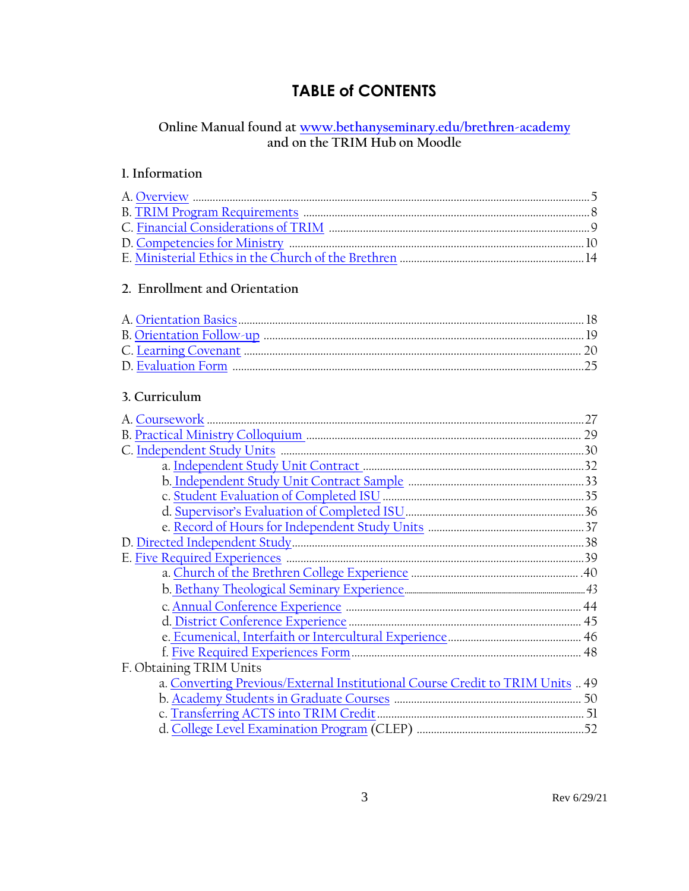# TABLE of CONTENTS

Online Manual found at [www.bethanyseminary.edu/brethren-academy](http://www.bethanyseminary.edu/brethren-academy)
and on the TRIM Hub on Moodle

## 1. Information

A. Overview ..... 5
B. TRIM Program Requirements ..... 8
C. Financial Considerations of TRIM ..... 9
D. Competencies for Ministry ..... 10
E. Ministerial Ethics in the Church of the Brethren ..... 14

## 2. Enrollment and Orientation

A. Orientation Basics ..... 18
B. Orientation Follow-up ..... 19
C. Learning Covenant ..... 20
D. Evaluation Form ..... 25

## 3. Curriculum

A. Coursework ..... 27
B. Practical Ministry Colloquium ..... 29
C. Independent Study Units ..... 30
  a. Independent Study Unit Contract ..... 32
  b. Independent Study Unit Contract Sample ..... 33
  c. Student Evaluation of Completed ISU ..... 35
  d. Supervisor's Evaluation of Completed ISU ..... 36
  e. Record of Hours for Independent Study Units ..... 37
D. Directed Independent Study ..... 38
E. Five Required Experiences ..... 39
  a. Church of the Brethren College Experience ..... 40
  b. Bethany Theological Seminary Experience ..... 43
  c. Annual Conference Experience ..... 44
  d. District Conference Experience ..... 45
  e. Ecumenical, Interfaith or Intercultural Experience ..... 46
  f. Five Required Experiences Form ..... 48
F. Obtaining TRIM Units
  a. Converting Previous/External Institutional Course Credit to TRIM Units ..... 49
  b. Academy Students in Graduate Courses ..... 50
  c. Transferring ACTS into TRIM Credit ..... 51
  d. College Level Examination Program (CLEP) ..... 52

Rev 6/29/21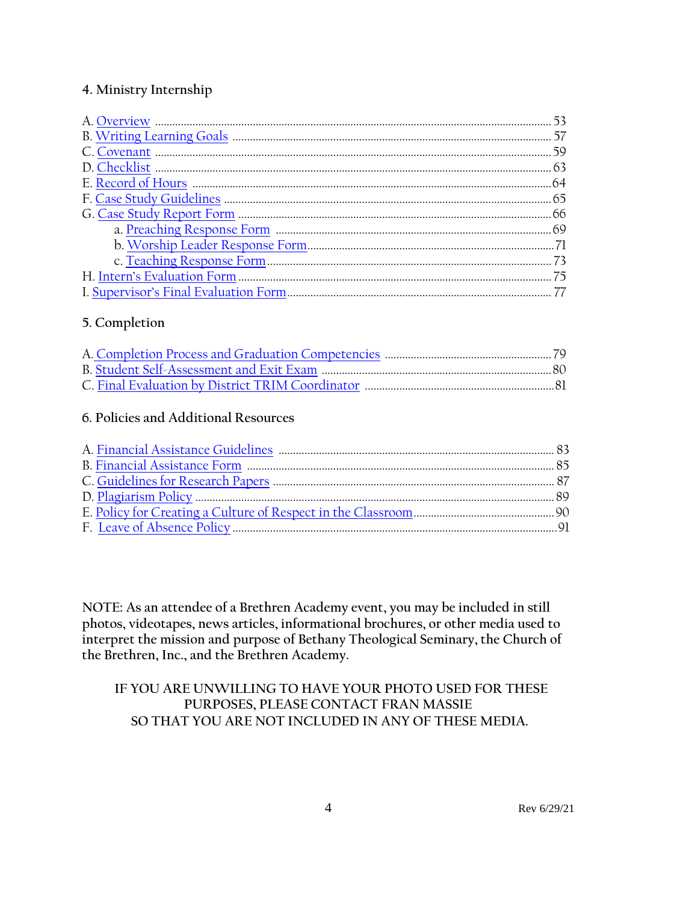### 4. Ministry Internship

A. Overview ........................................................................................................ 53
B. Writing Learning Goals ................................................................................. 57
C. Covenant ....................................................................................................... 59
D. Checklist ....................................................................................................... 63
E. Record of Hours ............................................................................................ 64
F. Case Study Guidelines ................................................................................... 65
G. Case Study Report Form ............................................................................... 66
  a. Preaching Response Form ......................................................................... 69
  b. Worship Leader Response Form ................................................................ 71
  c. Teaching Response Form ........................................................................... 73
H. Intern's Evaluation Form ............................................................................... 75
I. Supervisor's Final Evaluation Form ................................................................ 77

### 5. Completion

A. Completion Process and Graduation Competencies ...................................... 79
B. Student Self-Assessment and Exit Exam ....................................................... 80
C. Final Evaluation by District TRIM Coordinator ............................................ 81

### 6. Policies and Additional Resources

A. Financial Assistance Guidelines ................................................................... 83
B. Financial Assistance Form ............................................................................ 85
C. Guidelines for Research Papers .................................................................... 87
D. Plagiarism Policy .......................................................................................... 89
E. Policy for Creating a Culture of Respect in the Classroom ............................ 90
F. Leave of Absence Policy ............................................................................... 91

NOTE: As an attendee of a Brethren Academy event, you may be included in still photos, videotapes, news articles, informational brochures, or other media used to interpret the mission and purpose of Bethany Theological Seminary, the Church of the Brethren, Inc., and the Brethren Academy.

IF YOU ARE UNWILLING TO HAVE YOUR PHOTO USED FOR THESE PURPOSES, PLEASE CONTACT FRAN MASSIE SO THAT YOU ARE NOT INCLUDED IN ANY OF THESE MEDIA.

Rev 6/29/21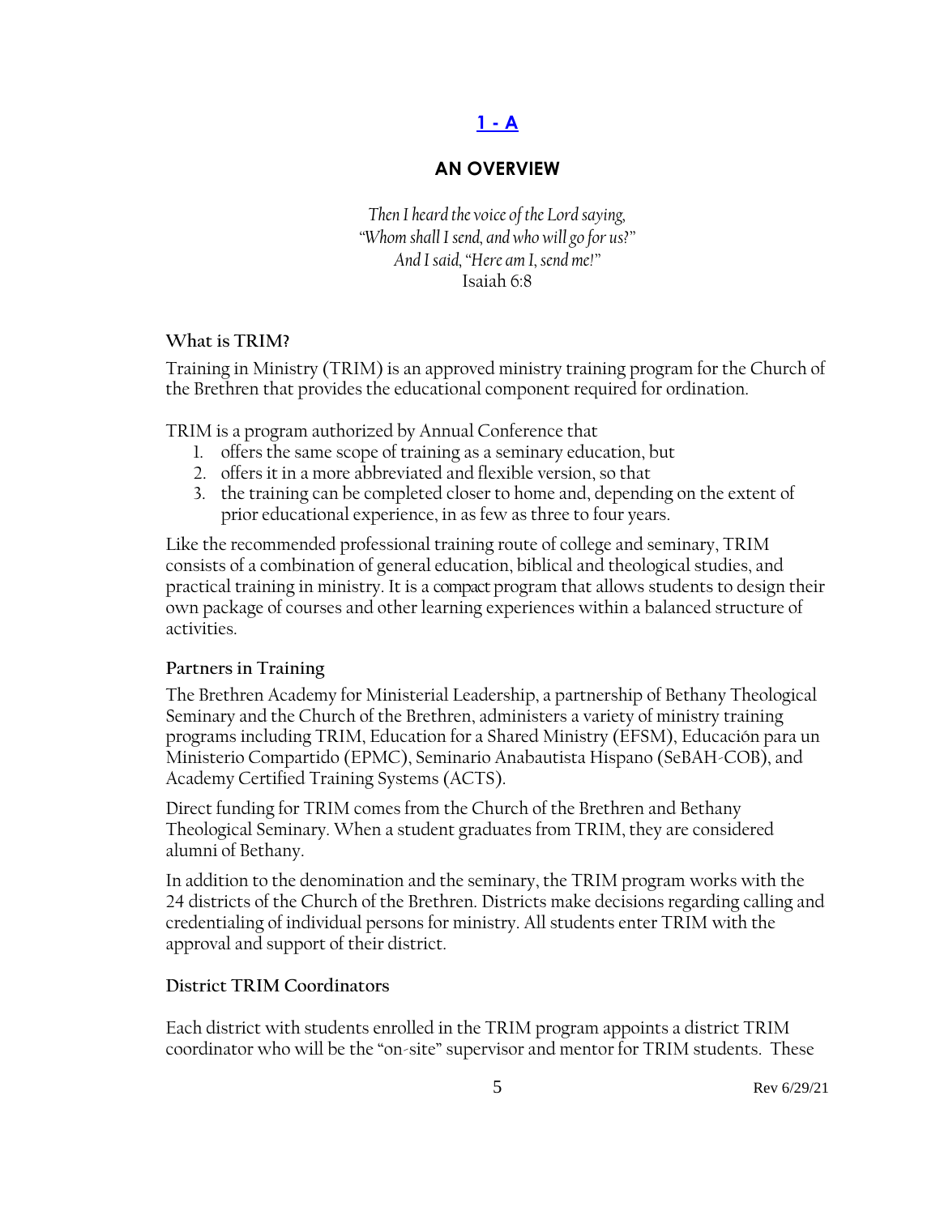# 1 - A

## AN OVERVIEW

*Then I heard the voice of the Lord saying,*
*"Whom shall I send, and who will go for us?"*
*And I said, "Here am I, send me!"*
Isaiah 6:8

### What is TRIM?

Training in Ministry (TRIM) is an approved ministry training program for the Church of the Brethren that provides the educational component required for ordination.

TRIM is a program authorized by Annual Conference that

1. offers the same scope of training as a seminary education, but
2. offers it in a more abbreviated and flexible version, so that
3. the training can be completed closer to home and, depending on the extent of prior educational experience, in as few as three to four years.

Like the recommended professional training route of college and seminary, TRIM consists of a combination of general education, biblical and theological studies, and practical training in ministry. It is a compact program that allows students to design their own package of courses and other learning experiences within a balanced structure of activities.

### Partners in Training

The Brethren Academy for Ministerial Leadership, a partnership of Bethany Theological Seminary and the Church of the Brethren, administers a variety of ministry training programs including TRIM, Education for a Shared Ministry (EFSM), Educación para un Ministerio Compartido (EPMC), Seminario Anabautista Hispano (SeBAH-COB), and Academy Certified Training Systems (ACTS).

Direct funding for TRIM comes from the Church of the Brethren and Bethany Theological Seminary. When a student graduates from TRIM, they are considered alumni of Bethany.

In addition to the denomination and the seminary, the TRIM program works with the 24 districts of the Church of the Brethren. Districts make decisions regarding calling and credentialing of individual persons for ministry. All students enter TRIM with the approval and support of their district.

### District TRIM Coordinators

Each district with students enrolled in the TRIM program appoints a district TRIM coordinator who will be the "on-site" supervisor and mentor for TRIM students. These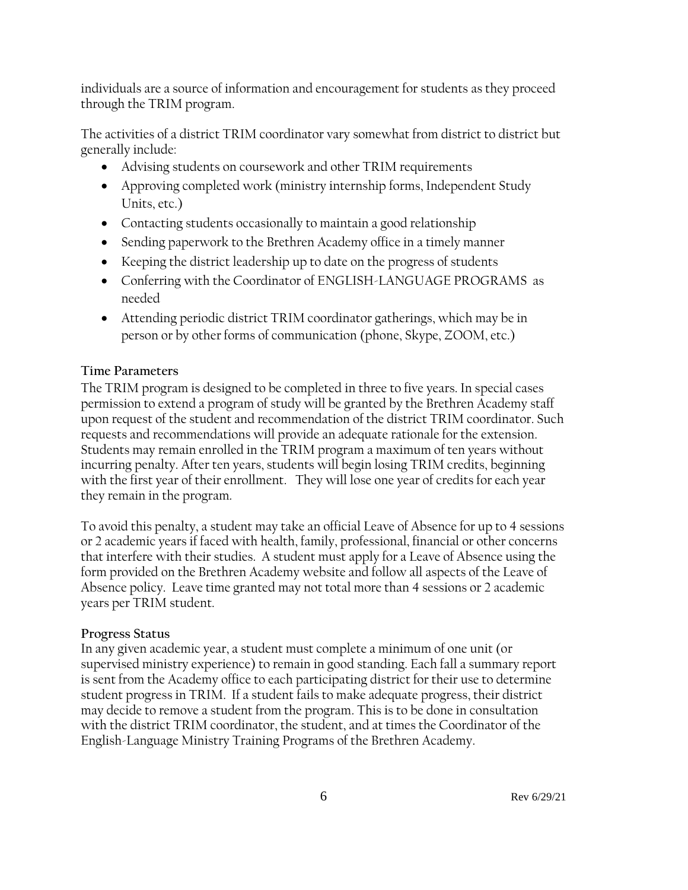individuals are a source of information and encouragement for students as they proceed through the TRIM program.

The activities of a district TRIM coordinator vary somewhat from district to district but generally include:

- Advising students on coursework and other TRIM requirements
- Approving completed work (ministry internship forms, Independent Study Units, etc.)
- Contacting students occasionally to maintain a good relationship
- Sending paperwork to the Brethren Academy office in a timely manner
- Keeping the district leadership up to date on the progress of students
- Conferring with the Coordinator of ENGLISH-LANGUAGE PROGRAMS as needed
- Attending periodic district TRIM coordinator gatherings, which may be in person or by other forms of communication (phone, Skype, ZOOM, etc.)

**Time Parameters**

The TRIM program is designed to be completed in three to five years. In special cases permission to extend a program of study will be granted by the Brethren Academy staff upon request of the student and recommendation of the district TRIM coordinator. Such requests and recommendations will provide an adequate rationale for the extension. Students may remain enrolled in the TRIM program a maximum of ten years without incurring penalty. After ten years, students will begin losing TRIM credits, beginning with the first year of their enrollment. They will lose one year of credits for each year they remain in the program.

To avoid this penalty, a student may take an official Leave of Absence for up to 4 sessions or 2 academic years if faced with health, family, professional, financial or other concerns that interfere with their studies. A student must apply for a Leave of Absence using the form provided on the Brethren Academy website and follow all aspects of the Leave of Absence policy. Leave time granted may not total more than 4 sessions or 2 academic years per TRIM student.

**Progress Status**

In any given academic year, a student must complete a minimum of one unit (or supervised ministry experience) to remain in good standing. Each fall a summary report is sent from the Academy office to each participating district for their use to determine student progress in TRIM. If a student fails to make adequate progress, their district may decide to remove a student from the program. This is to be done in consultation with the district TRIM coordinator, the student, and at times the Coordinator of the English-Language Ministry Training Programs of the Brethren Academy.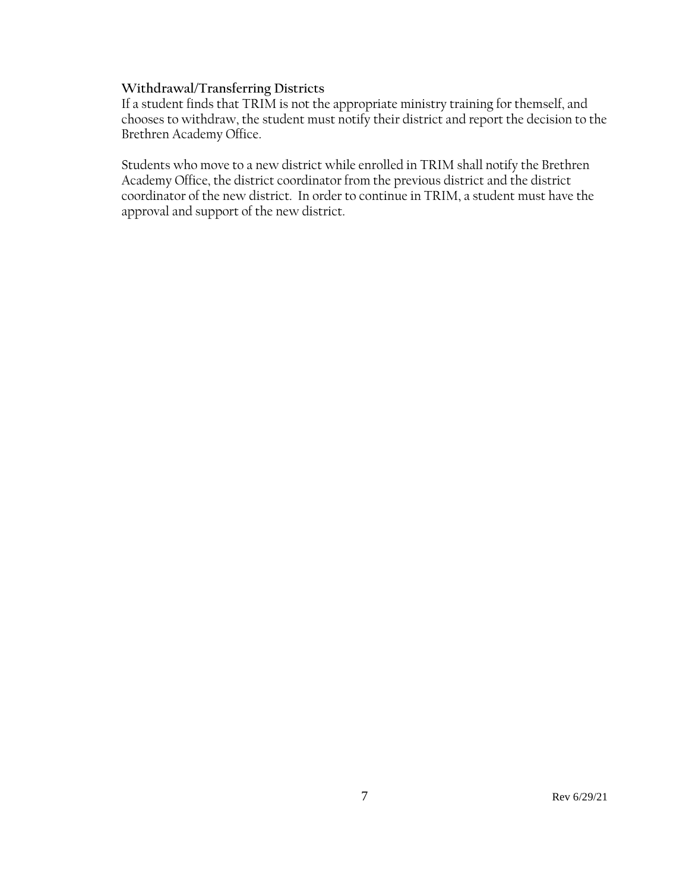### Withdrawal/Transferring Districts

If a student finds that TRIM is not the appropriate ministry training for themself, and chooses to withdraw, the student must notify their district and report the decision to the Brethren Academy Office.

Students who move to a new district while enrolled in TRIM shall notify the Brethren Academy Office, the district coordinator from the previous district and the district coordinator of the new district. In order to continue in TRIM, a student must have the approval and support of the new district.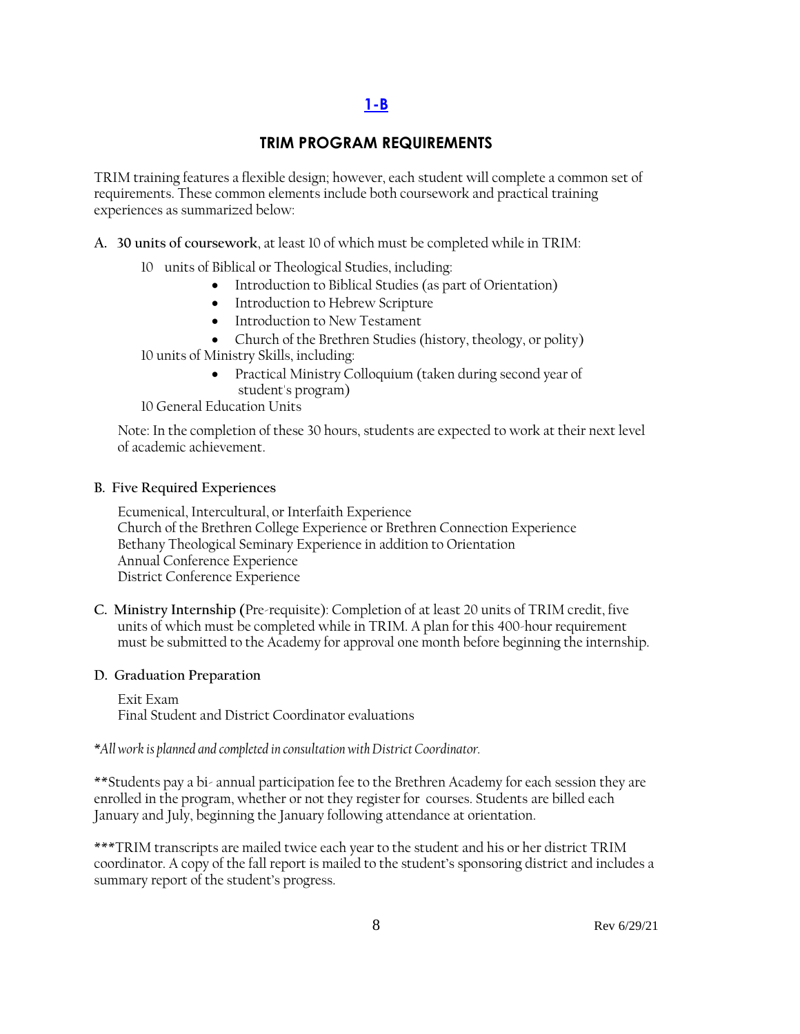## 1-B

## TRIM PROGRAM REQUIREMENTS

TRIM training features a flexible design; however, each student will complete a common set of requirements. These common elements include both coursework and practical training experiences as summarized below:

**A. 30 units of coursework**, at least 10 of which must be completed while in TRIM:

10 units of Biblical or Theological Studies, including:

- Introduction to Biblical Studies (as part of Orientation)
- Introduction to Hebrew Scripture
- Introduction to New Testament
- Church of the Brethren Studies (history, theology, or polity)

10 units of Ministry Skills, including:

- Practical Ministry Colloquium (taken during second year of student's program)

10 General Education Units

Note: In the completion of these 30 hours, students are expected to work at their next level of academic achievement.

**B. Five Required Experiences**

Ecumenical, Intercultural, or Interfaith Experience
Church of the Brethren College Experience or Brethren Connection Experience
Bethany Theological Seminary Experience in addition to Orientation
Annual Conference Experience
District Conference Experience

**C. Ministry Internship (**Pre-requisite): Completion of at least 20 units of TRIM credit, five units of which must be completed while in TRIM. A plan for this 400-hour requirement must be submitted to the Academy for approval one month before beginning the internship.

**D. Graduation Preparation**

Exit Exam
Final Student and District Coordinator evaluations

**All work is planned and completed in consultation with District Coordinator.*

**Students pay a bi- annual participation fee to the Brethren Academy for each session they are enrolled in the program, whether or not they register for courses. Students are billed each January and July, beginning the January following attendance at orientation.

***TRIM transcripts are mailed twice each year to the student and his or her district TRIM coordinator. A copy of the fall report is mailed to the student's sponsoring district and includes a summary report of the student's progress.

Rev 6/29/21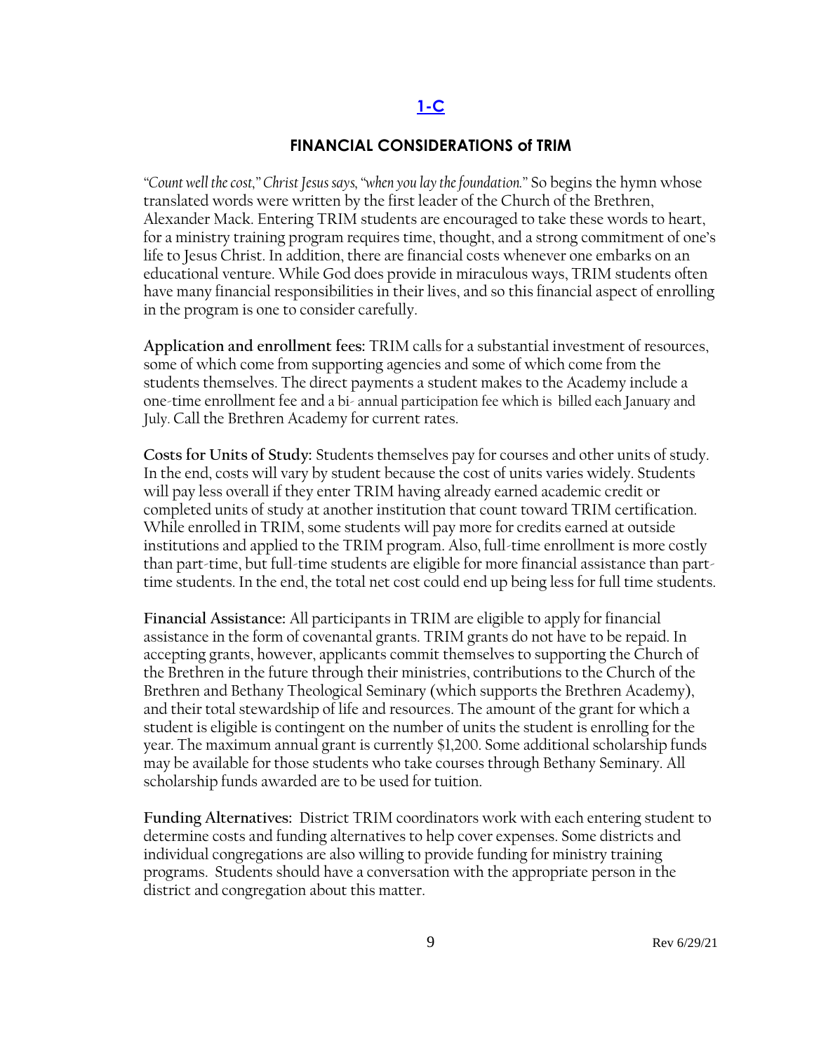## 1-C

### FINANCIAL CONSIDERATIONS of TRIM

*"Count well the cost," Christ Jesus says, "when you lay the foundation."* So begins the hymn whose translated words were written by the first leader of the Church of the Brethren, Alexander Mack. Entering TRIM students are encouraged to take these words to heart, for a ministry training program requires time, thought, and a strong commitment of one's life to Jesus Christ. In addition, there are financial costs whenever one embarks on an educational venture. While God does provide in miraculous ways, TRIM students often have many financial responsibilities in their lives, and so this financial aspect of enrolling in the program is one to consider carefully.

**Application and enrollment fees:** TRIM calls for a substantial investment of resources, some of which come from supporting agencies and some of which come from the students themselves. The direct payments a student makes to the Academy include a one-time enrollment fee and a bi- annual participation fee which is billed each January and July. Call the Brethren Academy for current rates.

**Costs for Units of Study:** Students themselves pay for courses and other units of study. In the end, costs will vary by student because the cost of units varies widely. Students will pay less overall if they enter TRIM having already earned academic credit or completed units of study at another institution that count toward TRIM certification. While enrolled in TRIM, some students will pay more for credits earned at outside institutions and applied to the TRIM program. Also, full-time enrollment is more costly than part-time, but full-time students are eligible for more financial assistance than part-time students. In the end, the total net cost could end up being less for full time students.

**Financial Assistance:** All participants in TRIM are eligible to apply for financial assistance in the form of covenantal grants. TRIM grants do not have to be repaid. In accepting grants, however, applicants commit themselves to supporting the Church of the Brethren in the future through their ministries, contributions to the Church of the Brethren and Bethany Theological Seminary (which supports the Brethren Academy), and their total stewardship of life and resources. The amount of the grant for which a student is eligible is contingent on the number of units the student is enrolling for the year. The maximum annual grant is currently $1,200. Some additional scholarship funds may be available for those students who take courses through Bethany Seminary. All scholarship funds awarded are to be used for tuition.

**Funding Alternatives:** District TRIM coordinators work with each entering student to determine costs and funding alternatives to help cover expenses. Some districts and individual congregations are also willing to provide funding for ministry training programs. Students should have a conversation with the appropriate person in the district and congregation about this matter.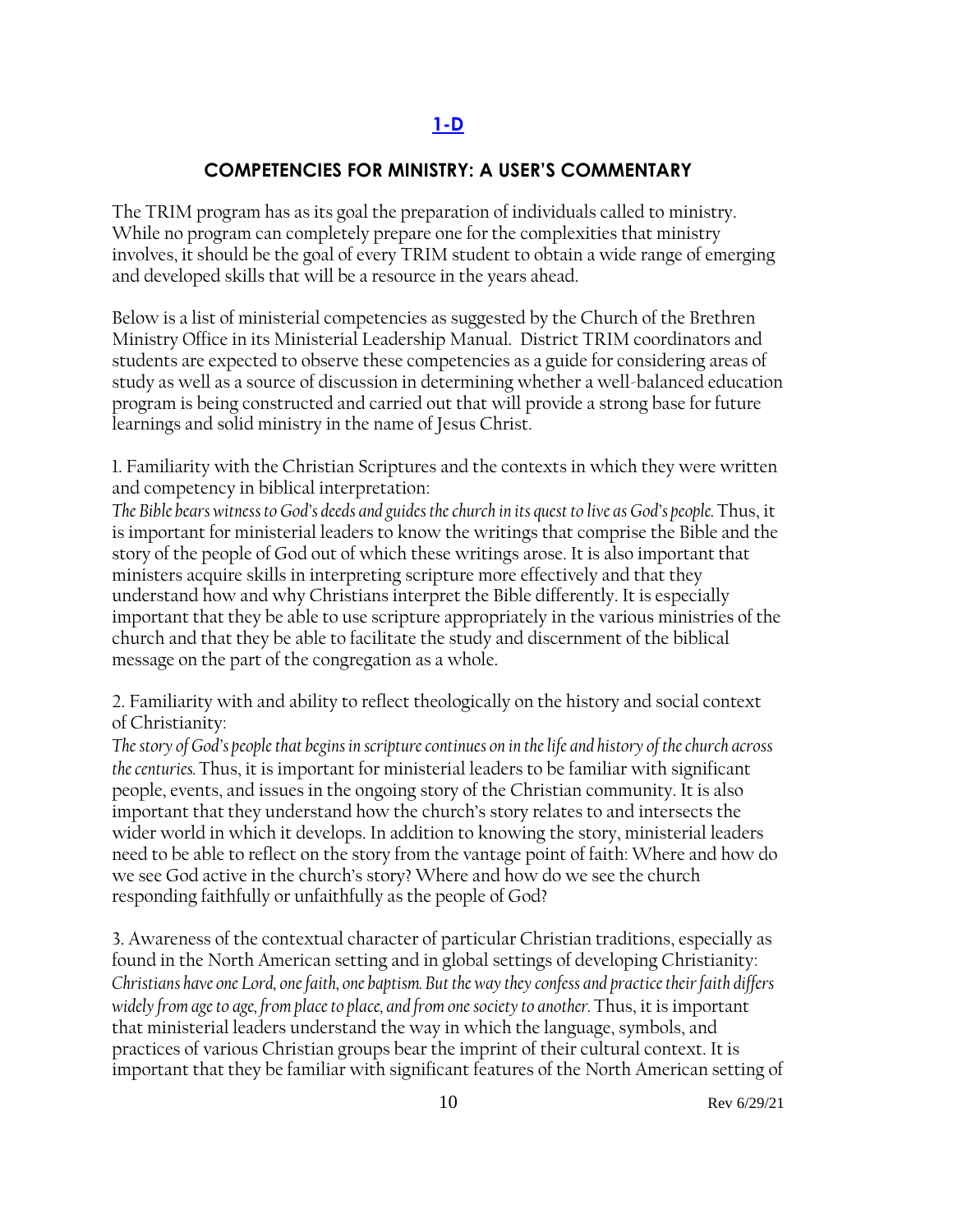## [1-D](#)

## COMPETENCIES FOR MINISTRY: A USER'S COMMENTARY

The TRIM program has as its goal the preparation of individuals called to ministry. While no program can completely prepare one for the complexities that ministry involves, it should be the goal of every TRIM student to obtain a wide range of emerging and developed skills that will be a resource in the years ahead.

Below is a list of ministerial competencies as suggested by the Church of the Brethren Ministry Office in its Ministerial Leadership Manual. District TRIM coordinators and students are expected to observe these competencies as a guide for considering areas of study as well as a source of discussion in determining whether a well-balanced education program is being constructed and carried out that will provide a strong base for future learnings and solid ministry in the name of Jesus Christ.

1. Familiarity with the Christian Scriptures and the contexts in which they were written and competency in biblical interpretation:
*The Bible bears witness to God's deeds and guides the church in its quest to live as God's people.* Thus, it is important for ministerial leaders to know the writings that comprise the Bible and the story of the people of God out of which these writings arose. It is also important that ministers acquire skills in interpreting scripture more effectively and that they understand how and why Christians interpret the Bible differently. It is especially important that they be able to use scripture appropriately in the various ministries of the church and that they be able to facilitate the study and discernment of the biblical message on the part of the congregation as a whole.

2. Familiarity with and ability to reflect theologically on the history and social context of Christianity:
*The story of God's people that begins in scripture continues on in the life and history of the church across the centuries.* Thus, it is important for ministerial leaders to be familiar with significant people, events, and issues in the ongoing story of the Christian community. It is also important that they understand how the church's story relates to and intersects the wider world in which it develops. In addition to knowing the story, ministerial leaders need to be able to reflect on the story from the vantage point of faith: Where and how do we see God active in the church's story? Where and how do we see the church responding faithfully or unfaithfully as the people of God?

3. Awareness of the contextual character of particular Christian traditions, especially as found in the North American setting and in global settings of developing Christianity:
*Christians have one Lord, one faith, one baptism. But the way they confess and practice their faith differs widely from age to age, from place to place, and from one society to another.* Thus, it is important that ministerial leaders understand the way in which the language, symbols, and practices of various Christian groups bear the imprint of their cultural context. It is important that they be familiar with significant features of the North American setting of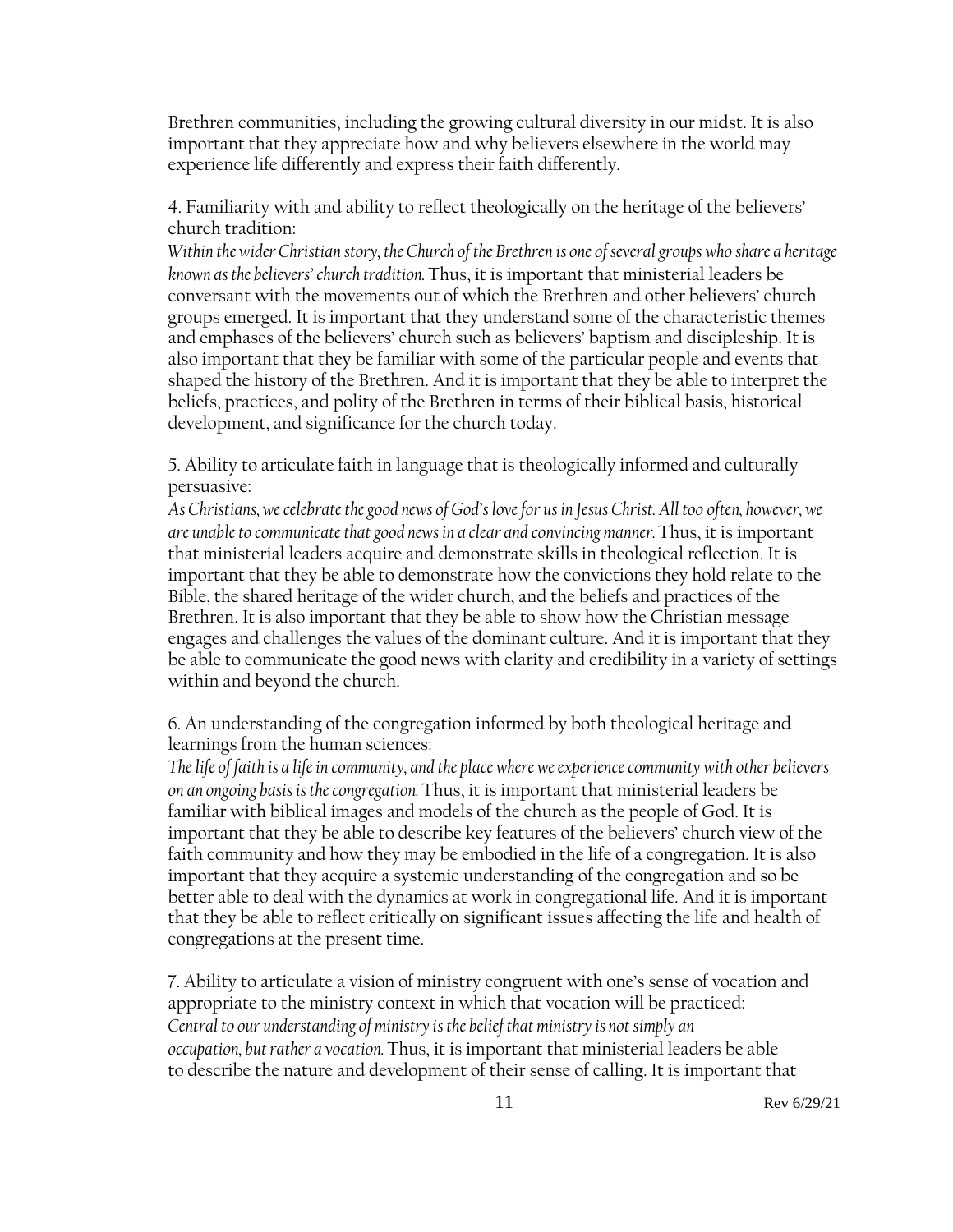Brethren communities, including the growing cultural diversity in our midst. It is also important that they appreciate how and why believers elsewhere in the world may experience life differently and express their faith differently.

4. Familiarity with and ability to reflect theologically on the heritage of the believers' church tradition:
*Within the wider Christian story, the Church of the Brethren is one of several groups who share a heritage known as the believers' church tradition.* Thus, it is important that ministerial leaders be conversant with the movements out of which the Brethren and other believers' church groups emerged. It is important that they understand some of the characteristic themes and emphases of the believers' church such as believers' baptism and discipleship. It is also important that they be familiar with some of the particular people and events that shaped the history of the Brethren. And it is important that they be able to interpret the beliefs, practices, and polity of the Brethren in terms of their biblical basis, historical development, and significance for the church today.

5. Ability to articulate faith in language that is theologically informed and culturally persuasive:
*As Christians, we celebrate the good news of God's love for us in Jesus Christ. All too often, however, we are unable to communicate that good news in a clear and convincing manner.* Thus, it is important that ministerial leaders acquire and demonstrate skills in theological reflection. It is important that they be able to demonstrate how the convictions they hold relate to the Bible, the shared heritage of the wider church, and the beliefs and practices of the Brethren. It is also important that they be able to show how the Christian message engages and challenges the values of the dominant culture. And it is important that they be able to communicate the good news with clarity and credibility in a variety of settings within and beyond the church.

6. An understanding of the congregation informed by both theological heritage and learnings from the human sciences:
*The life of faith is a life in community, and the place where we experience community with other believers on an ongoing basis is the congregation.* Thus, it is important that ministerial leaders be familiar with biblical images and models of the church as the people of God. It is important that they be able to describe key features of the believers' church view of the faith community and how they may be embodied in the life of a congregation. It is also important that they acquire a systemic understanding of the congregation and so be better able to deal with the dynamics at work in congregational life. And it is important that they be able to reflect critically on significant issues affecting the life and health of congregations at the present time.

7. Ability to articulate a vision of ministry congruent with one's sense of vocation and appropriate to the ministry context in which that vocation will be practiced:
*Central to our understanding of ministry is the belief that ministry is not simply an occupation, but rather a vocation.* Thus, it is important that ministerial leaders be able to describe the nature and development of their sense of calling. It is important that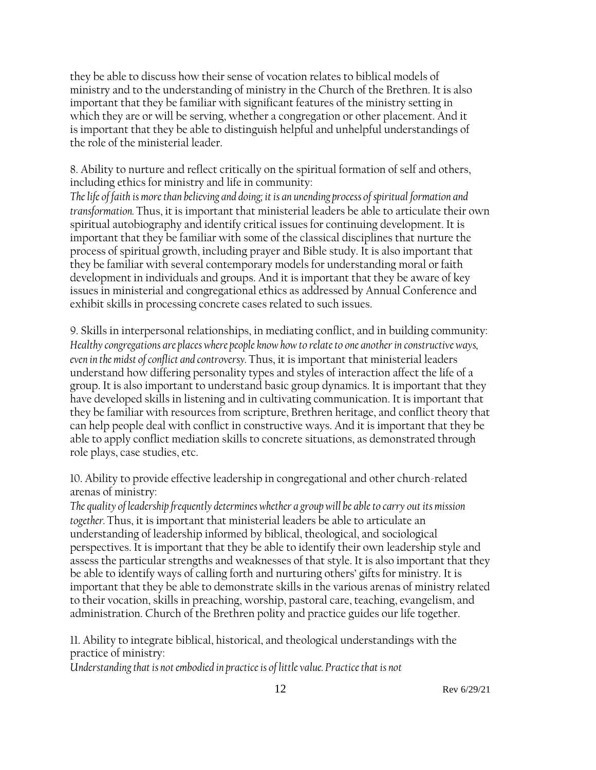they be able to discuss how their sense of vocation relates to biblical models of ministry and to the understanding of ministry in the Church of the Brethren. It is also important that they be familiar with significant features of the ministry setting in which they are or will be serving, whether a congregation or other placement. And it is important that they be able to distinguish helpful and unhelpful understandings of the role of the ministerial leader.

8. Ability to nurture and reflect critically on the spiritual formation of self and others, including ethics for ministry and life in community:
*The life of faith is more than believing and doing; it is an unending process of spiritual formation and transformation.* Thus, it is important that ministerial leaders be able to articulate their own spiritual autobiography and identify critical issues for continuing development. It is important that they be familiar with some of the classical disciplines that nurture the process of spiritual growth, including prayer and Bible study. It is also important that they be familiar with several contemporary models for understanding moral or faith development in individuals and groups. And it is important that they be aware of key issues in ministerial and congregational ethics as addressed by Annual Conference and exhibit skills in processing concrete cases related to such issues.

9. Skills in interpersonal relationships, in mediating conflict, and in building community:
*Healthy congregations are places where people know how to relate to one another in constructive ways, even in the midst of conflict and controversy.* Thus, it is important that ministerial leaders understand how differing personality types and styles of interaction affect the life of a group. It is also important to understand basic group dynamics. It is important that they have developed skills in listening and in cultivating communication. It is important that they be familiar with resources from scripture, Brethren heritage, and conflict theory that can help people deal with conflict in constructive ways. And it is important that they be able to apply conflict mediation skills to concrete situations, as demonstrated through role plays, case studies, etc.

10. Ability to provide effective leadership in congregational and other church-related arenas of ministry:
*The quality of leadership frequently determines whether a group will be able to carry out its mission together.* Thus, it is important that ministerial leaders be able to articulate an understanding of leadership informed by biblical, theological, and sociological perspectives. It is important that they be able to identify their own leadership style and assess the particular strengths and weaknesses of that style. It is also important that they be able to identify ways of calling forth and nurturing others' gifts for ministry. It is important that they be able to demonstrate skills in the various arenas of ministry related to their vocation, skills in preaching, worship, pastoral care, teaching, evangelism, and administration. Church of the Brethren polity and practice guides our life together.

11. Ability to integrate biblical, historical, and theological understandings with the practice of ministry:
*Understanding that is not embodied in practice is of little value. Practice that is not*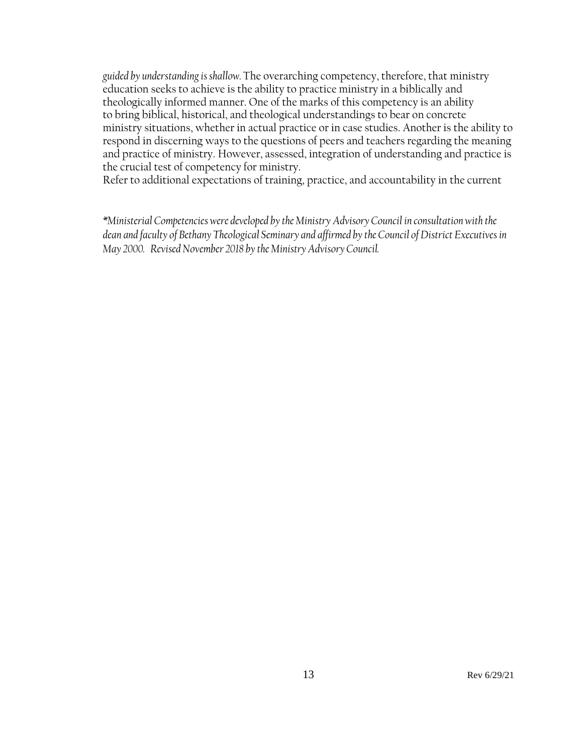*guided by understanding is shallow.* The overarching competency, therefore, that ministry education seeks to achieve is the ability to practice ministry in a biblically and theologically informed manner. One of the marks of this competency is an ability to bring biblical, historical, and theological understandings to bear on concrete ministry situations, whether in actual practice or in case studies. Another is the ability to respond in discerning ways to the questions of peers and teachers regarding the meaning and practice of ministry. However, assessed, integration of understanding and practice is the crucial test of competency for ministry.

Refer to additional expectations of training, practice, and accountability in the current

*\*Ministerial Competencies were developed by the Ministry Advisory Council in consultation with the dean and faculty of Bethany Theological Seminary and affirmed by the Council of District Executives in May 2000. Revised November 2018 by the Ministry Advisory Council.*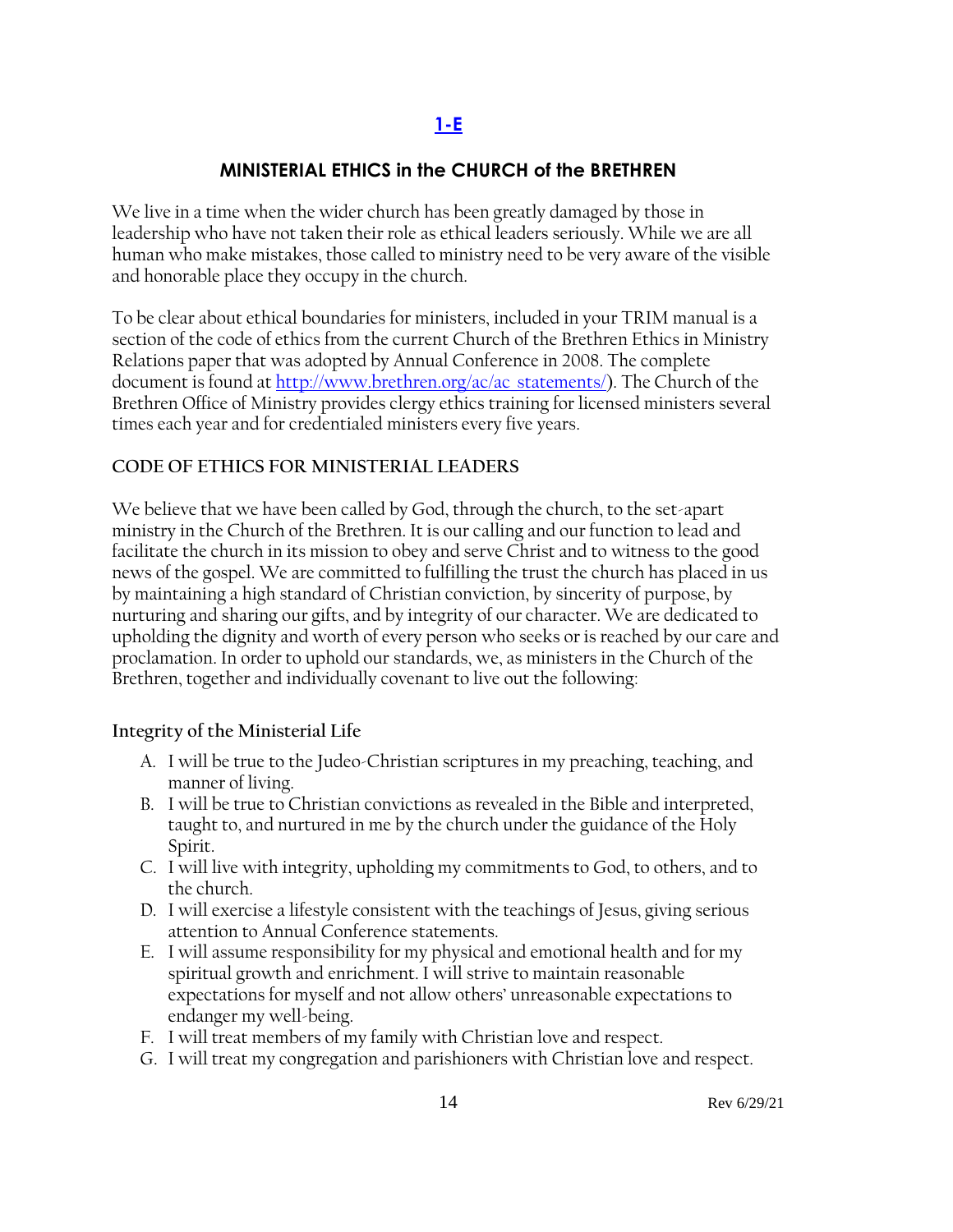# [1-E]

## MINISTERIAL ETHICS in the CHURCH of the BRETHREN

We live in a time when the wider church has been greatly damaged by those in leadership who have not taken their role as ethical leaders seriously. While we are all human who make mistakes, those called to ministry need to be very aware of the visible and honorable place they occupy in the church.

To be clear about ethical boundaries for ministers, included in your TRIM manual is a section of the code of ethics from the current Church of the Brethren Ethics in Ministry Relations paper that was adopted by Annual Conference in 2008. The complete document is found at [http://www.brethren.org/ac/ac_statements/](http://www.brethren.org/ac/ac_statements/)). The Church of the Brethren Office of Ministry provides clergy ethics training for licensed ministers several times each year and for credentialed ministers every five years.

### CODE OF ETHICS FOR MINISTERIAL LEADERS

We believe that we have been called by God, through the church, to the set-apart ministry in the Church of the Brethren. It is our calling and our function to lead and facilitate the church in its mission to obey and serve Christ and to witness to the good news of the gospel. We are committed to fulfilling the trust the church has placed in us by maintaining a high standard of Christian conviction, by sincerity of purpose, by nurturing and sharing our gifts, and by integrity of our character. We are dedicated to upholding the dignity and worth of every person who seeks or is reached by our care and proclamation. In order to uphold our standards, we, as ministers in the Church of the Brethren, together and individually covenant to live out the following:

#### Integrity of the Ministerial Life

A. I will be true to the Judeo-Christian scriptures in my preaching, teaching, and manner of living.
B. I will be true to Christian convictions as revealed in the Bible and interpreted, taught to, and nurtured in me by the church under the guidance of the Holy Spirit.
C. I will live with integrity, upholding my commitments to God, to others, and to the church.
D. I will exercise a lifestyle consistent with the teachings of Jesus, giving serious attention to Annual Conference statements.
E. I will assume responsibility for my physical and emotional health and for my spiritual growth and enrichment. I will strive to maintain reasonable expectations for myself and not allow others' unreasonable expectations to endanger my well-being.
F. I will treat members of my family with Christian love and respect.
G. I will treat my congregation and parishioners with Christian love and respect.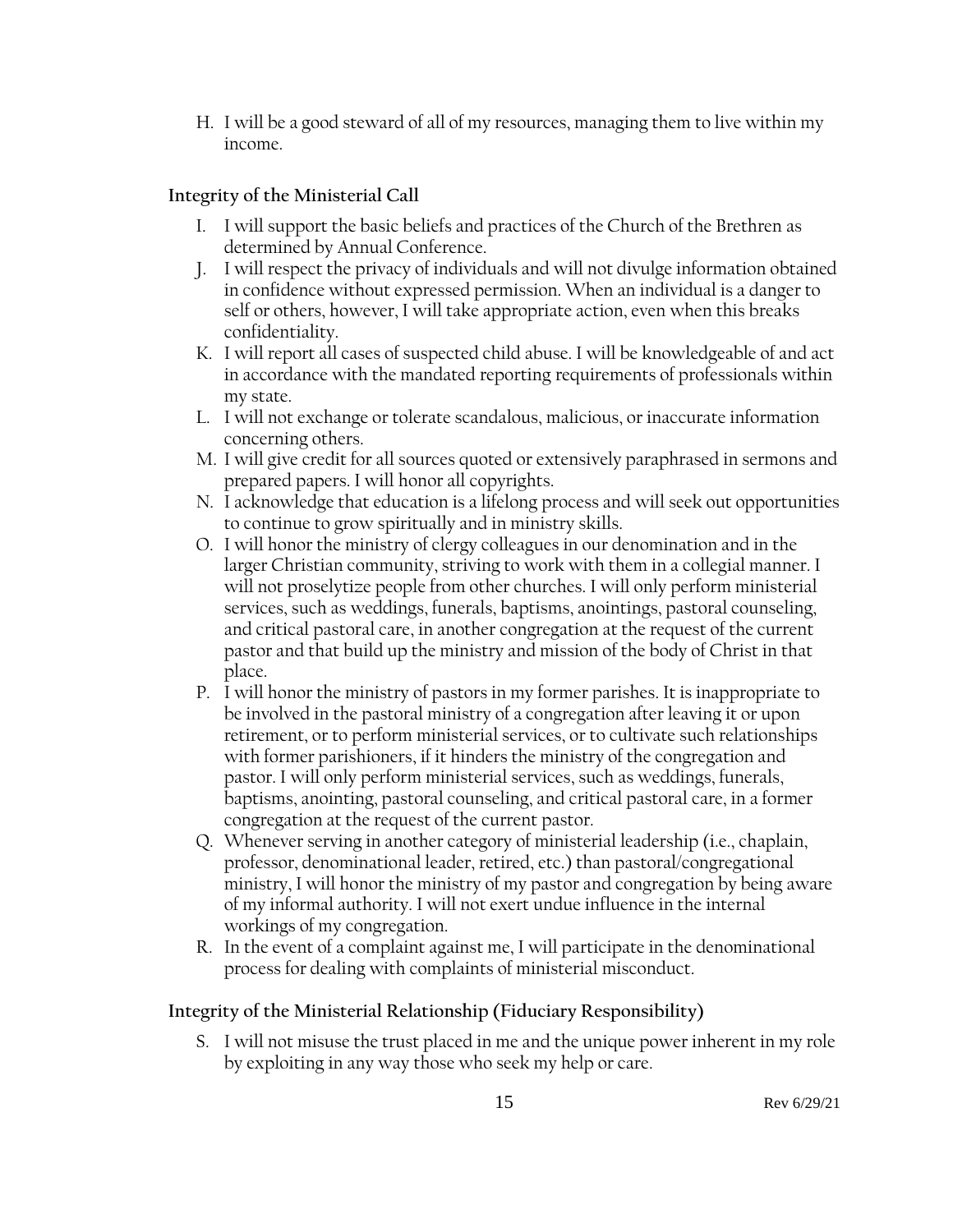H. I will be a good steward of all of my resources, managing them to live within my income.

### Integrity of the Ministerial Call

I. I will support the basic beliefs and practices of the Church of the Brethren as determined by Annual Conference.

J. I will respect the privacy of individuals and will not divulge information obtained in confidence without expressed permission. When an individual is a danger to self or others, however, I will take appropriate action, even when this breaks confidentiality.

K. I will report all cases of suspected child abuse. I will be knowledgeable of and act in accordance with the mandated reporting requirements of professionals within my state.

L. I will not exchange or tolerate scandalous, malicious, or inaccurate information concerning others.

M. I will give credit for all sources quoted or extensively paraphrased in sermons and prepared papers. I will honor all copyrights.

N. I acknowledge that education is a lifelong process and will seek out opportunities to continue to grow spiritually and in ministry skills.

O. I will honor the ministry of clergy colleagues in our denomination and in the larger Christian community, striving to work with them in a collegial manner. I will not proselytize people from other churches. I will only perform ministerial services, such as weddings, funerals, baptisms, anointings, pastoral counseling, and critical pastoral care, in another congregation at the request of the current pastor and that build up the ministry and mission of the body of Christ in that place.

P. I will honor the ministry of pastors in my former parishes. It is inappropriate to be involved in the pastoral ministry of a congregation after leaving it or upon retirement, or to perform ministerial services, or to cultivate such relationships with former parishioners, if it hinders the ministry of the congregation and pastor. I will only perform ministerial services, such as weddings, funerals, baptisms, anointing, pastoral counseling, and critical pastoral care, in a former congregation at the request of the current pastor.

Q. Whenever serving in another category of ministerial leadership (i.e., chaplain, professor, denominational leader, retired, etc.) than pastoral/congregational ministry, I will honor the ministry of my pastor and congregation by being aware of my informal authority. I will not exert undue influence in the internal workings of my congregation.

R. In the event of a complaint against me, I will participate in the denominational process for dealing with complaints of ministerial misconduct.

### Integrity of the Ministerial Relationship (Fiduciary Responsibility)

S. I will not misuse the trust placed in me and the unique power inherent in my role by exploiting in any way those who seek my help or care.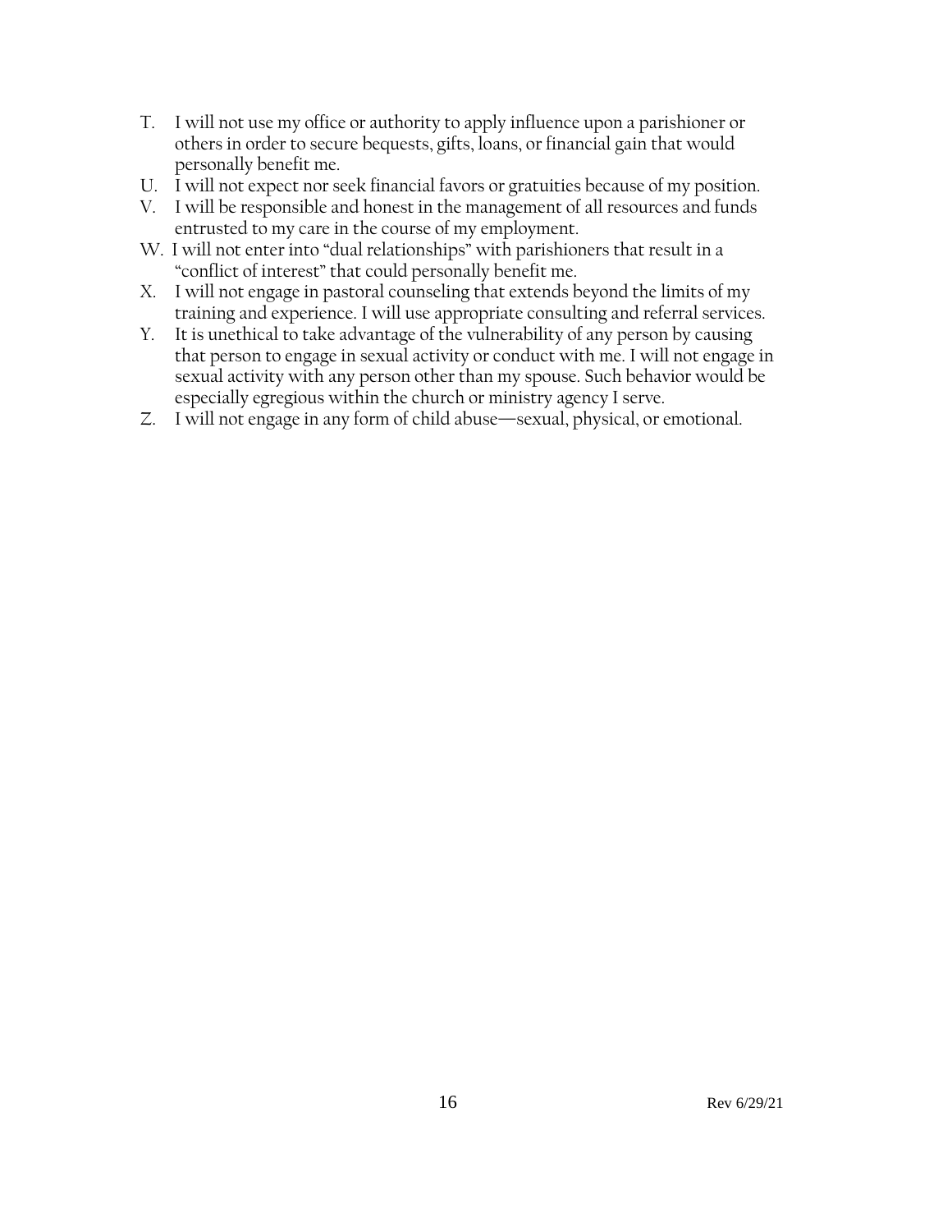T. I will not use my office or authority to apply influence upon a parishioner or others in order to secure bequests, gifts, loans, or financial gain that would personally benefit me.

U. I will not expect nor seek financial favors or gratuities because of my position.

V. I will be responsible and honest in the management of all resources and funds entrusted to my care in the course of my employment.

W. I will not enter into "dual relationships" with parishioners that result in a "conflict of interest" that could personally benefit me.

X. I will not engage in pastoral counseling that extends beyond the limits of my training and experience. I will use appropriate consulting and referral services.

Y. It is unethical to take advantage of the vulnerability of any person by causing that person to engage in sexual activity or conduct with me. I will not engage in sexual activity with any person other than my spouse. Such behavior would be especially egregious within the church or ministry agency I serve.

Z. I will not engage in any form of child abuse—sexual, physical, or emotional.

Rev 6/29/21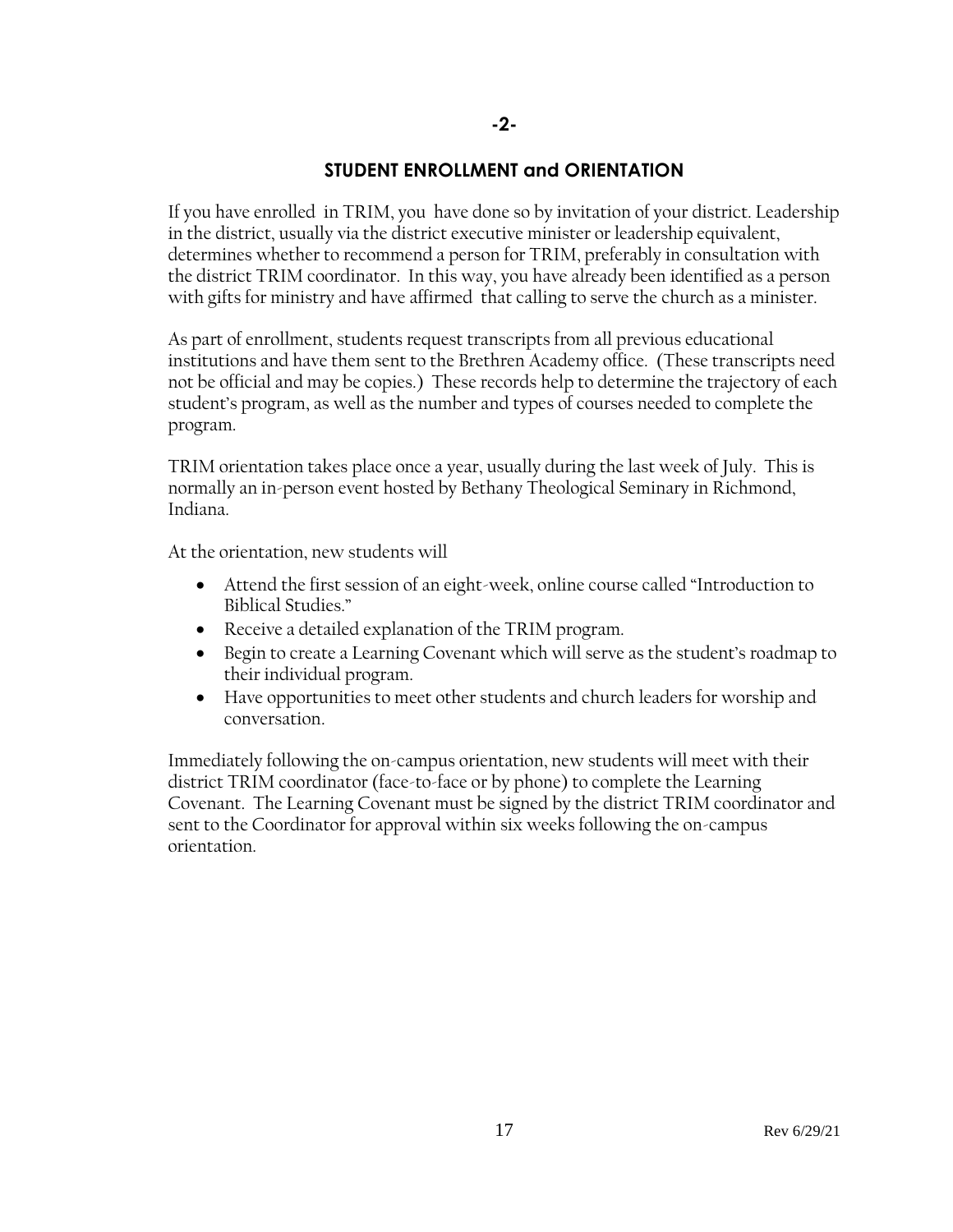## STUDENT ENROLLMENT and ORIENTATION

If you have enrolled in TRIM, you have done so by invitation of your district. Leadership in the district, usually via the district executive minister or leadership equivalent, determines whether to recommend a person for TRIM, preferably in consultation with the district TRIM coordinator. In this way, you have already been identified as a person with gifts for ministry and have affirmed that calling to serve the church as a minister.

As part of enrollment, students request transcripts from all previous educational institutions and have them sent to the Brethren Academy office. (These transcripts need not be official and may be copies.) These records help to determine the trajectory of each student's program, as well as the number and types of courses needed to complete the program.

TRIM orientation takes place once a year, usually during the last week of July. This is normally an in-person event hosted by Bethany Theological Seminary in Richmond, Indiana.

At the orientation, new students will

- Attend the first session of an eight-week, online course called "Introduction to Biblical Studies."
- Receive a detailed explanation of the TRIM program.
- Begin to create a Learning Covenant which will serve as the student's roadmap to their individual program.
- Have opportunities to meet other students and church leaders for worship and conversation.

Immediately following the on-campus orientation, new students will meet with their district TRIM coordinator (face-to-face or by phone) to complete the Learning Covenant. The Learning Covenant must be signed by the district TRIM coordinator and sent to the Coordinator for approval within six weeks following the on-campus orientation.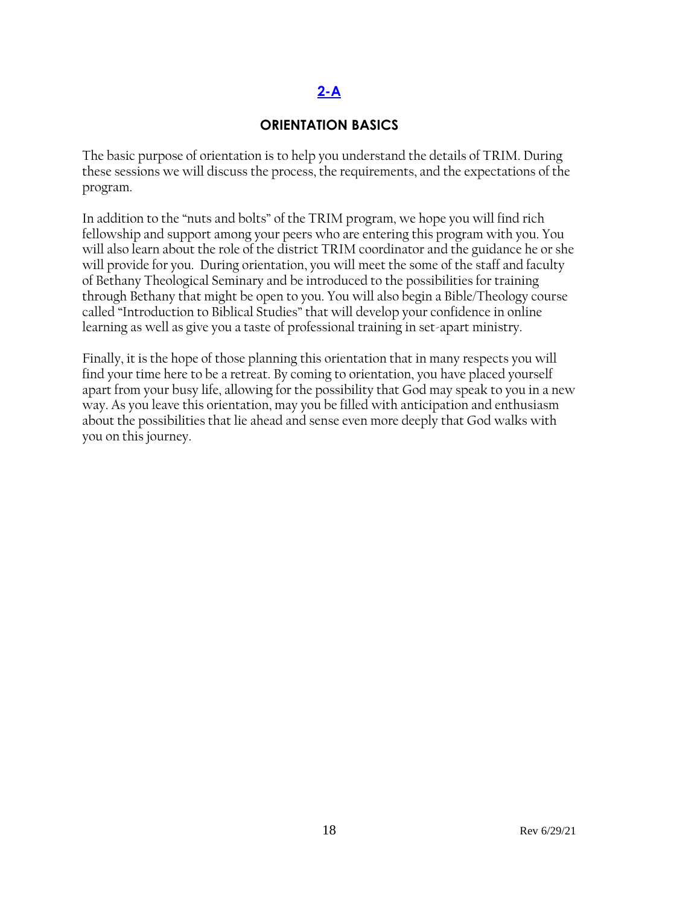## 2-A

### ORIENTATION BASICS

The basic purpose of orientation is to help you understand the details of TRIM. During these sessions we will discuss the process, the requirements, and the expectations of the program.

In addition to the "nuts and bolts" of the TRIM program, we hope you will find rich fellowship and support among your peers who are entering this program with you. You will also learn about the role of the district TRIM coordinator and the guidance he or she will provide for you. During orientation, you will meet the some of the staff and faculty of Bethany Theological Seminary and be introduced to the possibilities for training through Bethany that might be open to you. You will also begin a Bible/Theology course called "Introduction to Biblical Studies" that will develop your confidence in online learning as well as give you a taste of professional training in set-apart ministry.

Finally, it is the hope of those planning this orientation that in many respects you will find your time here to be a retreat. By coming to orientation, you have placed yourself apart from your busy life, allowing for the possibility that God may speak to you in a new way. As you leave this orientation, may you be filled with anticipation and enthusiasm about the possibilities that lie ahead and sense even more deeply that God walks with you on this journey.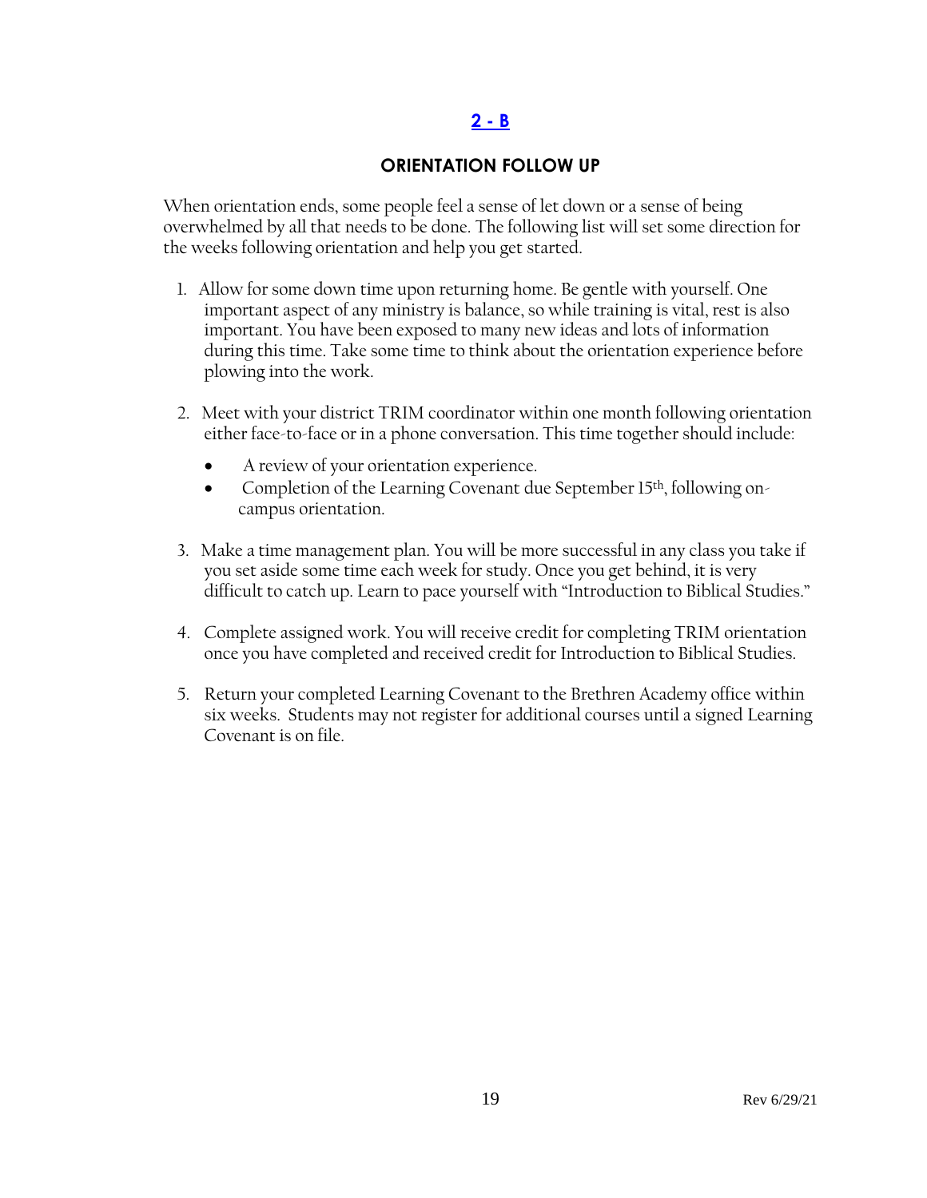## 2 - B

### ORIENTATION FOLLOW UP

When orientation ends, some people feel a sense of let down or a sense of being overwhelmed by all that needs to be done. The following list will set some direction for the weeks following orientation and help you get started.

1. Allow for some down time upon returning home. Be gentle with yourself. One important aspect of any ministry is balance, so while training is vital, rest is also important. You have been exposed to many new ideas and lots of information during this time. Take some time to think about the orientation experience before plowing into the work.

2. Meet with your district TRIM coordinator within one month following orientation either face-to-face or in a phone conversation. This time together should include:

   - A review of your orientation experience.
   - Completion of the Learning Covenant due September 15th, following on-campus orientation.

3. Make a time management plan. You will be more successful in any class you take if you set aside some time each week for study. Once you get behind, it is very difficult to catch up. Learn to pace yourself with "Introduction to Biblical Studies."

4. Complete assigned work. You will receive credit for completing TRIM orientation once you have completed and received credit for Introduction to Biblical Studies.

5. Return your completed Learning Covenant to the Brethren Academy office within six weeks. Students may not register for additional courses until a signed Learning Covenant is on file.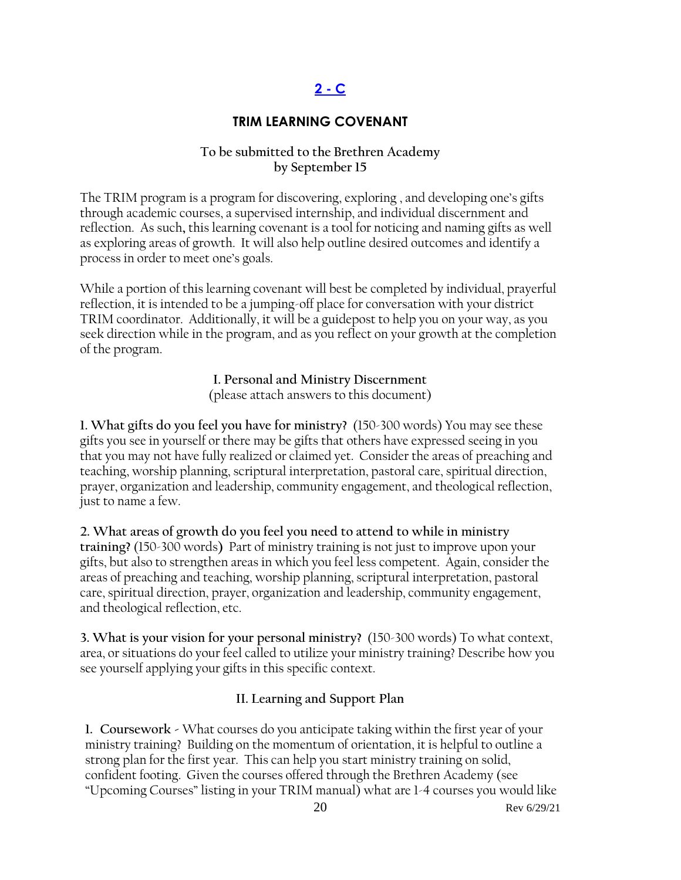## [2 - C]

## TRIM LEARNING COVENANT

**To be submitted to the Brethren Academy**
**by September 15**

The TRIM program is a program for discovering, exploring , and developing one's gifts through academic courses, a supervised internship, and individual discernment and reflection. As such, this learning covenant is a tool for noticing and naming gifts as well as exploring areas of growth. It will also help outline desired outcomes and identify a process in order to meet one's goals.

While a portion of this learning covenant will best be completed by individual, prayerful reflection, it is intended to be a jumping-off place for conversation with your district TRIM coordinator. Additionally, it will be a guidepost to help you on your way, as you seek direction while in the program, and as you reflect on your growth at the completion of the program.

### I. Personal and Ministry Discernment

(please attach answers to this document)

**1. What gifts do you feel you have for ministry?** (150-300 words) You may see these gifts you see in yourself or there may be gifts that others have expressed seeing in you that you may not have fully realized or claimed yet. Consider the areas of preaching and teaching, worship planning, scriptural interpretation, pastoral care, spiritual direction, prayer, organization and leadership, community engagement, and theological reflection, just to name a few.

**2. What areas of growth do you feel you need to attend to while in ministry training?** (150-300 words) Part of ministry training is not just to improve upon your gifts, but also to strengthen areas in which you feel less competent. Again, consider the areas of preaching and teaching, worship planning, scriptural interpretation, pastoral care, spiritual direction, prayer, organization and leadership, community engagement, and theological reflection, etc.

**3. What is your vision for your personal ministry?** (150-300 words) To what context, area, or situations do your feel called to utilize your ministry training? Describe how you see yourself applying your gifts in this specific context.

### II. Learning and Support Plan

**1. Coursework** - What courses do you anticipate taking within the first year of your ministry training? Building on the momentum of orientation, it is helpful to outline a strong plan for the first year. This can help you start ministry training on solid, confident footing. Given the courses offered through the Brethren Academy (see "Upcoming Courses" listing in your TRIM manual) what are 1-4 courses you would like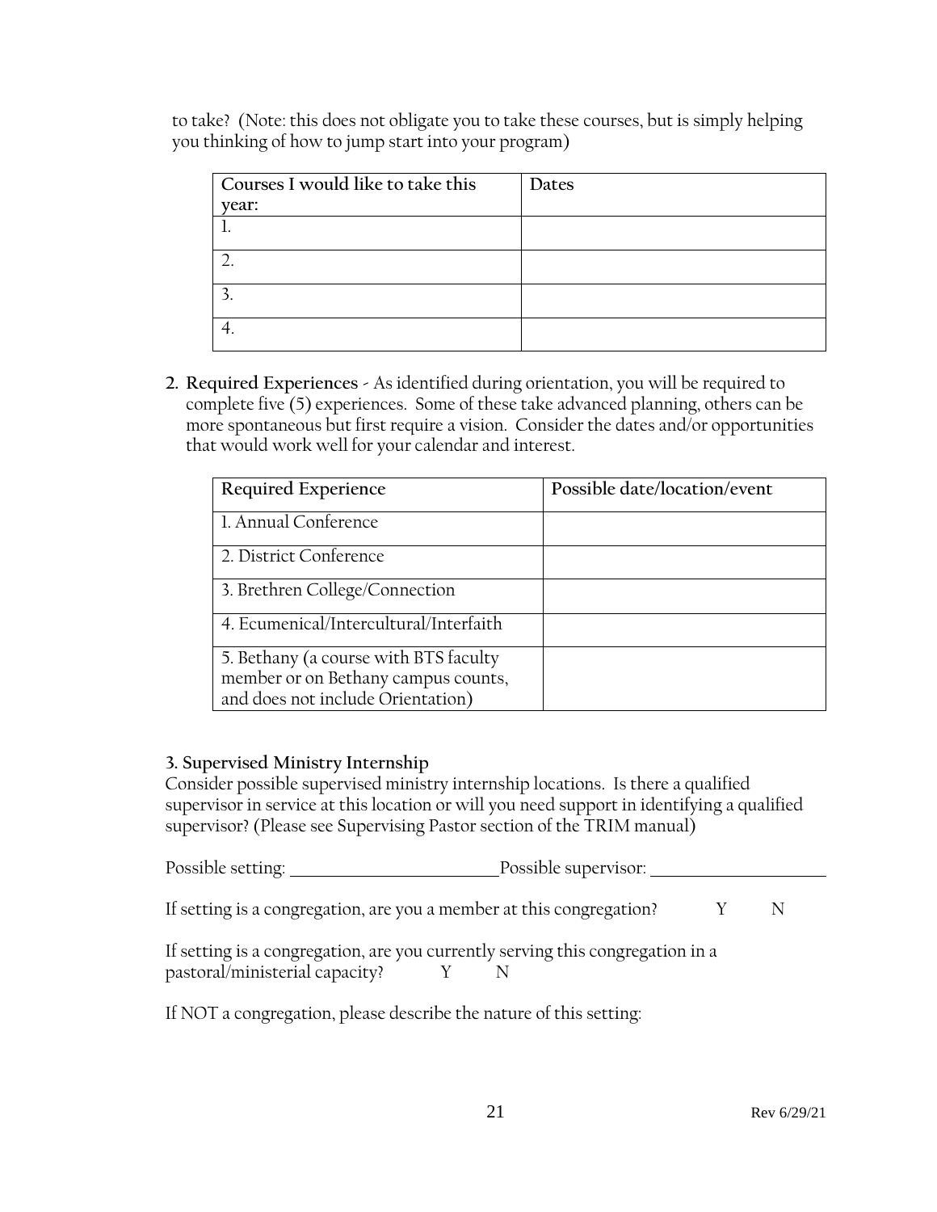to take? (Note: this does not obligate you to take these courses, but is simply helping you thinking of how to jump start into your program)

| **Courses I would like to take this year:** | **Dates** |
|---|---|
| 1. | |
| 2. | |
| 3. | |
| 4. | |

2. **Required Experiences** - As identified during orientation, you will be required to complete five (5) experiences. Some of these take advanced planning, others can be more spontaneous but first require a vision. Consider the dates and/or opportunities that would work well for your calendar and interest.

| **Required Experience** | **Possible date/location/event** |
|---|---|
| 1. Annual Conference | |
| 2. District Conference | |
| 3. Brethren College/Connection | |
| 4. Ecumenical/Intercultural/Interfaith | |
| 5. Bethany (a course with BTS faculty member or on Bethany campus counts, and does not include Orientation) | |

**3. Supervised Ministry Internship**

Consider possible supervised ministry internship locations. Is there a qualified supervisor in service at this location or will you need support in identifying a qualified supervisor? (Please see Supervising Pastor section of the TRIM manual)

Possible setting: ________________________ Possible supervisor: ____________________

If setting is a congregation, are you a member at this congregation? Y N

If setting is a congregation, are you currently serving this congregation in a pastoral/ministerial capacity? Y N

If NOT a congregation, please describe the nature of this setting: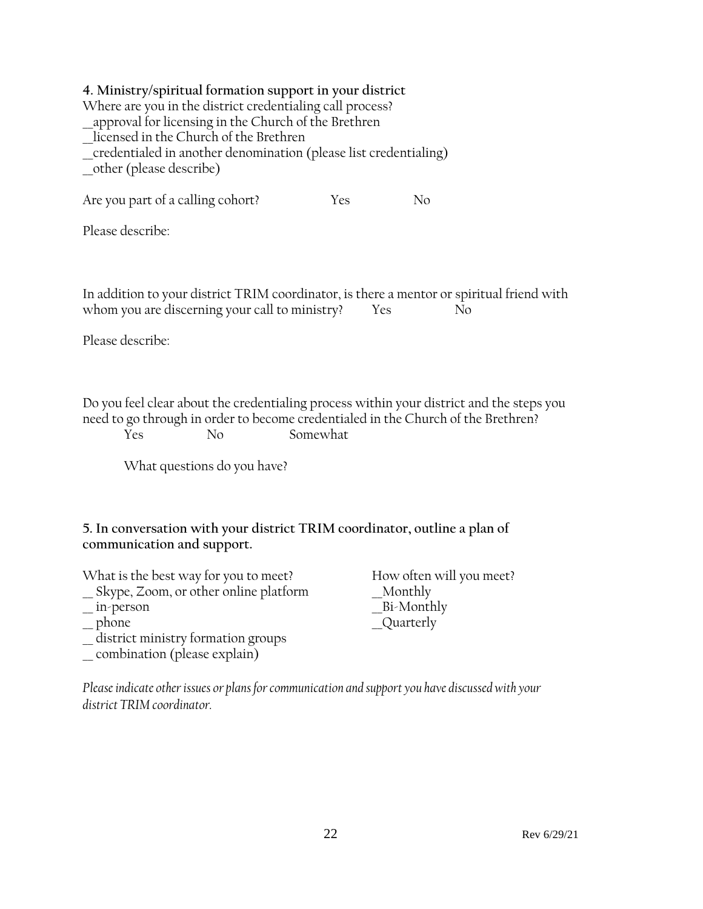**4. Ministry/spiritual formation support in your district**

Where are you in the district credentialing call process?

__approval for licensing in the Church of the Brethren

__licensed in the Church of the Brethren

__credentialed in another denomination (please list credentialing)

__other (please describe)

Are you part of a calling cohort? Yes No

Please describe:

In addition to your district TRIM coordinator, is there a mentor or spiritual friend with whom you are discerning your call to ministry? Yes No

Please describe:

Do you feel clear about the credentialing process within your district and the steps you need to go through in order to become credentialed in the Church of the Brethren?

Yes No Somewhat

What questions do you have?

**5. In conversation with your district TRIM coordinator, outline a plan of communication and support.**

What is the best way for you to meet?

__ Skype, Zoom, or other online platform

__ in-person

__ phone

__ district ministry formation groups

__ combination (please explain)

How often will you meet?

__Monthly

__Bi-Monthly

__Quarterly

*Please indicate other issues or plans for communication and support you have discussed with your district TRIM coordinator.*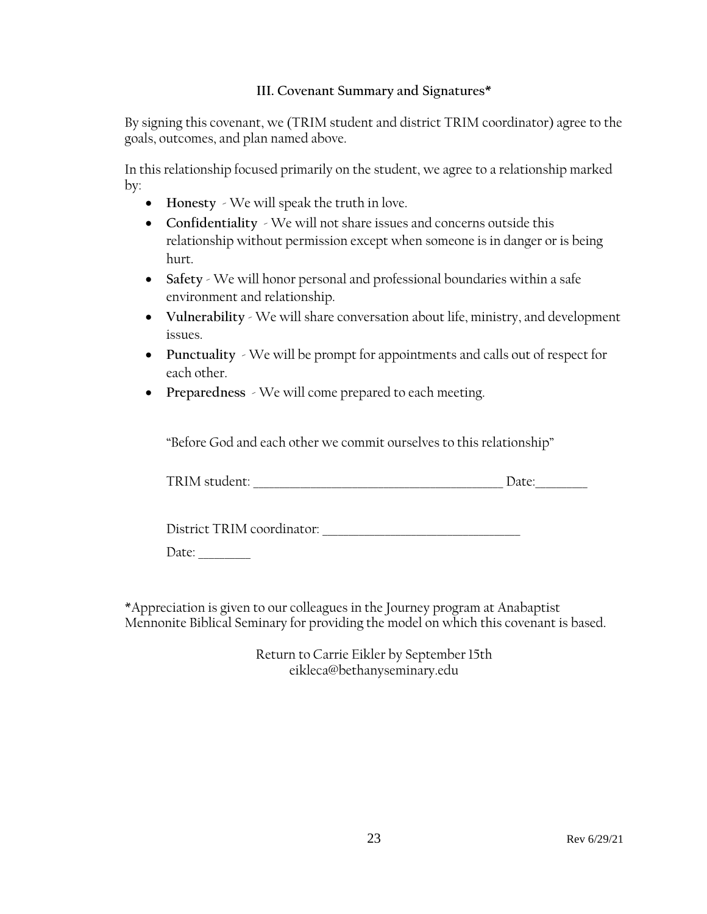### III. Covenant Summary and Signatures*

By signing this covenant, we (TRIM student and district TRIM coordinator) agree to the goals, outcomes, and plan named above.

In this relationship focused primarily on the student, we agree to a relationship marked by:

- **Honesty** - We will speak the truth in love.
- **Confidentiality** - We will not share issues and concerns outside this relationship without permission except when someone is in danger or is being hurt.
- **Safety** - We will honor personal and professional boundaries within a safe environment and relationship.
- **Vulnerability** - We will share conversation about life, ministry, and development issues.
- **Punctuality** - We will be prompt for appointments and calls out of respect for each other.
- **Preparedness** - We will come prepared to each meeting.

"Before God and each other we commit ourselves to this relationship"

TRIM student: ________________________________________ Date:________

District TRIM coordinator: ________________________________

Date: ________

*Appreciation is given to our colleagues in the Journey program at Anabaptist Mennonite Biblical Seminary for providing the model on which this covenant is based.

Return to Carrie Eikler by September 15th
eikleca@bethanyseminary.edu

Rev 6/29/21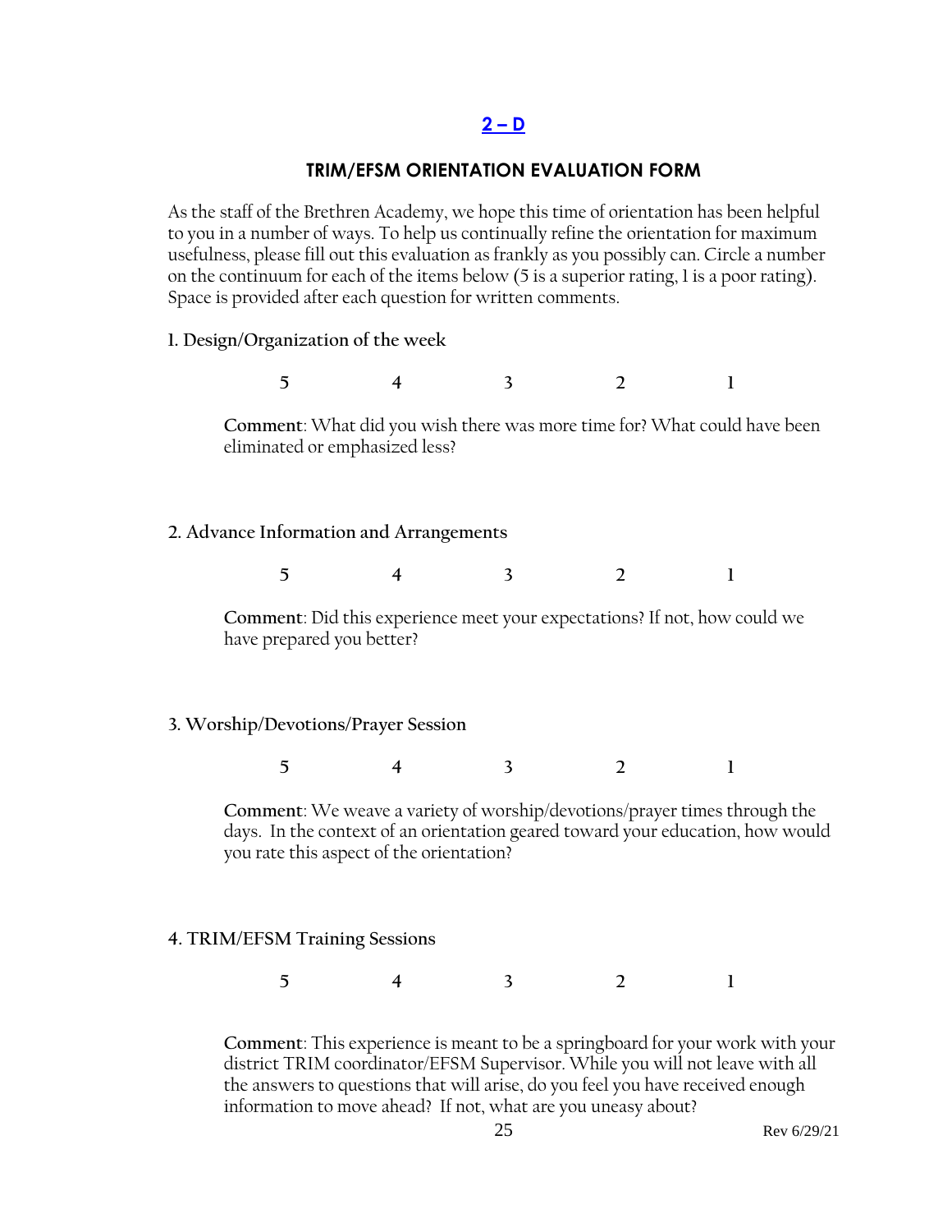## 2 – D

### TRIM/EFSM ORIENTATION EVALUATION FORM

As the staff of the Brethren Academy, we hope this time of orientation has been helpful to you in a number of ways. To help us continually refine the orientation for maximum usefulness, please fill out this evaluation as frankly as you possibly can. Circle a number on the continuum for each of the items below (5 is a superior rating, 1 is a poor rating). Space is provided after each question for written comments.

**1. Design/Organization of the week**

5 4 3 2 1

**Comment**: What did you wish there was more time for? What could have been eliminated or emphasized less?

**2. Advance Information and Arrangements**

5 4 3 2 1

**Comment**: Did this experience meet your expectations? If not, how could we have prepared you better?

**3. Worship/Devotions/Prayer Session**

5 4 3 2 1

**Comment**: We weave a variety of worship/devotions/prayer times through the days. In the context of an orientation geared toward your education, how would you rate this aspect of the orientation?

**4. TRIM/EFSM Training Sessions**

5 4 3 2 1

**Comment**: This experience is meant to be a springboard for your work with your district TRIM coordinator/EFSM Supervisor. While you will not leave with all the answers to questions that will arise, do you feel you have received enough information to move ahead? If not, what are you uneasy about?

Rev 6/29/21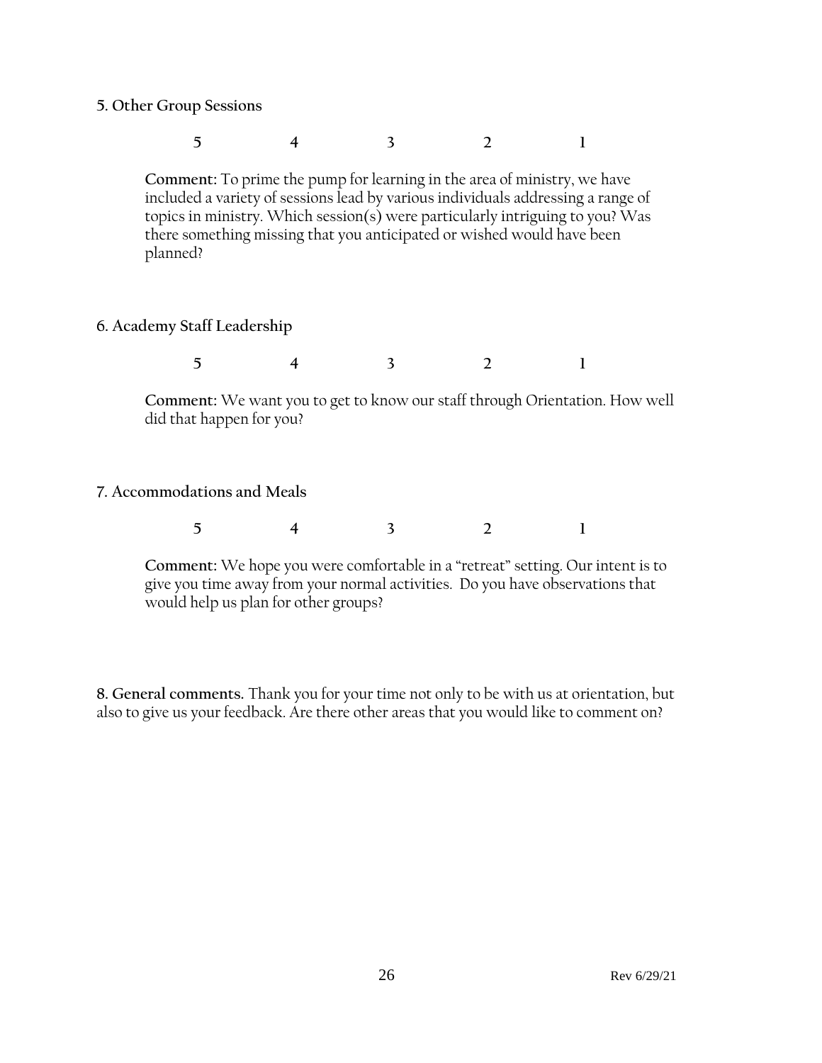**5. Other Group Sessions**

5 4 3 2 1

**Comment:** To prime the pump for learning in the area of ministry, we have included a variety of sessions lead by various individuals addressing a range of topics in ministry. Which session(s) were particularly intriguing to you? Was there something missing that you anticipated or wished would have been planned?

**6. Academy Staff Leadership**

5 4 3 2 1

**Comment:** We want you to get to know our staff through Orientation. How well did that happen for you?

**7. Accommodations and Meals**

5 4 3 2 1

**Comment:** We hope you were comfortable in a "retreat" setting. Our intent is to give you time away from your normal activities. Do you have observations that would help us plan for other groups?

**8. General comments.** Thank you for your time not only to be with us at orientation, but also to give us your feedback. Are there other areas that you would like to comment on?

Rev 6/29/21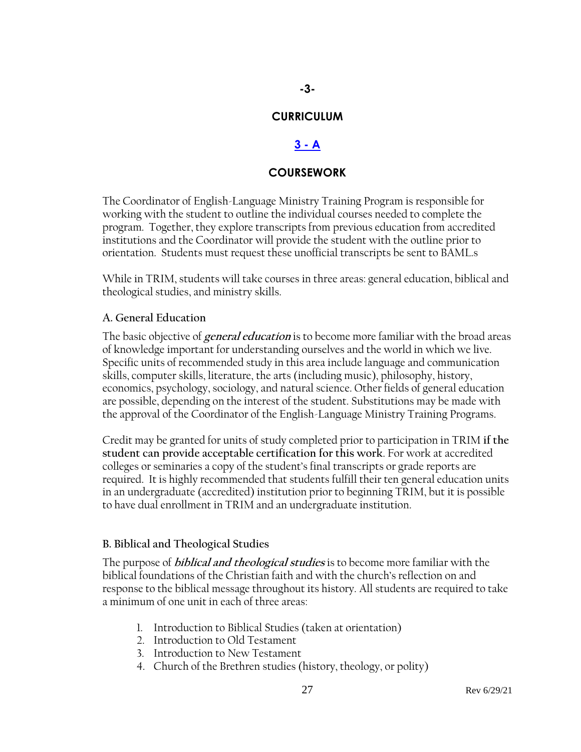# -3-

# CURRICULUM

## 3 - A

## COURSEWORK

The Coordinator of English-Language Ministry Training Program is responsible for working with the student to outline the individual courses needed to complete the program. Together, they explore transcripts from previous education from accredited institutions and the Coordinator will provide the student with the outline prior to orientation. Students must request these unofficial transcripts be sent to BAML.s

While in TRIM, students will take courses in three areas: general education, biblical and theological studies, and ministry skills.

### A. General Education

The basic objective of ***general education*** is to become more familiar with the broad areas of knowledge important for understanding ourselves and the world in which we live. Specific units of recommended study in this area include language and communication skills, computer skills, literature, the arts (including music), philosophy, history, economics, psychology, sociology, and natural science. Other fields of general education are possible, depending on the interest of the student. Substitutions may be made with the approval of the Coordinator of the English-Language Ministry Training Programs.

Credit may be granted for units of study completed prior to participation in TRIM **if the student can provide acceptable certification for this work**. For work at accredited colleges or seminaries a copy of the student's final transcripts or grade reports are required. It is highly recommended that students fulfill their ten general education units in an undergraduate (accredited) institution prior to beginning TRIM, but it is possible to have dual enrollment in TRIM and an undergraduate institution.

### B. Biblical and Theological Studies

The purpose of ***biblical and theological studies*** is to become more familiar with the biblical foundations of the Christian faith and with the church's reflection on and response to the biblical message throughout its history. All students are required to take a minimum of one unit in each of three areas:

1. Introduction to Biblical Studies (taken at orientation)
2. Introduction to Old Testament
3. Introduction to New Testament
4. Church of the Brethren studies (history, theology, or polity)

Rev 6/29/21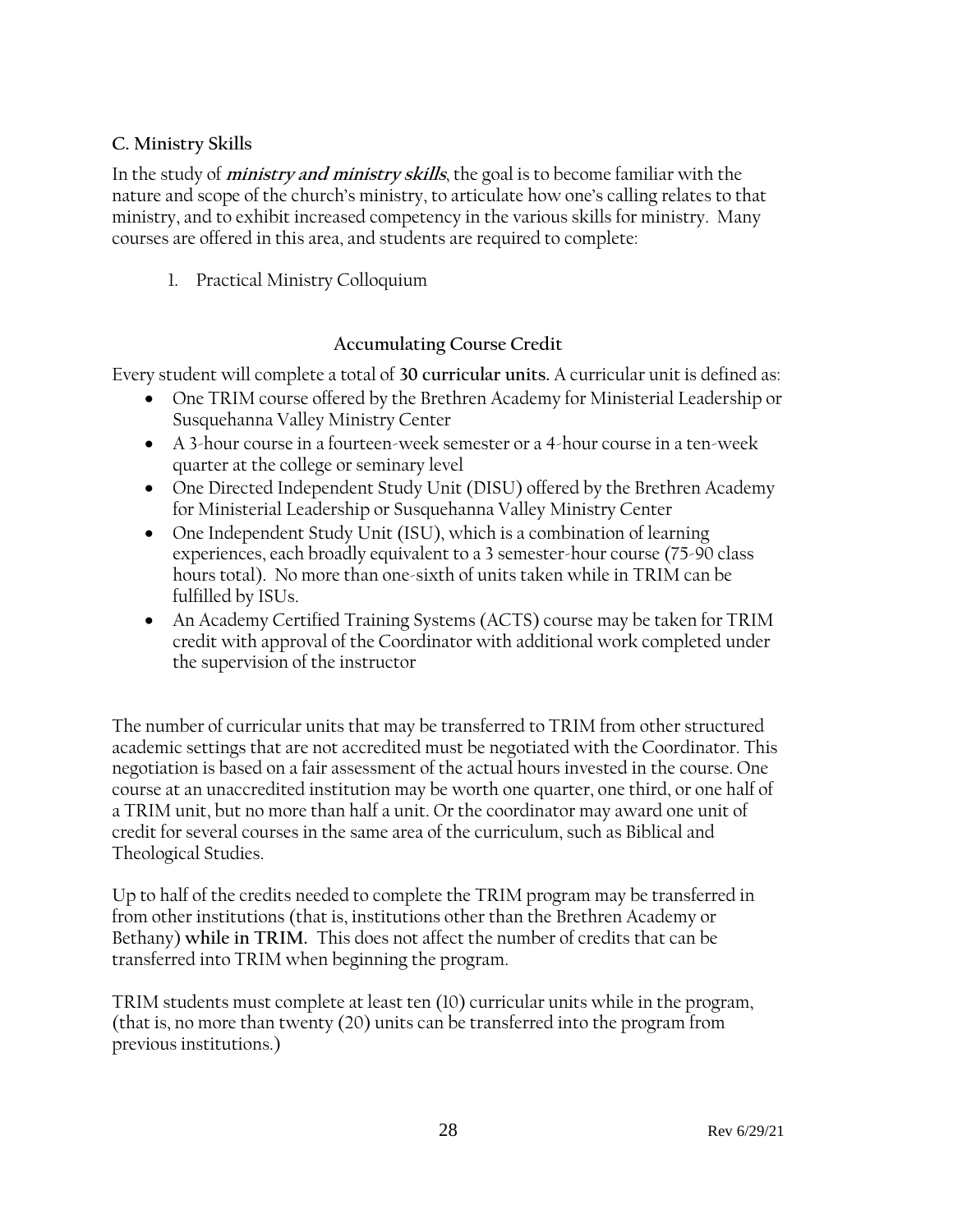### C. Ministry Skills

In the study of ***ministry and ministry skills***, the goal is to become familiar with the nature and scope of the church's ministry, to articulate how one's calling relates to that ministry, and to exhibit increased competency in the various skills for ministry. Many courses are offered in this area, and students are required to complete:

1. Practical Ministry Colloquium

## Accumulating Course Credit

Every student will complete a total of **30 curricular units.** A curricular unit is defined as:

- One TRIM course offered by the Brethren Academy for Ministerial Leadership or Susquehanna Valley Ministry Center
- A 3-hour course in a fourteen-week semester or a 4-hour course in a ten-week quarter at the college or seminary level
- One Directed Independent Study Unit (DISU) offered by the Brethren Academy for Ministerial Leadership or Susquehanna Valley Ministry Center
- One Independent Study Unit (ISU), which is a combination of learning experiences, each broadly equivalent to a 3 semester-hour course (75-90 class hours total). No more than one-sixth of units taken while in TRIM can be fulfilled by ISUs.
- An Academy Certified Training Systems (ACTS) course may be taken for TRIM credit with approval of the Coordinator with additional work completed under the supervision of the instructor

The number of curricular units that may be transferred to TRIM from other structured academic settings that are not accredited must be negotiated with the Coordinator. This negotiation is based on a fair assessment of the actual hours invested in the course. One course at an unaccredited institution may be worth one quarter, one third, or one half of a TRIM unit, but no more than half a unit. Or the coordinator may award one unit of credit for several courses in the same area of the curriculum, such as Biblical and Theological Studies.

Up to half of the credits needed to complete the TRIM program may be transferred in from other institutions (that is, institutions other than the Brethren Academy or Bethany) **while in TRIM.** This does not affect the number of credits that can be transferred into TRIM when beginning the program.

TRIM students must complete at least ten (10) curricular units while in the program, (that is, no more than twenty (20) units can be transferred into the program from previous institutions.)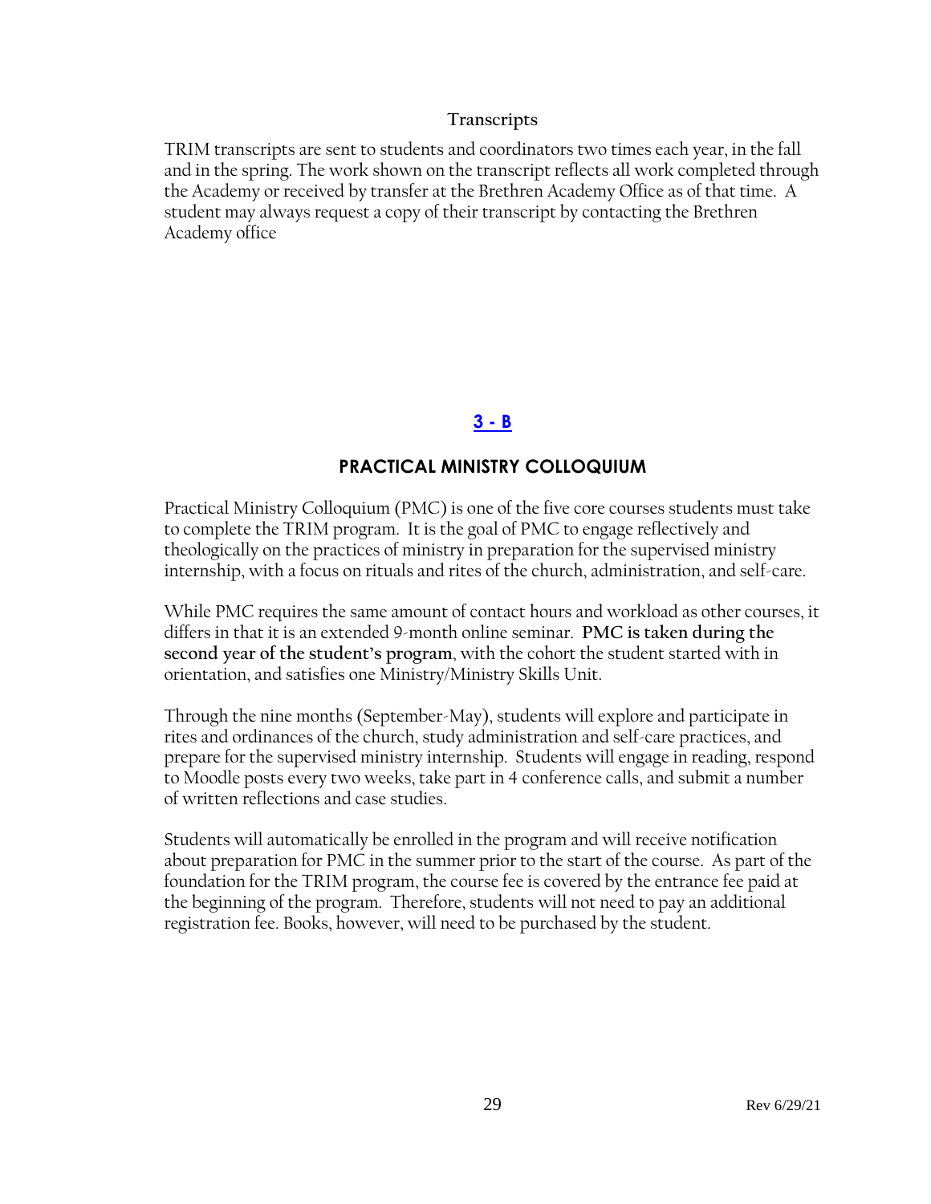### Transcripts

TRIM transcripts are sent to students and coordinators two times each year, in the fall and in the spring. The work shown on the transcript reflects all work completed through the Academy or received by transfer at the Brethren Academy Office as of that time. A student may always request a copy of their transcript by contacting the Brethren Academy office

## 3 - B

## PRACTICAL MINISTRY COLLOQUIUM

Practical Ministry Colloquium (PMC) is one of the five core courses students must take to complete the TRIM program. It is the goal of PMC to engage reflectively and theologically on the practices of ministry in preparation for the supervised ministry internship, with a focus on rituals and rites of the church, administration, and self-care.

While PMC requires the same amount of contact hours and workload as other courses, it differs in that it is an extended 9-month online seminar. **PMC is taken during the second year of the student's program**, with the cohort the student started with in orientation, and satisfies one Ministry/Ministry Skills Unit.

Through the nine months (September-May), students will explore and participate in rites and ordinances of the church, study administration and self-care practices, and prepare for the supervised ministry internship. Students will engage in reading, respond to Moodle posts every two weeks, take part in 4 conference calls, and submit a number of written reflections and case studies.

Students will automatically be enrolled in the program and will receive notification about preparation for PMC in the summer prior to the start of the course. As part of the foundation for the TRIM program, the course fee is covered by the entrance fee paid at the beginning of the program. Therefore, students will not need to pay an additional registration fee. Books, however, will need to be purchased by the student.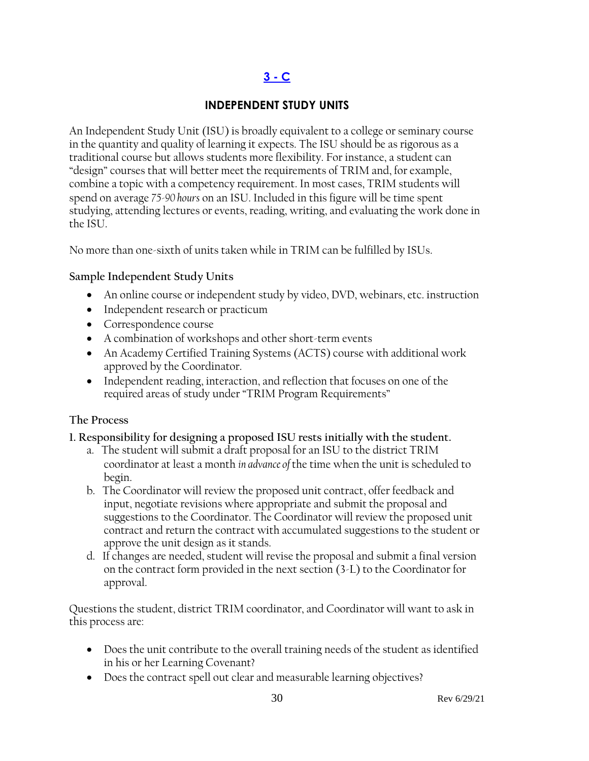## 3 - C

### INDEPENDENT STUDY UNITS

An Independent Study Unit (ISU) is broadly equivalent to a college or seminary course in the quantity and quality of learning it expects. The ISU should be as rigorous as a traditional course but allows students more flexibility. For instance, a student can "design" courses that will better meet the requirements of TRIM and, for example, combine a topic with a competency requirement. In most cases, TRIM students will spend on average *75-90 hours* on an ISU. Included in this figure will be time spent studying, attending lectures or events, reading, writing, and evaluating the work done in the ISU.

No more than one-sixth of units taken while in TRIM can be fulfilled by ISUs.

#### Sample Independent Study Units

- An online course or independent study by video, DVD, webinars, etc. instruction
- Independent research or practicum
- Correspondence course
- A combination of workshops and other short-term events
- An Academy Certified Training Systems (ACTS) course with additional work approved by the Coordinator.
- Independent reading, interaction, and reflection that focuses on one of the required areas of study under "TRIM Program Requirements"

#### The Process

**1. Responsibility for designing a proposed ISU rests initially with the student.**

a. The student will submit a draft proposal for an ISU to the district TRIM coordinator at least a month *in advance of* the time when the unit is scheduled to begin.

b. The Coordinator will review the proposed unit contract, offer feedback and input, negotiate revisions where appropriate and submit the proposal and suggestions to the Coordinator. The Coordinator will review the proposed unit contract and return the contract with accumulated suggestions to the student or approve the unit design as it stands.

d. If changes are needed, student will revise the proposal and submit a final version on the contract form provided in the next section (3-L) to the Coordinator for approval.

Questions the student, district TRIM coordinator, and Coordinator will want to ask in this process are:

- Does the unit contribute to the overall training needs of the student as identified in his or her Learning Covenant?
- Does the contract spell out clear and measurable learning objectives?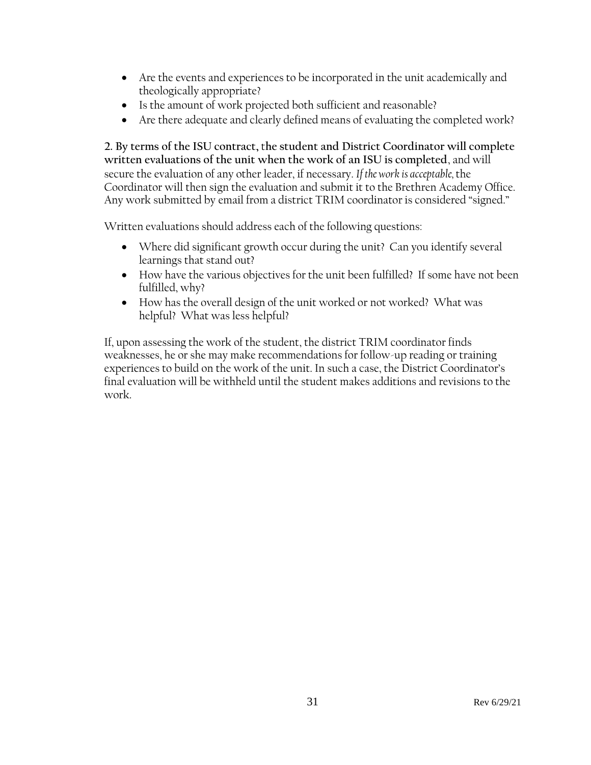- Are the events and experiences to be incorporated in the unit academically and theologically appropriate?
- Is the amount of work projected both sufficient and reasonable?
- Are there adequate and clearly defined means of evaluating the completed work?

**2. By terms of the ISU contract, the student and District Coordinator will complete written evaluations of the unit when the work of an ISU is completed**, and will secure the evaluation of any other leader, if necessary. *If the work is acceptable*, the Coordinator will then sign the evaluation and submit it to the Brethren Academy Office. Any work submitted by email from a district TRIM coordinator is considered "signed."

Written evaluations should address each of the following questions:

- Where did significant growth occur during the unit? Can you identify several learnings that stand out?
- How have the various objectives for the unit been fulfilled? If some have not been fulfilled, why?
- How has the overall design of the unit worked or not worked? What was helpful? What was less helpful?

If, upon assessing the work of the student, the district TRIM coordinator finds weaknesses, he or she may make recommendations for follow-up reading or training experiences to build on the work of the unit. In such a case, the District Coordinator's final evaluation will be withheld until the student makes additions and revisions to the work.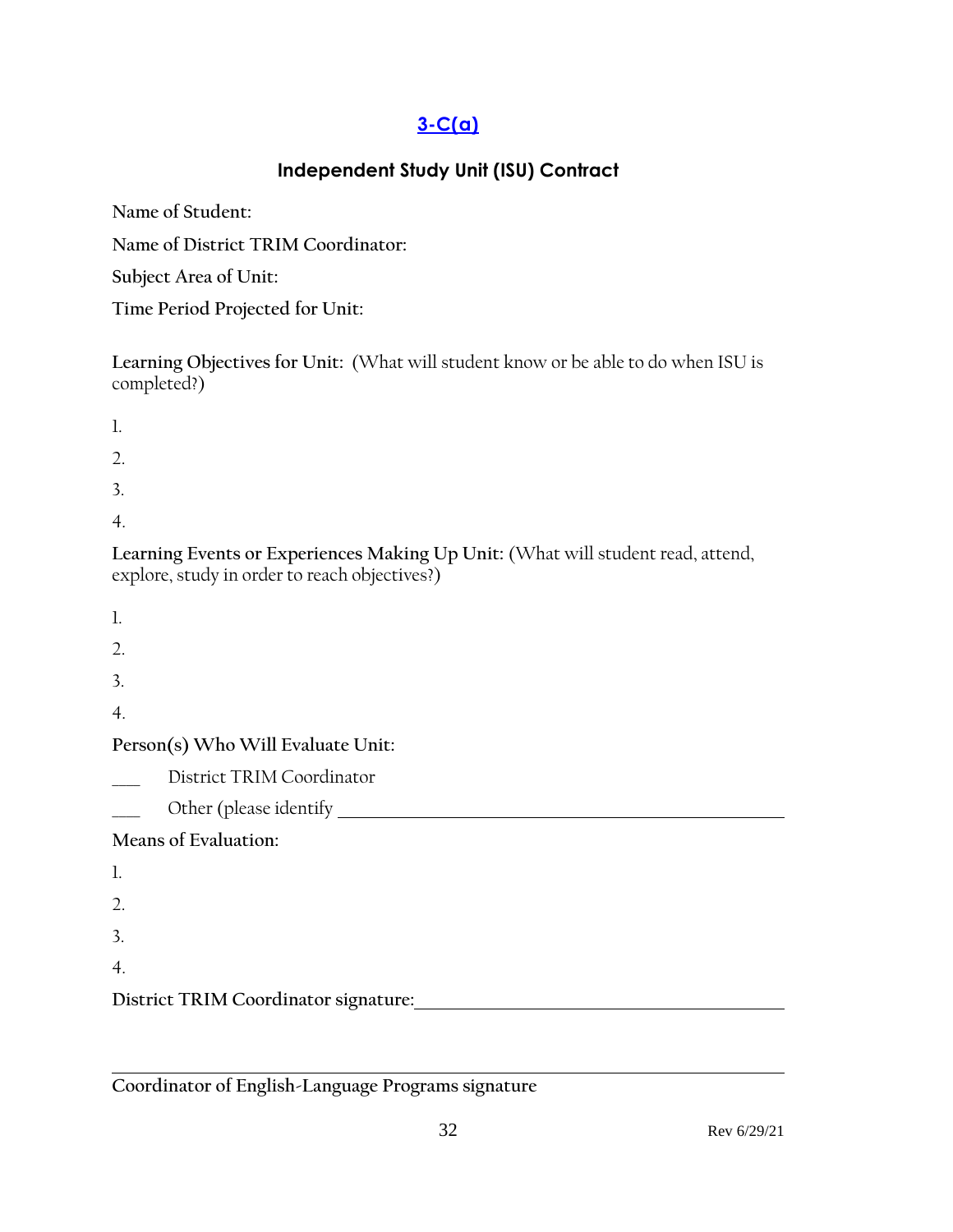## [3-C(a)]

### Independent Study Unit (ISU) Contract

**Name of Student:**

**Name of District TRIM Coordinator:**

**Subject Area of Unit:**

**Time Period Projected for Unit:**

**Learning Objectives for Unit:** (What will student know or be able to do when ISU is completed?)

1.
2.
3.
4.

**Learning Events or Experiences Making Up Unit:** (What will student read, attend, explore, study in order to reach objectives?)

1.
2.
3.
4.

**Person(s) Who Will Evaluate Unit:**

___ District TRIM Coordinator

___ Other (please identify ______________________________

**Means of Evaluation:**

1.
2.
3.
4.

**District TRIM Coordinator signature:**______________________________

______________________________

**Coordinator of English-Language Programs signature**

Rev 6/29/21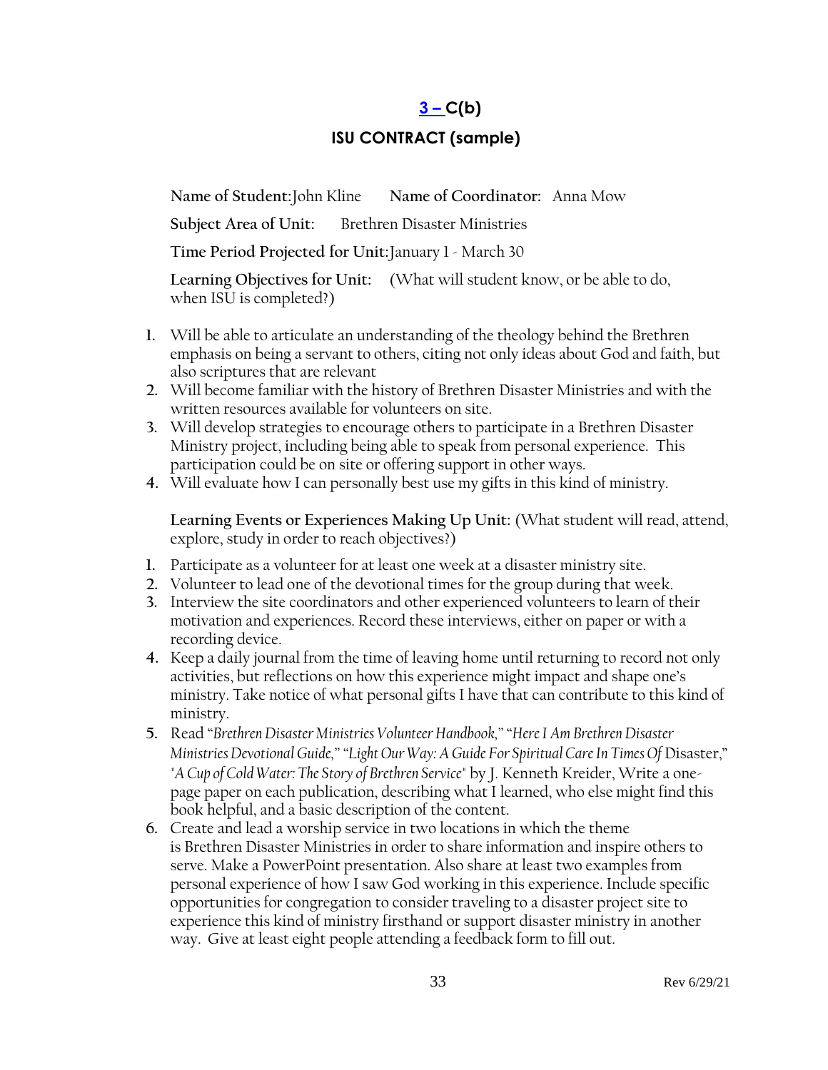## 3 – C(b)

## ISU CONTRACT (sample)

**Name of Student:** John Kline **Name of Coordinator:** Anna Mow

**Subject Area of Unit:** Brethren Disaster Ministries

**Time Period Projected for Unit:** January 1 - March 30

**Learning Objectives for Unit:** (What will student know, or be able to do, when ISU is completed?)

1. Will be able to articulate an understanding of the theology behind the Brethren emphasis on being a servant to others, citing not only ideas about God and faith, but also scriptures that are relevant
2. Will become familiar with the history of Brethren Disaster Ministries and with the written resources available for volunteers on site.
3. Will develop strategies to encourage others to participate in a Brethren Disaster Ministry project, including being able to speak from personal experience. This participation could be on site or offering support in other ways.
4. Will evaluate how I can personally best use my gifts in this kind of ministry.

**Learning Events or Experiences Making Up Unit:** (What student will read, attend, explore, study in order to reach objectives?)

1. Participate as a volunteer for at least one week at a disaster ministry site.
2. Volunteer to lead one of the devotional times for the group during that week.
3. Interview the site coordinators and other experienced volunteers to learn of their motivation and experiences. Record these interviews, either on paper or with a recording device.
4. Keep a daily journal from the time of leaving home until returning to record not only activities, but also reflections on how this experience might impact and shape one's ministry. Take notice of what personal gifts I have that can contribute to this kind of ministry.
5. Read "*Brethren Disaster Ministries Volunteer Handbook,*" "*Here I Am Brethren Disaster Ministries Devotional Guide,*" "*Light Our Way: A Guide For Spiritual Care In Times Of* Disaster," "*A Cup of Cold Water: The Story of Brethren Service*" by J. Kenneth Kreider, Write a one-page paper on each publication, describing what I learned, who else might find this book helpful, and a basic description of the content.
6. Create and lead a worship service in two locations in which the theme is Brethren Disaster Ministries in order to share information and inspire others to serve. Make a PowerPoint presentation. Also share at least two examples from personal experience of how I saw God working in this experience. Include specific opportunities for congregation to consider traveling to a disaster project site to experience this kind of ministry firsthand or support disaster ministry in another way. Give at least eight people attending a feedback form to fill out.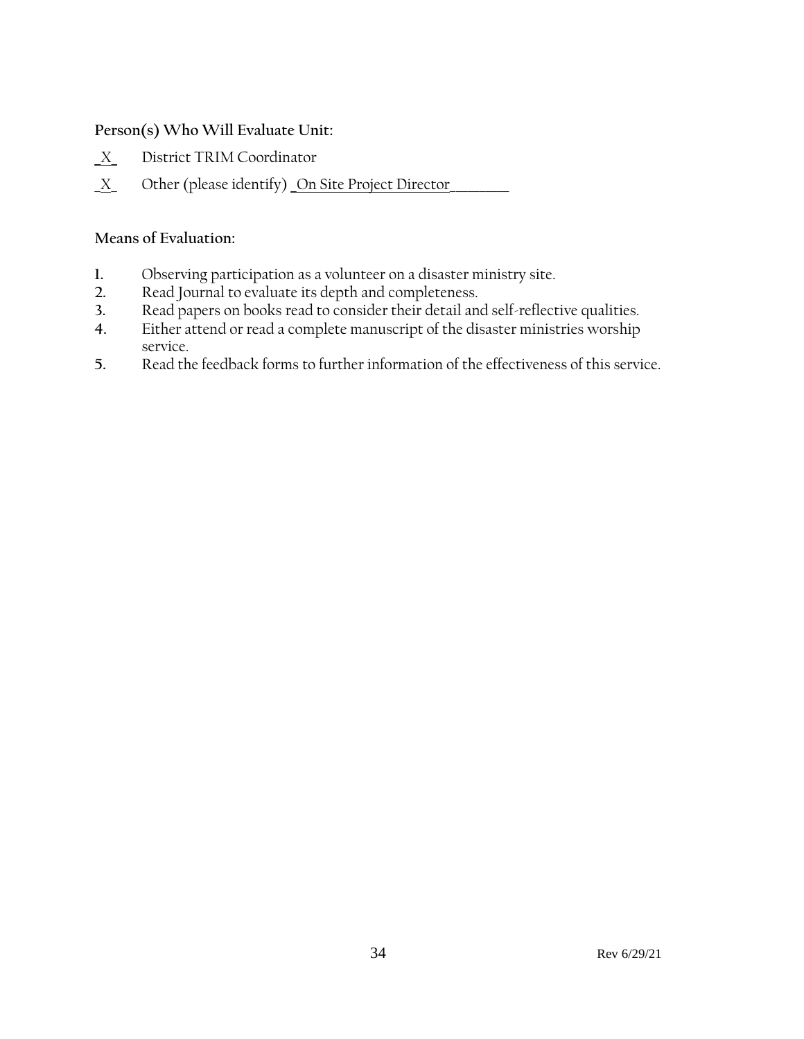**Person(s) Who Will Evaluate Unit:**

_X_ District TRIM Coordinator

_X_ Other (please identify) _On Site Project Director_________

**Means of Evaluation:**

1. Observing participation as a volunteer on a disaster ministry site.
2. Read Journal to evaluate its depth and completeness.
3. Read papers on books read to consider their detail and self-reflective qualities.
4. Either attend or read a complete manuscript of the disaster ministries worship service.
5. Read the feedback forms to further information of the effectiveness of this service.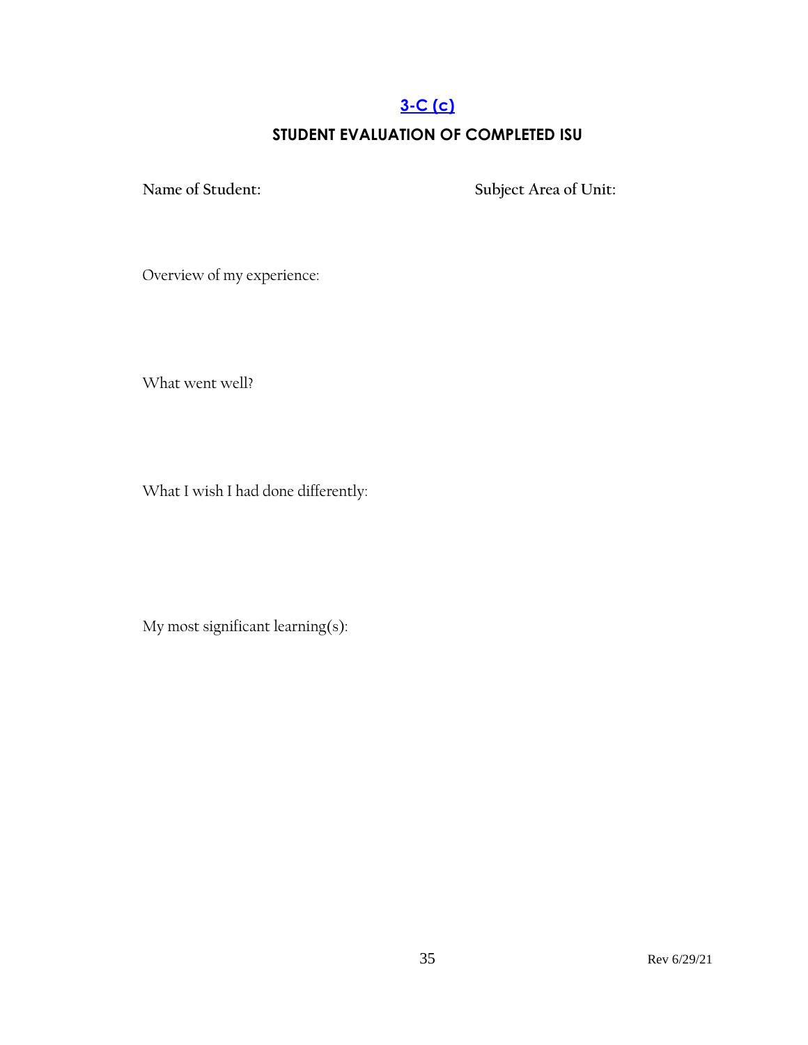## [3-C (c)]

## STUDENT EVALUATION OF COMPLETED ISU

**Name of Student:** **Subject Area of Unit:**

Overview of my experience:

What went well?

What I wish I had done differently:

My most significant learning(s):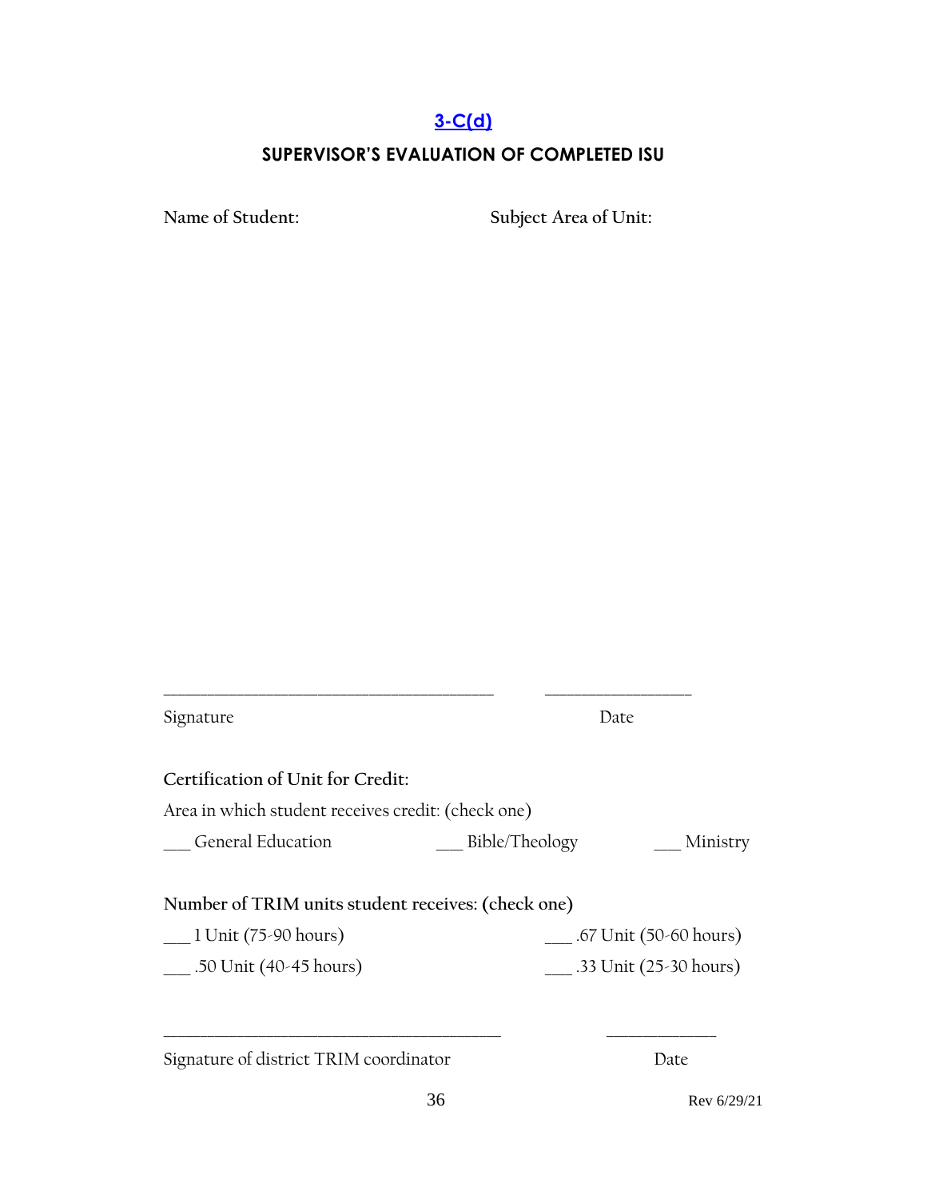## 3-C(d)

## SUPERVISOR'S EVALUATION OF COMPLETED ISU

**Name of Student:** **Subject Area of Unit:**

_________________________________________ __________________

Signature Date

**Certification of Unit for Credit:**

Area in which student receives credit: (check one)

___ General Education ___ Bible/Theology ___ Ministry

**Number of TRIM units student receives: (check one)**

___ 1 Unit (75-90 hours) ___ .67 Unit (50-60 hours)

___ .50 Unit (40-45 hours) ___ .33 Unit (25-30 hours)

_________________________________________ ______________

Signature of district TRIM coordinator Date

Rev 6/29/21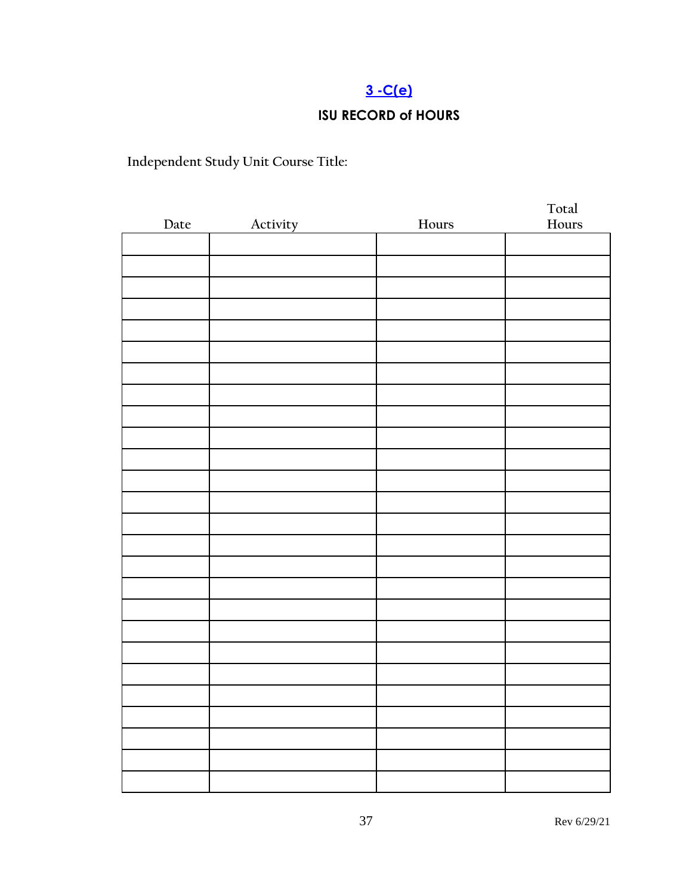## 3 -C(e)

## ISU RECORD of HOURS

Independent Study Unit Course Title:

| Date | Activity | Hours | Total Hours |
|---|---|---|---|
| | | | |
| | | | |
| | | | |
| | | | |
| | | | |
| | | | |
| | | | |
| | | | |
| | | | |
| | | | |
| | | | |
| | | | |
| | | | |
| | | | |
| | | | |
| | | | |
| | | | |
| | | | |
| | | | |
| | | | |
| | | | |
| | | | |
| | | | |
| | | | |
| | | | |
| | | | |

Rev 6/29/21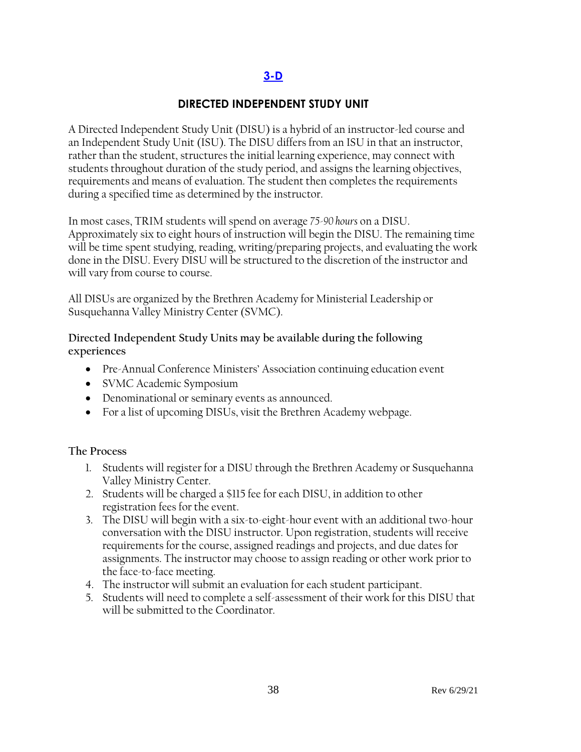## 3-D

### DIRECTED INDEPENDENT STUDY UNIT

A Directed Independent Study Unit (DISU) is a hybrid of an instructor-led course and an Independent Study Unit (ISU). The DISU differs from an ISU in that an instructor, rather than the student, structures the initial learning experience, may connect with students throughout duration of the study period, and assigns the learning objectives, requirements and means of evaluation. The student then completes the requirements during a specified time as determined by the instructor.

In most cases, TRIM students will spend on average *75-90 hours* on a DISU. Approximately six to eight hours of instruction will begin the DISU. The remaining time will be time spent studying, reading, writing/preparing projects, and evaluating the work done in the DISU. Every DISU will be structured to the discretion of the instructor and will vary from course to course.

All DISUs are organized by the Brethren Academy for Ministerial Leadership or Susquehanna Valley Ministry Center (SVMC).

**Directed Independent Study Units may be available during the following experiences**

- Pre-Annual Conference Ministers' Association continuing education event
- SVMC Academic Symposium
- Denominational or seminary events as announced.
- For a list of upcoming DISUs, visit the Brethren Academy webpage.

**The Process**

1. Students will register for a DISU through the Brethren Academy or Susquehanna Valley Ministry Center.
2. Students will be charged a $115 fee for each DISU, in addition to other registration fees for the event.
3. The DISU will begin with a six-to-eight-hour event with an additional two-hour conversation with the DISU instructor. Upon registration, students will receive requirements for the course, assigned readings and projects, and due dates for assignments. The instructor may choose to assign reading or other work prior to the face-to-face meeting.
4. The instructor will submit an evaluation for each student participant.
5. Students will need to complete a self-assessment of their work for this DISU that will be submitted to the Coordinator.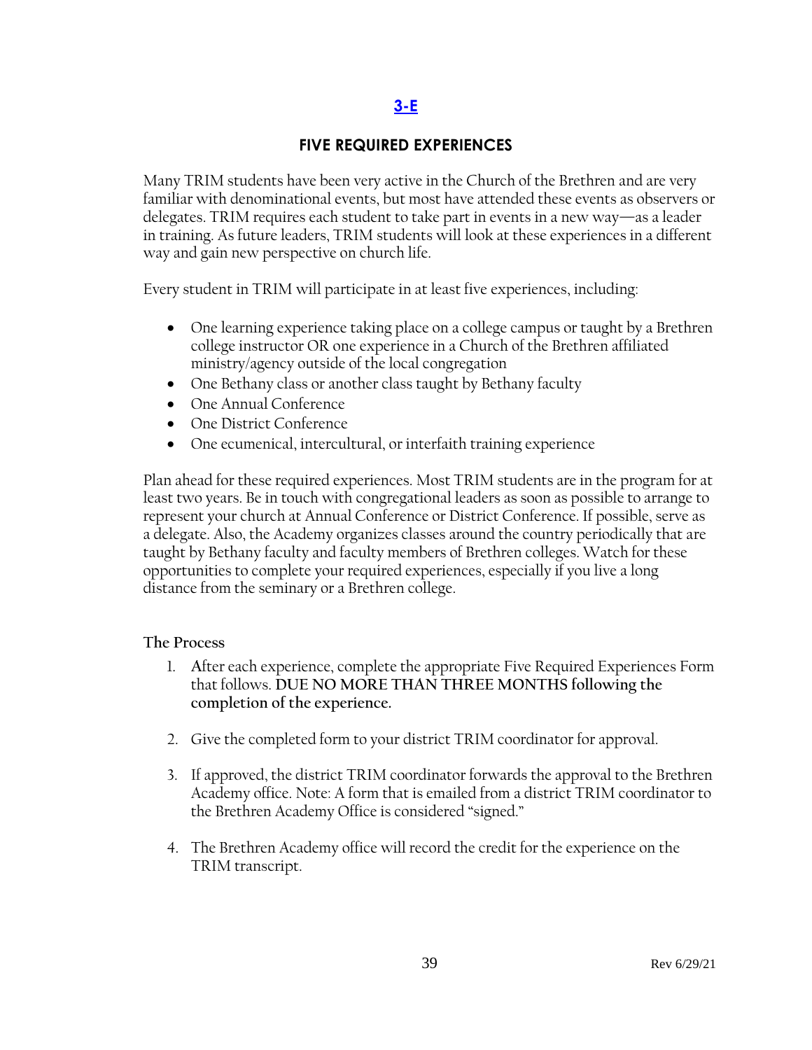## 3-E

### FIVE REQUIRED EXPERIENCES

Many TRIM students have been very active in the Church of the Brethren and are very familiar with denominational events, but most have attended these events as observers or delegates. TRIM requires each student to take part in events in a new way—as a leader in training. As future leaders, TRIM students will look at these experiences in a different way and gain new perspective on church life.

Every student in TRIM will participate in at least five experiences, including:

- One learning experience taking place on a college campus or taught by a Brethren college instructor OR one experience in a Church of the Brethren affiliated ministry/agency outside of the local congregation
- One Bethany class or another class taught by Bethany faculty
- One Annual Conference
- One District Conference
- One ecumenical, intercultural, or interfaith training experience

Plan ahead for these required experiences. Most TRIM students are in the program for at least two years. Be in touch with congregational leaders as soon as possible to arrange to represent your church at Annual Conference or District Conference. If possible, serve as a delegate. Also, the Academy organizes classes around the country periodically that are taught by Bethany faculty and faculty members of Brethren colleges. Watch for these opportunities to complete your required experiences, especially if you live a long distance from the seminary or a Brethren college.

**The Process**

1. After each experience, complete the appropriate Five Required Experiences Form that follows. **DUE NO MORE THAN THREE MONTHS following the completion of the experience.**

2. Give the completed form to your district TRIM coordinator for approval.

3. If approved, the district TRIM coordinator forwards the approval to the Brethren Academy office. Note: A form that is emailed from a district TRIM coordinator to the Brethren Academy Office is considered "signed."

4. The Brethren Academy office will record the credit for the experience on the TRIM transcript.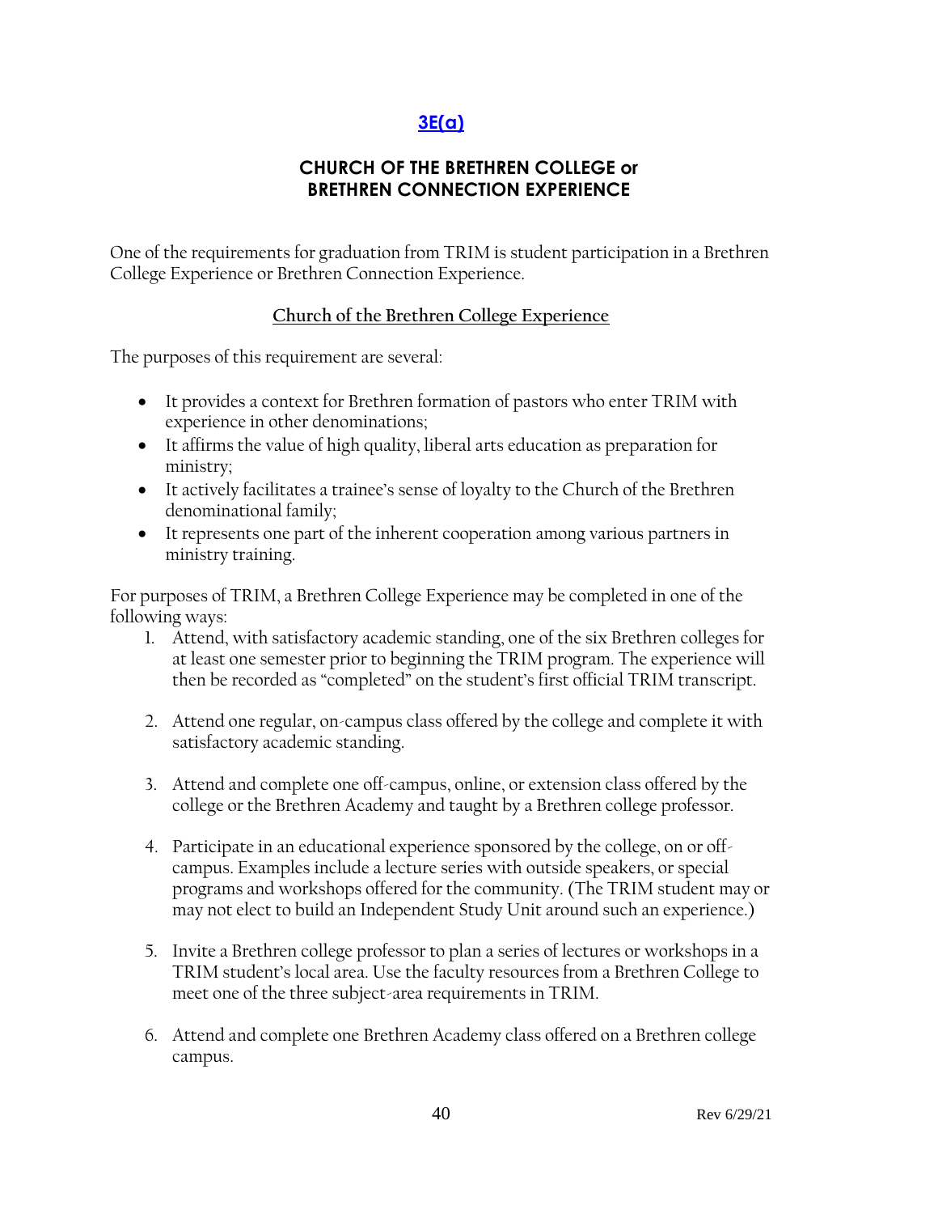## [3E(a)]

### CHURCH OF THE BRETHREN COLLEGE or BRETHREN CONNECTION EXPERIENCE

One of the requirements for graduation from TRIM is student participation in a Brethren College Experience or Brethren Connection Experience.

#### Church of the Brethren College Experience

The purposes of this requirement are several:

- It provides a context for Brethren formation of pastors who enter TRIM with experience in other denominations;
- It affirms the value of high quality, liberal arts education as preparation for ministry;
- It actively facilitates a trainee's sense of loyalty to the Church of the Brethren denominational family;
- It represents one part of the inherent cooperation among various partners in ministry training.

For purposes of TRIM, a Brethren College Experience may be completed in one of the following ways:

1. Attend, with satisfactory academic standing, one of the six Brethren colleges for at least one semester prior to beginning the TRIM program. The experience will then be recorded as "completed" on the student's first official TRIM transcript.

2. Attend one regular, on-campus class offered by the college and complete it with satisfactory academic standing.

3. Attend and complete one off-campus, online, or extension class offered by the college or the Brethren Academy and taught by a Brethren college professor.

4. Participate in an educational experience sponsored by the college, on or off-campus. Examples include a lecture series with outside speakers, or special programs and workshops offered for the community. (The TRIM student may or may not elect to build an Independent Study Unit around such an experience.)

5. Invite a Brethren college professor to plan a series of lectures or workshops in a TRIM student's local area. Use the faculty resources from a Brethren College to meet one of the three subject-area requirements in TRIM.

6. Attend and complete one Brethren Academy class offered on a Brethren college campus.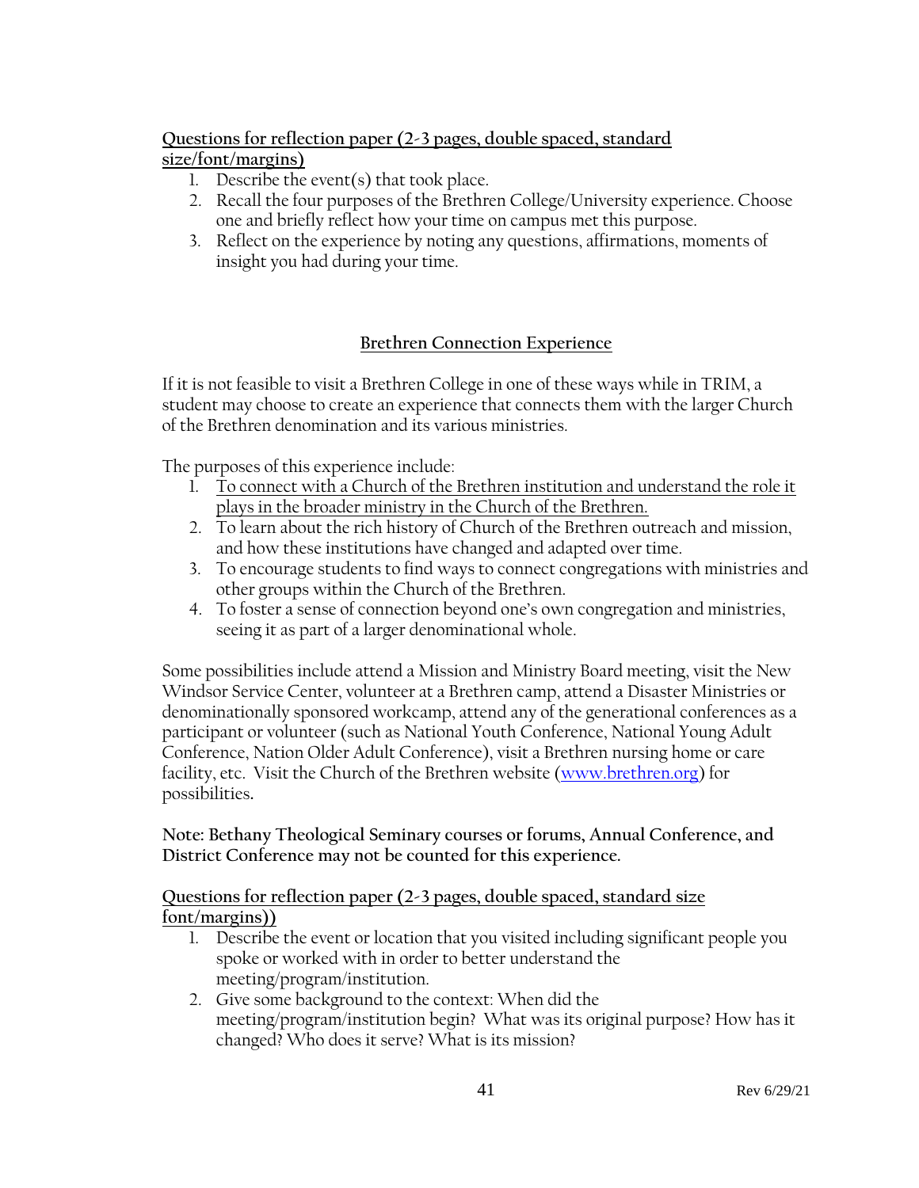**Questions for reflection paper (2-3 pages, double spaced, standard size/font/margins)**

1. Describe the event(s) that took place.
2. Recall the four purposes of the Brethren College/University experience. Choose one and briefly reflect how your time on campus met this purpose.
3. Reflect on the experience by noting any questions, affirmations, moments of insight you had during your time.

## Brethren Connection Experience

If it is not feasible to visit a Brethren College in one of these ways while in TRIM, a student may choose to create an experience that connects them with the larger Church of the Brethren denomination and its various ministries.

The purposes of this experience include:

1. To connect with a Church of the Brethren institution and understand the role it plays in the broader ministry in the Church of the Brethren.
2. To learn about the rich history of Church of the Brethren outreach and mission, and how these institutions have changed and adapted over time.
3. To encourage students to find ways to connect congregations with ministries and other groups within the Church of the Brethren.
4. To foster a sense of connection beyond one's own congregation and ministries, seeing it as part of a larger denominational whole.

Some possibilities include attend a Mission and Ministry Board meeting, visit the New Windsor Service Center, volunteer at a Brethren camp, attend a Disaster Ministries or denominationally sponsored workcamp, attend any of the generational conferences as a participant or volunteer (such as National Youth Conference, National Young Adult Conference, Nation Older Adult Conference), visit a Brethren nursing home or care facility, etc. Visit the Church of the Brethren website (www.brethren.org) for possibilities.

**Note: Bethany Theological Seminary courses or forums, Annual Conference, and District Conference may not be counted for this experience.**

**Questions for reflection paper (2-3 pages, double spaced, standard size font/margins))**

1. Describe the event or location that you visited including significant people you spoke or worked with in order to better understand the meeting/program/institution.
2. Give some background to the context: When did the meeting/program/institution begin? What was its original purpose? How has it changed? Who does it serve? What is its mission?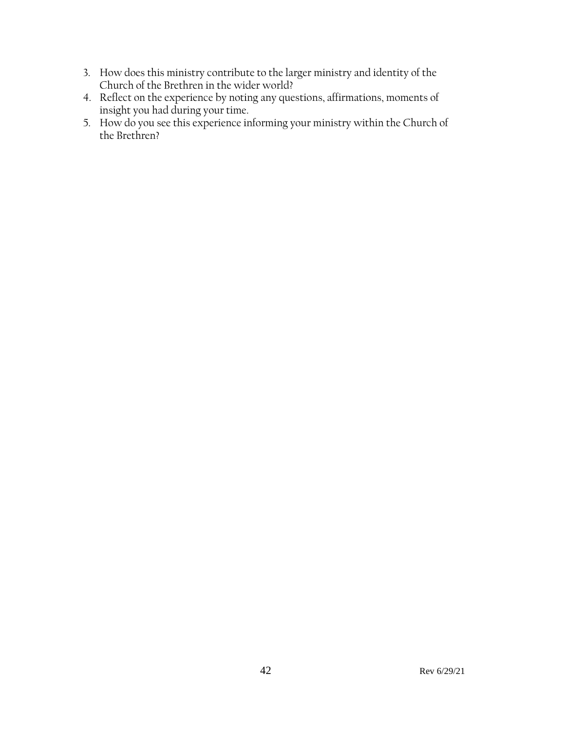3. How does this ministry contribute to the larger ministry and identity of the Church of the Brethren in the wider world?
4. Reflect on the experience by noting any questions, affirmations, moments of insight you had during your time.
5. How do you see this experience informing your ministry within the Church of the Brethren?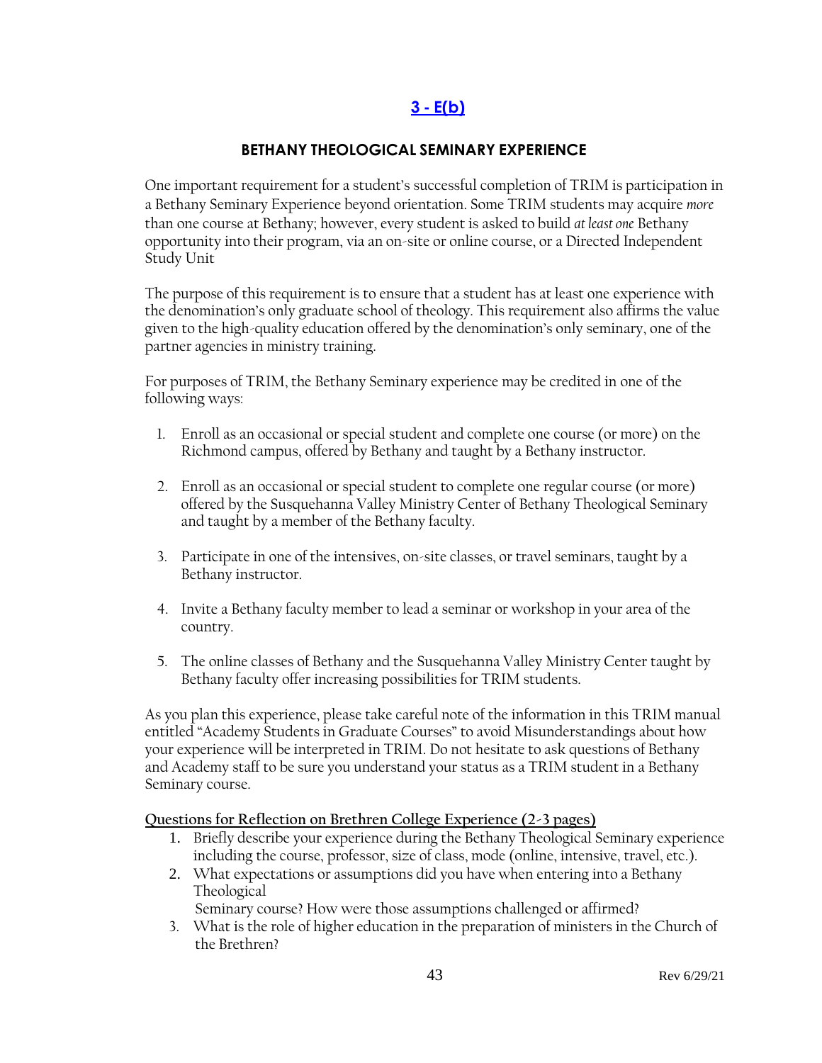## [3 - E(b)]

### BETHANY THEOLOGICAL SEMINARY EXPERIENCE

One important requirement for a student's successful completion of TRIM is participation in a Bethany Seminary Experience beyond orientation. Some TRIM students may acquire *more* than one course at Bethany; however, every student is asked to build *at least one* Bethany opportunity into their program, via an on-site or online course, or a Directed Independent Study Unit

The purpose of this requirement is to ensure that a student has at least one experience with the denomination's only graduate school of theology. This requirement also affirms the value given to the high-quality education offered by the denomination's only seminary, one of the partner agencies in ministry training.

For purposes of TRIM, the Bethany Seminary experience may be credited in one of the following ways:

1. Enroll as an occasional or special student and complete one course (or more) on the Richmond campus, offered by Bethany and taught by a Bethany instructor.

2. Enroll as an occasional or special student to complete one regular course (or more) offered by the Susquehanna Valley Ministry Center of Bethany Theological Seminary and taught by a member of the Bethany faculty.

3. Participate in one of the intensives, on-site classes, or travel seminars, taught by a Bethany instructor.

4. Invite a Bethany faculty member to lead a seminar or workshop in your area of the country.

5. The online classes of Bethany and the Susquehanna Valley Ministry Center taught by Bethany faculty offer increasing possibilities for TRIM students.

As you plan this experience, please take careful note of the information in this TRIM manual entitled "Academy Students in Graduate Courses" to avoid Misunderstandings about how your experience will be interpreted in TRIM. Do not hesitate to ask questions of Bethany and Academy staff to be sure you understand your status as a TRIM student in a Bethany Seminary course.

**Questions for Reflection on Brethren College Experience (2-3 pages)**

1. Briefly describe your experience during the Bethany Theological Seminary experience including the course, professor, size of class, mode (online, intensive, travel, etc.).
2. What expectations or assumptions did you have when entering into a Bethany Theological Seminary course? How were those assumptions challenged or affirmed?
3. What is the role of higher education in the preparation of ministers in the Church of the Brethren?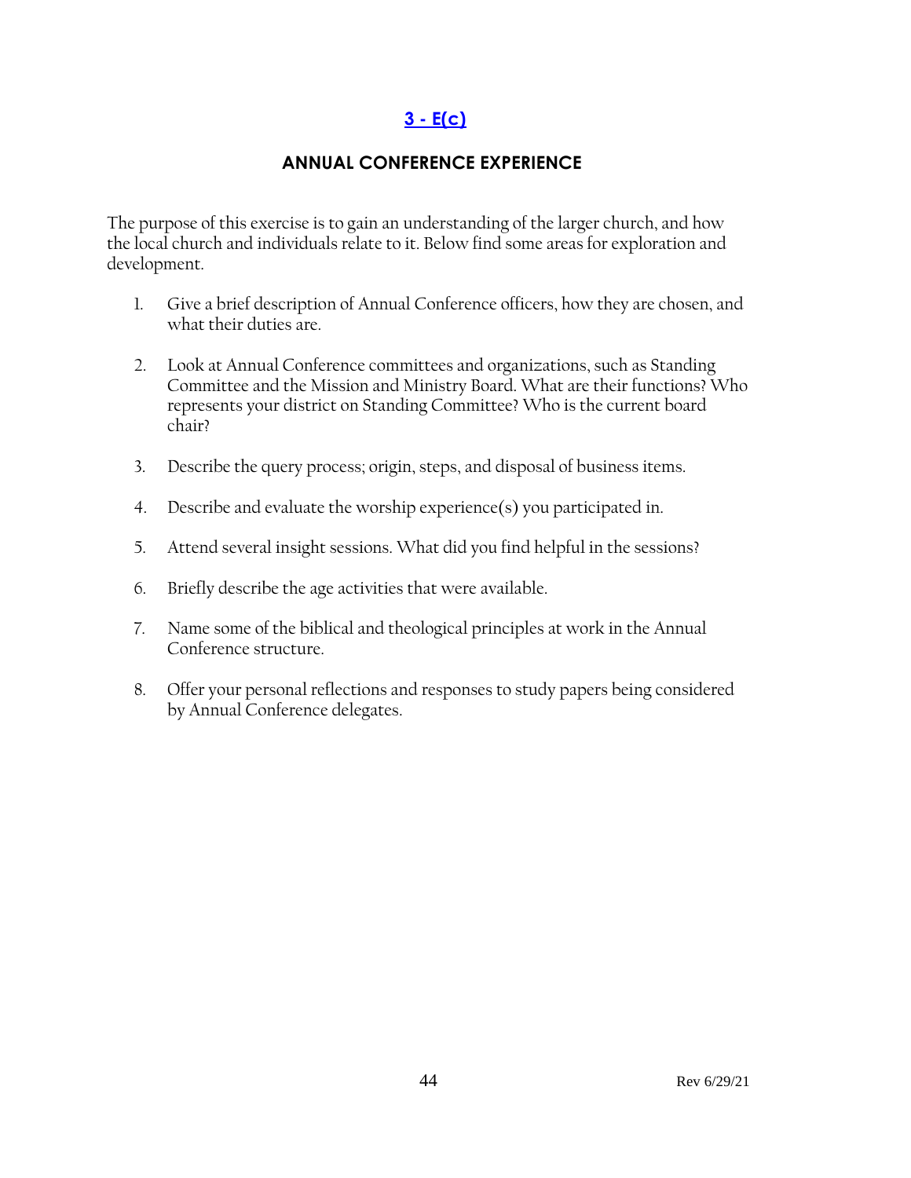## [3 - E(c)]

### ANNUAL CONFERENCE EXPERIENCE

The purpose of this exercise is to gain an understanding of the larger church, and how the local church and individuals relate to it. Below find some areas for exploration and development.

1. Give a brief description of Annual Conference officers, how they are chosen, and what their duties are.

2. Look at Annual Conference committees and organizations, such as Standing Committee and the Mission and Ministry Board. What are their functions? Who represents your district on Standing Committee? Who is the current board chair?

3. Describe the query process; origin, steps, and disposal of business items.

4. Describe and evaluate the worship experience(s) you participated in.

5. Attend several insight sessions. What did you find helpful in the sessions?

6. Briefly describe the age activities that were available.

7. Name some of the biblical and theological principles at work in the Annual Conference structure.

8. Offer your personal reflections and responses to study papers being considered by Annual Conference delegates.

Rev 6/29/21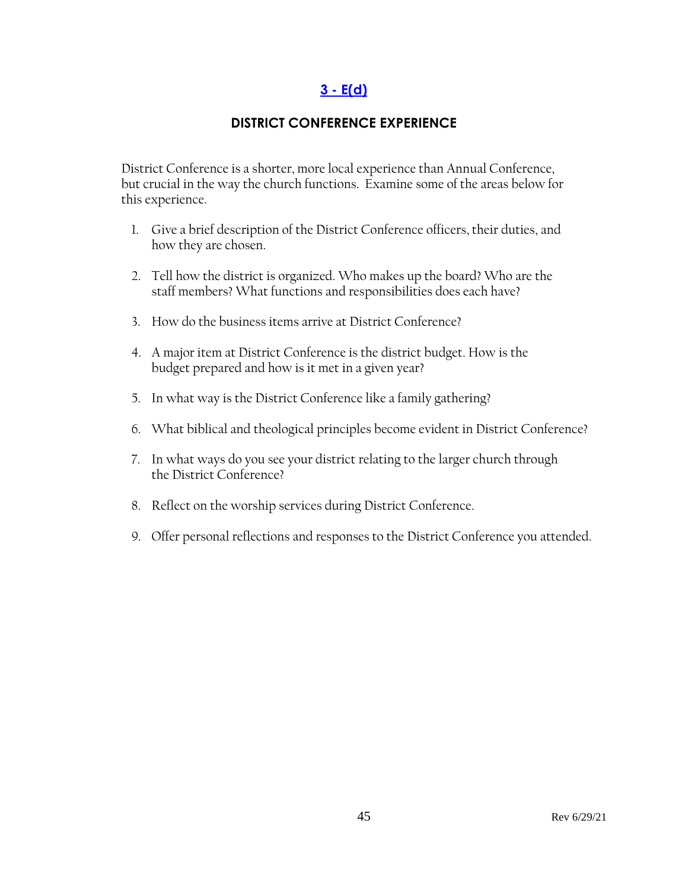## 3 - E(d)

### DISTRICT CONFERENCE EXPERIENCE

District Conference is a shorter, more local experience than Annual Conference, but crucial in the way the church functions. Examine some of the areas below for this experience.

1. Give a brief description of the District Conference officers, their duties, and how they are chosen.
2. Tell how the district is organized. Who makes up the board? Who are the staff members? What functions and responsibilities does each have?
3. How do the business items arrive at District Conference?
4. A major item at District Conference is the district budget. How is the budget prepared and how is it met in a given year?
5. In what way is the District Conference like a family gathering?
6. What biblical and theological principles become evident in District Conference?
7. In what ways do you see your district relating to the larger church through the District Conference?
8. Reflect on the worship services during District Conference.
9. Offer personal reflections and responses to the District Conference you attended.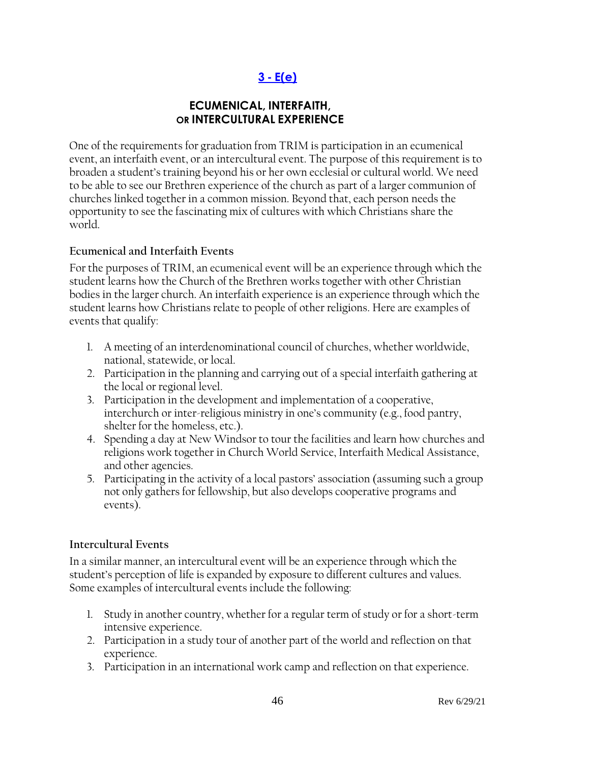## [3 - E(e)]

### ECUMENICAL, INTERFAITH, OR INTERCULTURAL EXPERIENCE

One of the requirements for graduation from TRIM is participation in an ecumenical event, an interfaith event, or an intercultural event. The purpose of this requirement is to broaden a student's training beyond his or her own ecclesial or cultural world. We need to be able to see our Brethren experience of the church as part of a larger communion of churches linked together in a common mission. Beyond that, each person needs the opportunity to see the fascinating mix of cultures with which Christians share the world.

#### Ecumenical and Interfaith Events

For the purposes of TRIM, an ecumenical event will be an experience through which the student learns how the Church of the Brethren works together with other Christian bodies in the larger church. An interfaith experience is an experience through which the student learns how Christians relate to people of other religions. Here are examples of events that qualify:

1. A meeting of an interdenominational council of churches, whether worldwide, national, statewide, or local.
2. Participation in the planning and carrying out of a special interfaith gathering at the local or regional level.
3. Participation in the development and implementation of a cooperative, interchurch or inter-religious ministry in one's community (e.g., food pantry, shelter for the homeless, etc.).
4. Spending a day at New Windsor to tour the facilities and learn how churches and religions work together in Church World Service, Interfaith Medical Assistance, and other agencies.
5. Participating in the activity of a local pastors' association (assuming such a group not only gathers for fellowship, but also develops cooperative programs and events).

#### Intercultural Events

In a similar manner, an intercultural event will be an experience through which the student's perception of life is expanded by exposure to different cultures and values. Some examples of intercultural events include the following:

1. Study in another country, whether for a regular term of study or for a short-term intensive experience.
2. Participation in a study tour of another part of the world and reflection on that experience.
3. Participation in an international work camp and reflection on that experience.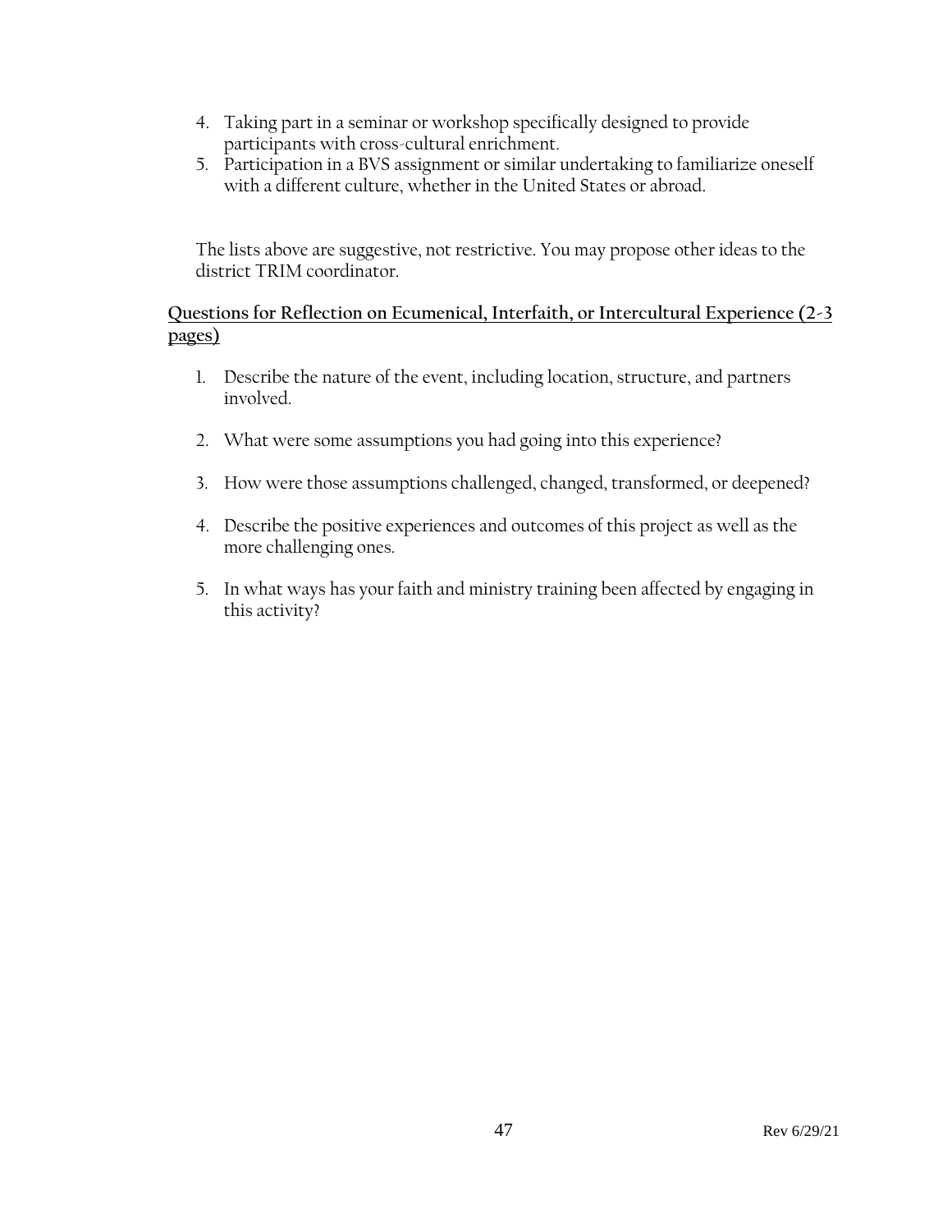4. Taking part in a seminar or workshop specifically designed to provide participants with cross-cultural enrichment.
5. Participation in a BVS assignment or similar undertaking to familiarize oneself with a different culture, whether in the United States or abroad.

The lists above are suggestive, not restrictive. You may propose other ideas to the district TRIM coordinator.

## Questions for Reflection on Ecumenical, Interfaith, or Intercultural Experience (2-3 pages)

1. Describe the nature of the event, including location, structure, and partners involved.

2. What were some assumptions you had going into this experience?

3. How were those assumptions challenged, changed, transformed, or deepened?

4. Describe the positive experiences and outcomes of this project as well as the more challenging ones.

5. In what ways has your faith and ministry training been affected by engaging in this activity?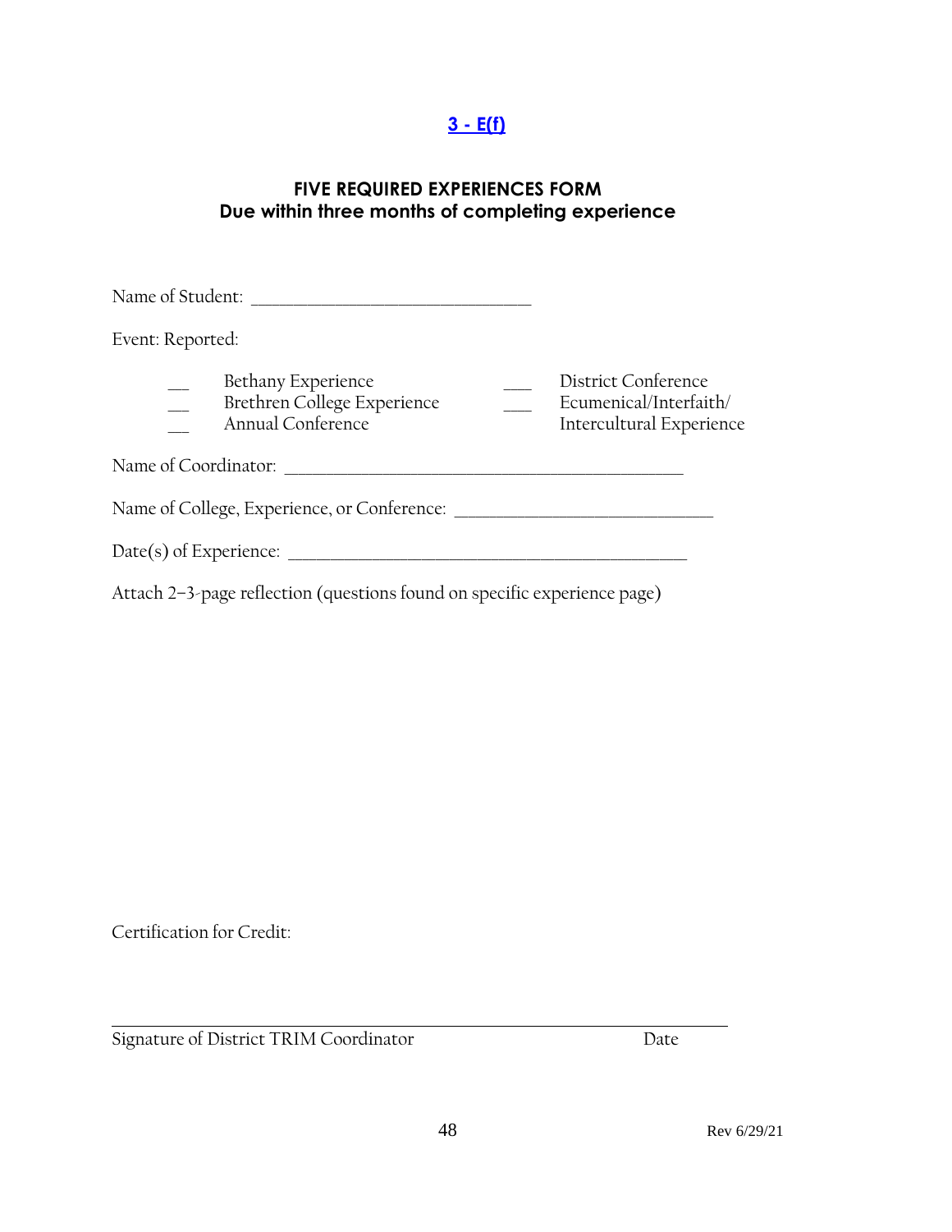**[3 - E(f)]**

## FIVE REQUIRED EXPERIENCES FORM
**Due within three months of completing experience**

Name of Student: ______________________________

Event: Reported:

- ___ Bethany Experience
- ___ Brethren College Experience
- ___ Annual Conference
- ___ District Conference
- ___ Ecumenical/Interfaith/ Intercultural Experience

Name of Coordinator: ________________________________________

Name of College, Experience, or Conference: __________________________

Date(s) of Experience: ________________________________________

Attach 2–3-page reflection (questions found on specific experience page)

Certification for Credit:

_______________________________________________________________

Signature of District TRIM Coordinator Date

Rev 6/29/21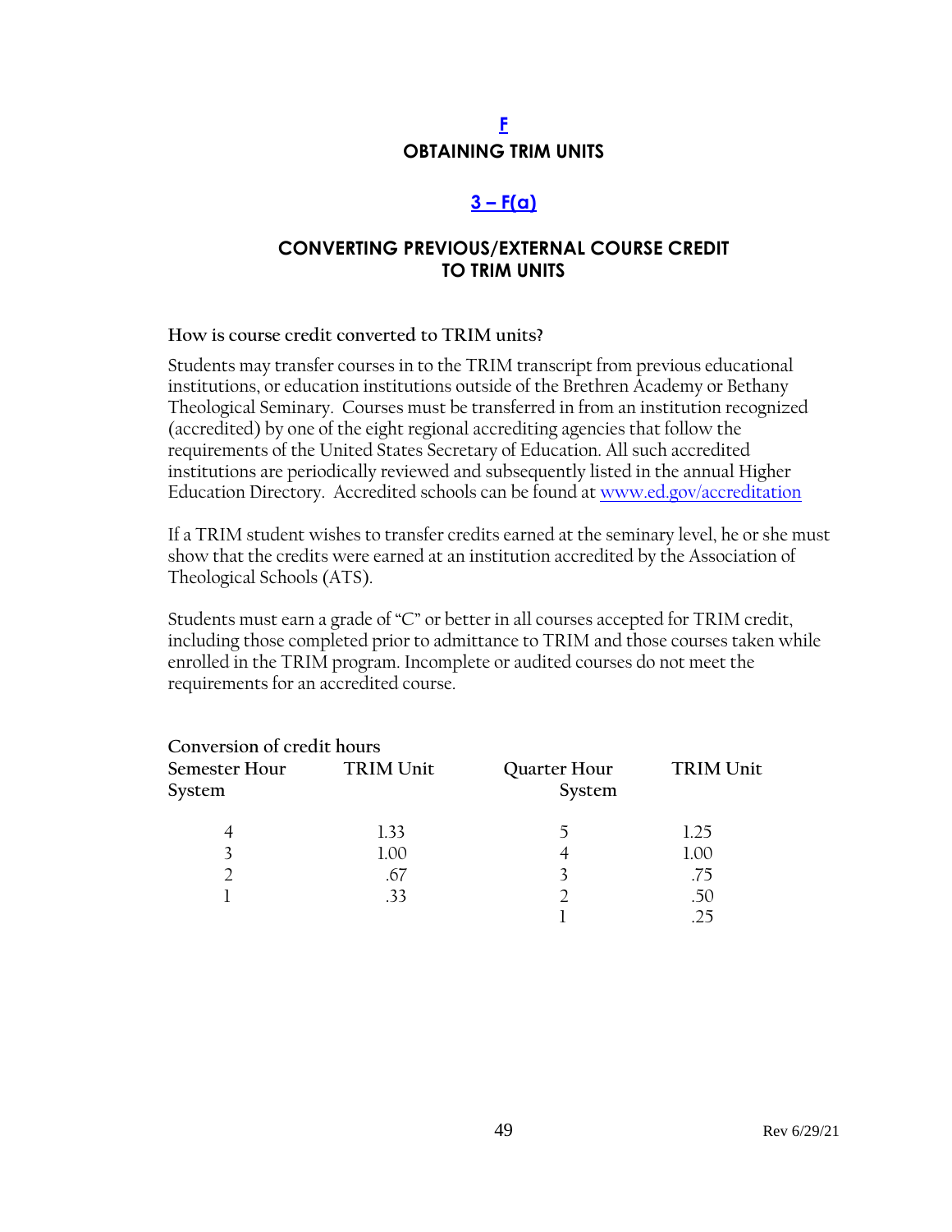# F

# OBTAINING TRIM UNITS

## 3 – F(a)

## CONVERTING PREVIOUS/EXTERNAL COURSE CREDIT TO TRIM UNITS

**How is course credit converted to TRIM units?**

Students may transfer courses in to the TRIM transcript from previous educational institutions, or education institutions outside of the Brethren Academy or Bethany Theological Seminary. Courses must be transferred in from an institution recognized (accredited) by one of the eight regional accrediting agencies that follow the requirements of the United States Secretary of Education. All such accredited institutions are periodically reviewed and subsequently listed in the annual Higher Education Directory. Accredited schools can be found at [www.ed.gov/accreditation](www.ed.gov/accreditation)

If a TRIM student wishes to transfer credits earned at the seminary level, he or she must show that the credits were earned at an institution accredited by the Association of Theological Schools (ATS).

Students must earn a grade of "C" or better in all courses accepted for TRIM credit, including those completed prior to admittance to TRIM and those courses taken while enrolled in the TRIM program. Incomplete or audited courses do not meet the requirements for an accredited course.

**Conversion of credit hours**

| Semester Hour System | TRIM Unit | Quarter Hour System | TRIM Unit |
|---|---|---|---|
| 4 | 1.33 | 5 | 1.25 |
| 3 | 1.00 | 4 | 1.00 |
| 2 | .67 | 3 | .75 |
| 1 | .33 | 2 | .50 |
| | | 1 | .25 |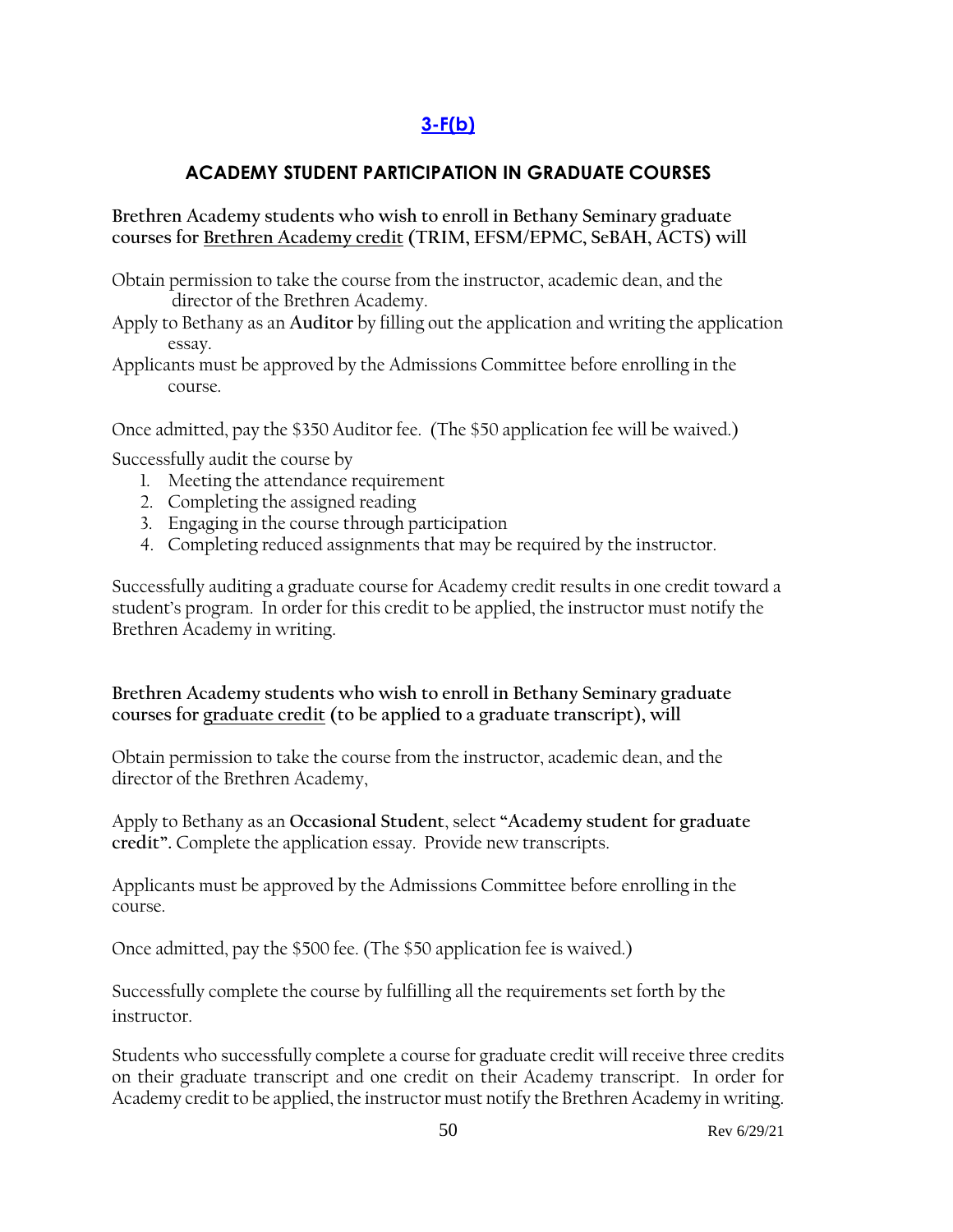## 3-F(b)

## ACADEMY STUDENT PARTICIPATION IN GRADUATE COURSES

**Brethren Academy students who wish to enroll in Bethany Seminary graduate courses for <u>Brethren Academy credit</u> (TRIM, EFSM/EPMC, SeBAH, ACTS) will**

Obtain permission to take the course from the instructor, academic dean, and the director of the Brethren Academy.

Apply to Bethany as an **Auditor** by filling out the application and writing the application essay.

Applicants must be approved by the Admissions Committee before enrolling in the course.

Once admitted, pay the $350 Auditor fee. (The $50 application fee will be waived.)

Successfully audit the course by

1. Meeting the attendance requirement
2. Completing the assigned reading
3. Engaging in the course through participation
4. Completing reduced assignments that may be required by the instructor.

Successfully auditing a graduate course for Academy credit results in one credit toward a student's program. In order for this credit to be applied, the instructor must notify the Brethren Academy in writing.

**Brethren Academy students who wish to enroll in Bethany Seminary graduate courses for <u>graduate credit</u> (to be applied to a graduate transcript), will**

Obtain permission to take the course from the instructor, academic dean, and the director of the Brethren Academy,

Apply to Bethany as an **Occasional Student**, select **"Academy student for graduate credit".** Complete the application essay. Provide new transcripts.

Applicants must be approved by the Admissions Committee before enrolling in the course.

Once admitted, pay the $500 fee. (The $50 application fee is waived.)

Successfully complete the course by fulfilling all the requirements set forth by the instructor.

Students who successfully complete a course for graduate credit will receive three credits on their graduate transcript and one credit on their Academy transcript. In order for Academy credit to be applied, the instructor must notify the Brethren Academy in writing.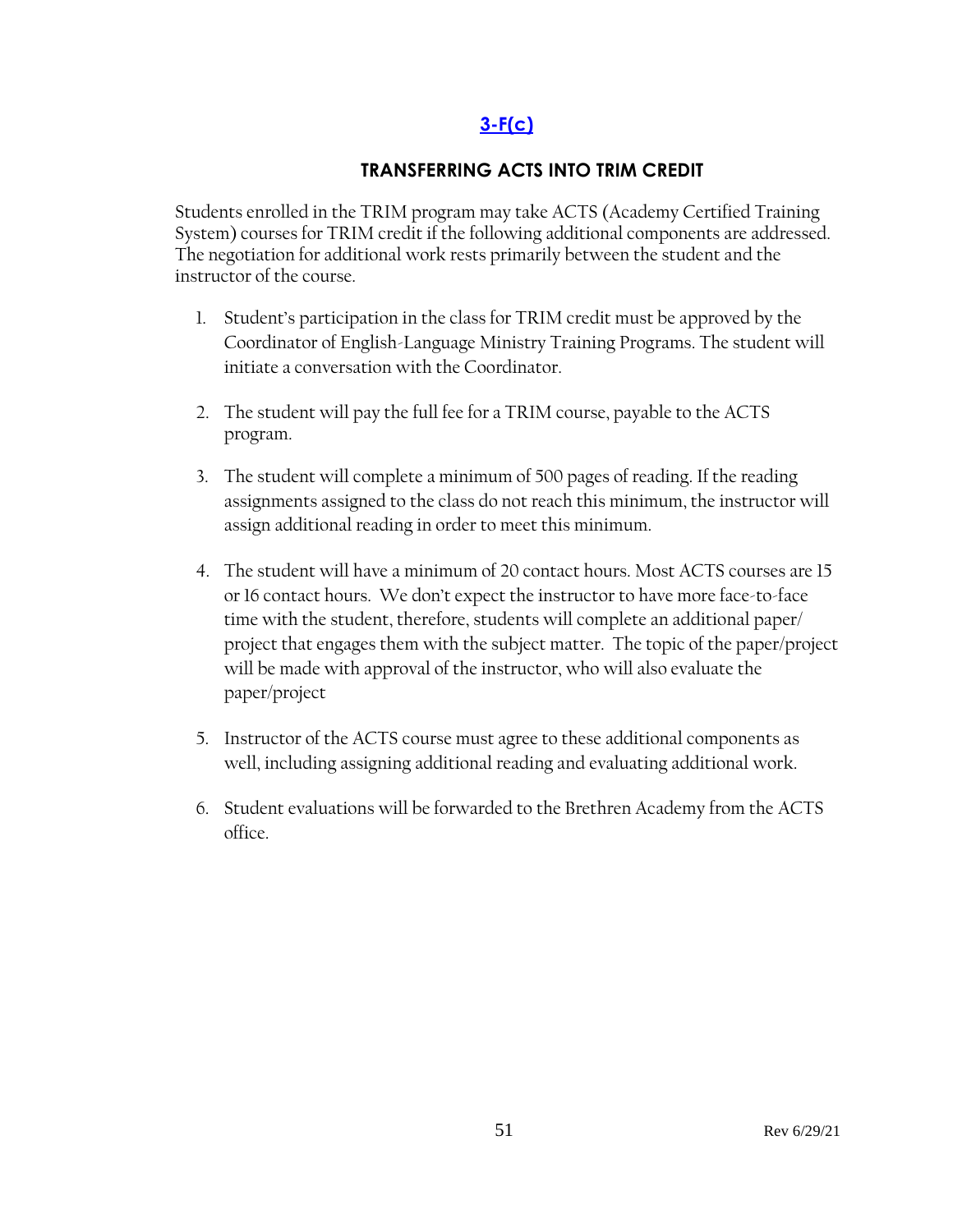## 3-F(c)

### TRANSFERRING ACTS INTO TRIM CREDIT

Students enrolled in the TRIM program may take ACTS (Academy Certified Training System) courses for TRIM credit if the following additional components are addressed. The negotiation for additional work rests primarily between the student and the instructor of the course.

1. Student's participation in the class for TRIM credit must be approved by the Coordinator of English-Language Ministry Training Programs. The student will initiate a conversation with the Coordinator.

2. The student will pay the full fee for a TRIM course, payable to the ACTS program.

3. The student will complete a minimum of 500 pages of reading. If the reading assignments assigned to the class do not reach this minimum, the instructor will assign additional reading in order to meet this minimum.

4. The student will have a minimum of 20 contact hours. Most ACTS courses are 15 or 16 contact hours. We don't expect the instructor to have more face-to-face time with the student, therefore, students will complete an additional paper/ project that engages them with the subject matter. The topic of the paper/project will be made with approval of the instructor, who will also evaluate the paper/project

5. Instructor of the ACTS course must agree to these additional components as well, including assigning additional reading and evaluating additional work.

6. Student evaluations will be forwarded to the Brethren Academy from the ACTS office.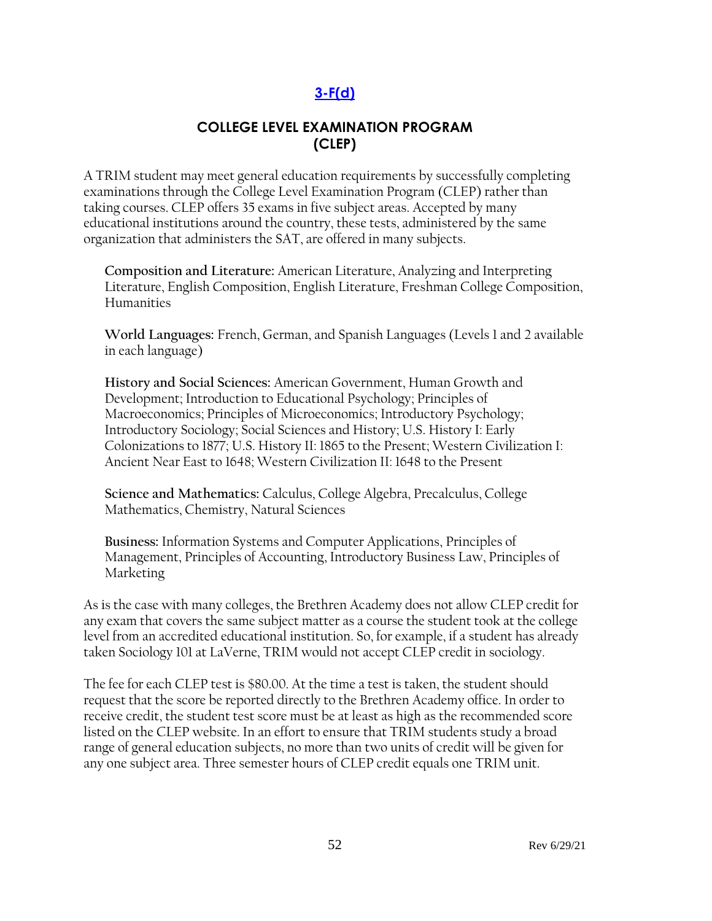## [3-F(d)]

## COLLEGE LEVEL EXAMINATION PROGRAM (CLEP)

A TRIM student may meet general education requirements by successfully completing examinations through the College Level Examination Program (CLEP) rather than taking courses. CLEP offers 35 exams in five subject areas. Accepted by many educational institutions around the country, these tests, administered by the same organization that administers the SAT, are offered in many subjects.

**Composition and Literature:** American Literature, Analyzing and Interpreting Literature, English Composition, English Literature, Freshman College Composition, Humanities

**World Languages:** French, German, and Spanish Languages (Levels 1 and 2 available in each language)

**History and Social Sciences:** American Government, Human Growth and Development; Introduction to Educational Psychology; Principles of Macroeconomics; Principles of Microeconomics; Introductory Psychology; Introductory Sociology; Social Sciences and History; U.S. History I: Early Colonizations to 1877; U.S. History II: 1865 to the Present; Western Civilization I: Ancient Near East to 1648; Western Civilization II: 1648 to the Present

**Science and Mathematics:** Calculus, College Algebra, Precalculus, College Mathematics, Chemistry, Natural Sciences

**Business:** Information Systems and Computer Applications, Principles of Management, Principles of Accounting, Introductory Business Law, Principles of Marketing

As is the case with many colleges, the Brethren Academy does not allow CLEP credit for any exam that covers the same subject matter as a course the student took at the college level from an accredited educational institution. So, for example, if a student has already taken Sociology 101 at LaVerne, TRIM would not accept CLEP credit in sociology.

The fee for each CLEP test is $80.00. At the time a test is taken, the student should request that the score be reported directly to the Brethren Academy office. In order to receive credit, the student test score must be at least as high as the recommended score listed on the CLEP website. In an effort to ensure that TRIM students study a broad range of general education subjects, no more than two units of credit will be given for any one subject area. Three semester hours of CLEP credit equals one TRIM unit.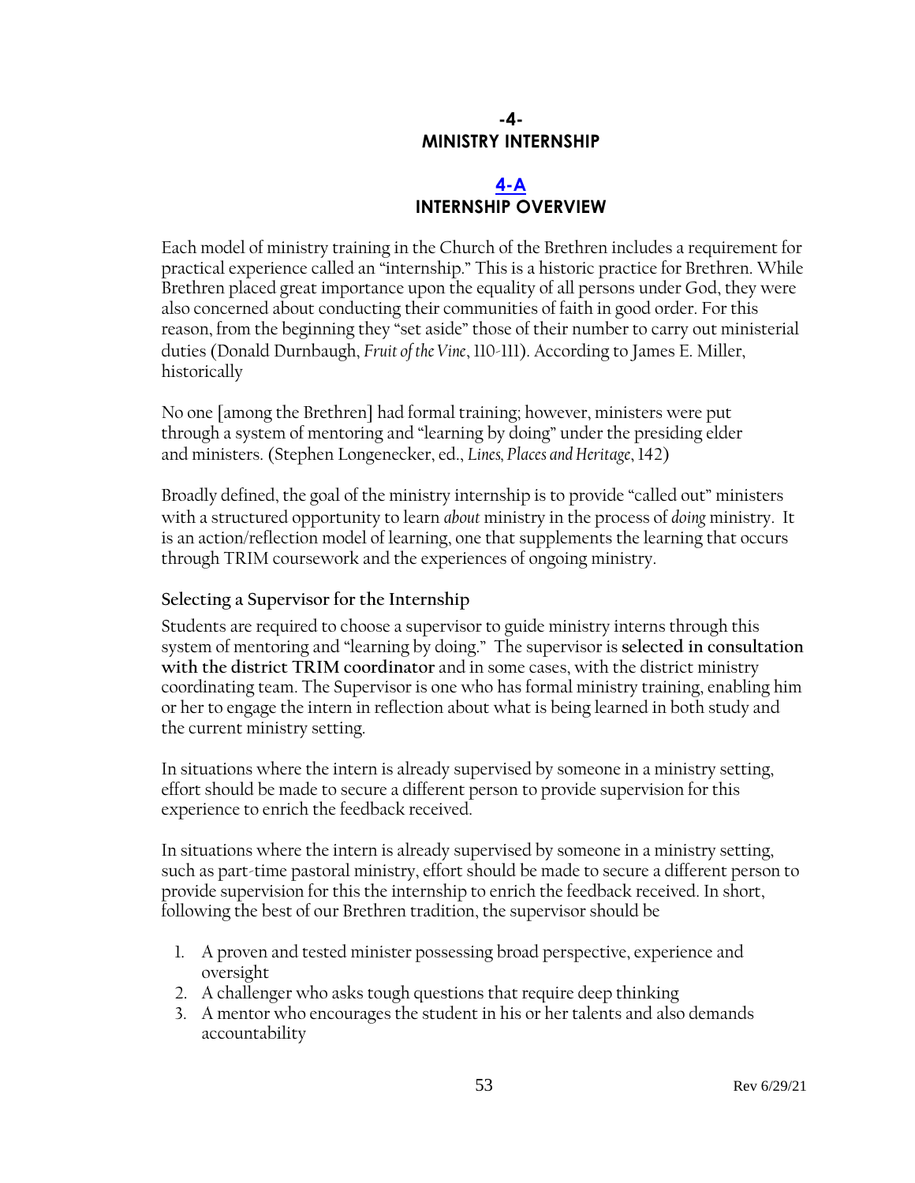# -4-
# MINISTRY INTERNSHIP

## [4-A](#)
## INTERNSHIP OVERVIEW

Each model of ministry training in the Church of the Brethren includes a requirement for practical experience called an "internship." This is a historic practice for Brethren. While Brethren placed great importance upon the equality of all persons under God, they were also concerned about conducting their communities of faith in good order. For this reason, from the beginning they "set aside" those of their number to carry out ministerial duties (Donald Durnbaugh, *Fruit of the Vine*, 110-111). According to James E. Miller, historically

> No one [among the Brethren] had formal training; however, ministers were put through a system of mentoring and "learning by doing" under the presiding elder and ministers. (Stephen Longenecker, ed., *Lines, Places and Heritage*, 142)

Broadly defined, the goal of the ministry internship is to provide "called out" ministers with a structured opportunity to learn *about* ministry in the process of *doing* ministry. It is an action/reflection model of learning, one that supplements the learning that occurs through TRIM coursework and the experiences of ongoing ministry.

### Selecting a Supervisor for the Internship

Students are required to choose a supervisor to guide ministry interns through this system of mentoring and "learning by doing." The supervisor is **selected in consultation with the district TRIM coordinator** and in some cases, with the district ministry coordinating team. The Supervisor is one who has formal ministry training, enabling him or her to engage the intern in reflection about what is being learned in both study and the current ministry setting.

In situations where the intern is already supervised by someone in a ministry setting, effort should be made to secure a different person to provide supervision for this experience to enrich the feedback received.

In situations where the intern is already supervised by someone in a ministry setting, such as part-time pastoral ministry, effort should be made to secure a different person to provide supervision for this the internship to enrich the feedback received. In short, following the best of our Brethren tradition, the supervisor should be

1. A proven and tested minister possessing broad perspective, experience and oversight
2. A challenger who asks tough questions that require deep thinking
3. A mentor who encourages the student in his or her talents and also demands accountability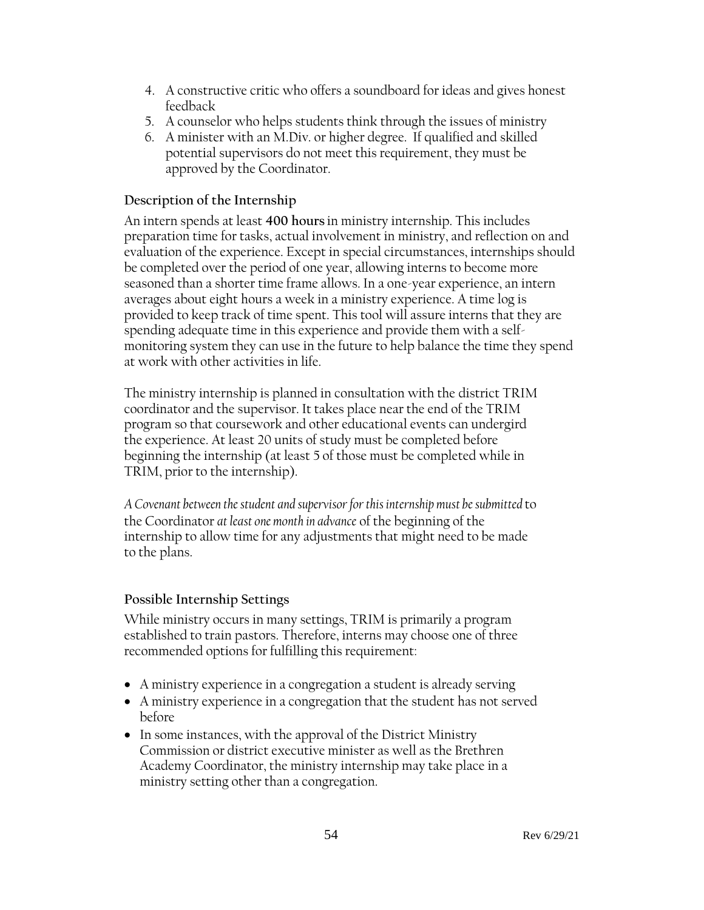4. A constructive critic who offers a soundboard for ideas and gives honest feedback
5. A counselor who helps students think through the issues of ministry
6. A minister with an M.Div. or higher degree. If qualified and skilled potential supervisors do not meet this requirement, they must be approved by the Coordinator.

### Description of the Internship

An intern spends at least **400 hours** in ministry internship. This includes preparation time for tasks, actual involvement in ministry, and reflection on and evaluation of the experience. Except in special circumstances, internships should be completed over the period of one year, allowing interns to become more seasoned than a shorter time frame allows. In a one-year experience, an intern averages about eight hours a week in a ministry experience. A time log is provided to keep track of time spent. This tool will assure interns that they are spending adequate time in this experience and provide them with a self-monitoring system they can use in the future to help balance the time they spend at work with other activities in life.

The ministry internship is planned in consultation with the district TRIM coordinator and the supervisor. It takes place near the end of the TRIM program so that coursework and other educational events can undergird the experience. At least 20 units of study must be completed before beginning the internship (at least 5 of those must be completed while in TRIM, prior to the internship).

*A Covenant between the student and supervisor for this internship must be submitted* to the Coordinator *at least one month in advance* of the beginning of the internship to allow time for any adjustments that might need to be made to the plans.

### Possible Internship Settings

While ministry occurs in many settings, TRIM is primarily a program established to train pastors. Therefore, interns may choose one of three recommended options for fulfilling this requirement:

- A ministry experience in a congregation a student is already serving
- A ministry experience in a congregation that the student has not served before
- In some instances, with the approval of the District Ministry Commission or district executive minister as well as the Brethren Academy Coordinator, the ministry internship may take place in a ministry setting other than a congregation.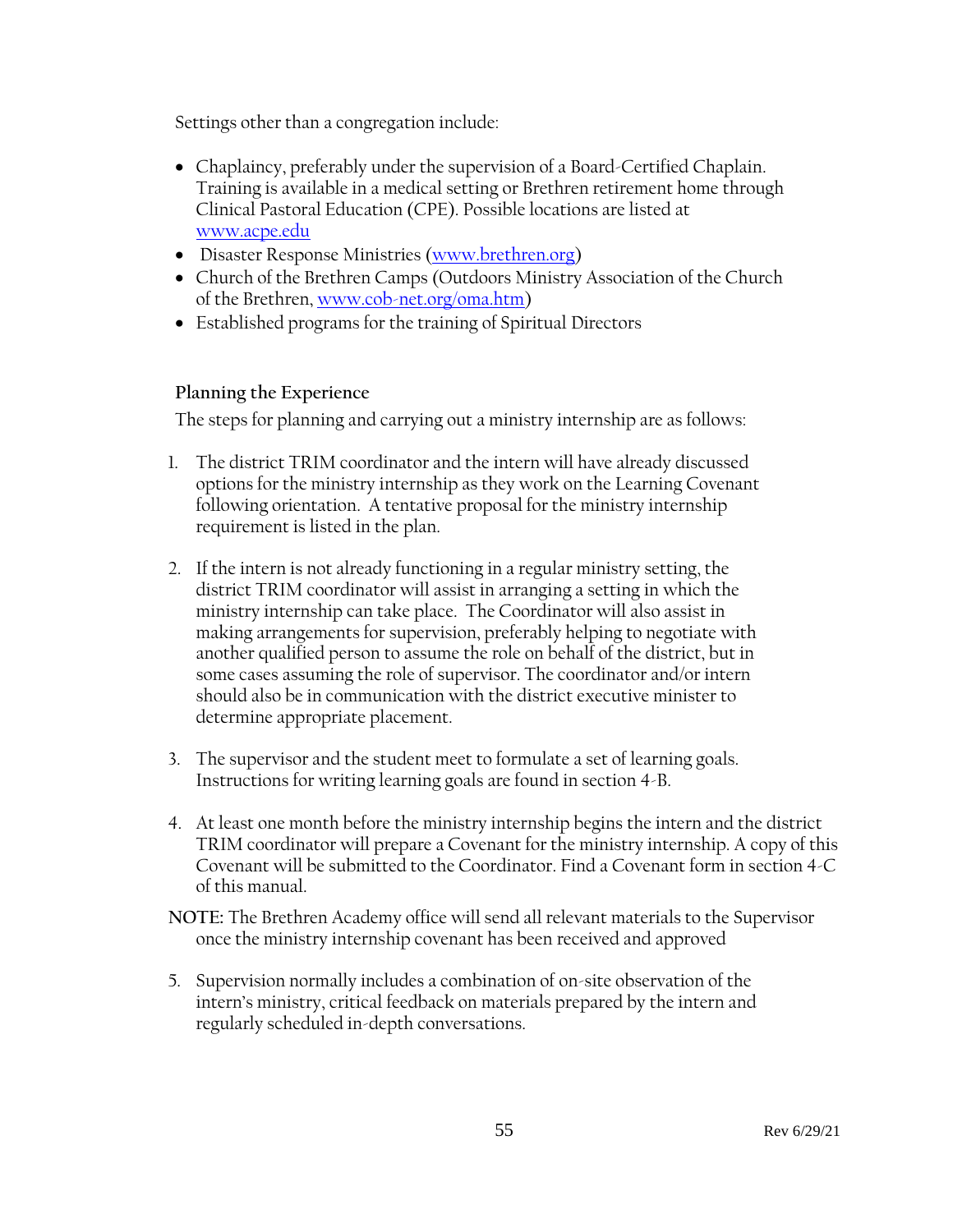Settings other than a congregation include:

- Chaplaincy, preferably under the supervision of a Board-Certified Chaplain. Training is available in a medical setting or Brethren retirement home through Clinical Pastoral Education (CPE). Possible locations are listed at www.acpe.edu
- Disaster Response Ministries (www.brethren.org)
- Church of the Brethren Camps (Outdoors Ministry Association of the Church of the Brethren, www.cob-net.org/oma.htm)
- Established programs for the training of Spiritual Directors

### Planning the Experience

The steps for planning and carrying out a ministry internship are as follows:

1. The district TRIM coordinator and the intern will have already discussed options for the ministry internship as they work on the Learning Covenant following orientation. A tentative proposal for the ministry internship requirement is listed in the plan.

2. If the intern is not already functioning in a regular ministry setting, the district TRIM coordinator will assist in arranging a setting in which the ministry internship can take place. The Coordinator will also assist in making arrangements for supervision, preferably helping to negotiate with another qualified person to assume the role on behalf of the district, but in some cases assuming the role of supervisor. The coordinator and/or intern should also be in communication with the district executive minister to determine appropriate placement.

3. The supervisor and the student meet to formulate a set of learning goals. Instructions for writing learning goals are found in section 4-B.

4. At least one month before the ministry internship begins the intern and the district TRIM coordinator will prepare a Covenant for the ministry internship. A copy of this Covenant will be submitted to the Coordinator. Find a Covenant form in section 4-C of this manual.

**NOTE:** The Brethren Academy office will send all relevant materials to the Supervisor once the ministry internship covenant has been received and approved

5. Supervision normally includes a combination of on-site observation of the intern's ministry, critical feedback on materials prepared by the intern and regularly scheduled in-depth conversations.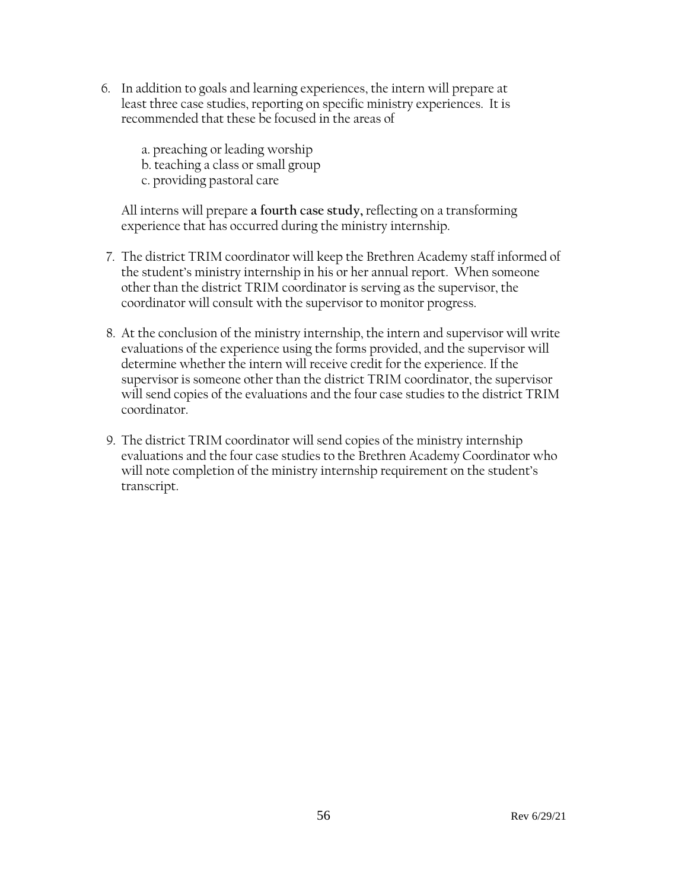6. In addition to goals and learning experiences, the intern will prepare at least three case studies, reporting on specific ministry experiences. It is recommended that these be focused in the areas of

   a. preaching or leading worship
   b. teaching a class or small group
   c. providing pastoral care

   All interns will prepare **a fourth case study,** reflecting on a transforming experience that has occurred during the ministry internship.

7. The district TRIM coordinator will keep the Brethren Academy staff informed of the student's ministry internship in his or her annual report. When someone other than the district TRIM coordinator is serving as the supervisor, the coordinator will consult with the supervisor to monitor progress.

8. At the conclusion of the ministry internship, the intern and supervisor will write evaluations of the experience using the forms provided, and the supervisor will determine whether the intern will receive credit for the experience. If the supervisor is someone other than the district TRIM coordinator, the supervisor will send copies of the evaluations and the four case studies to the district TRIM coordinator.

9. The district TRIM coordinator will send copies of the ministry internship evaluations and the four case studies to the Brethren Academy Coordinator who will note completion of the ministry internship requirement on the student's transcript.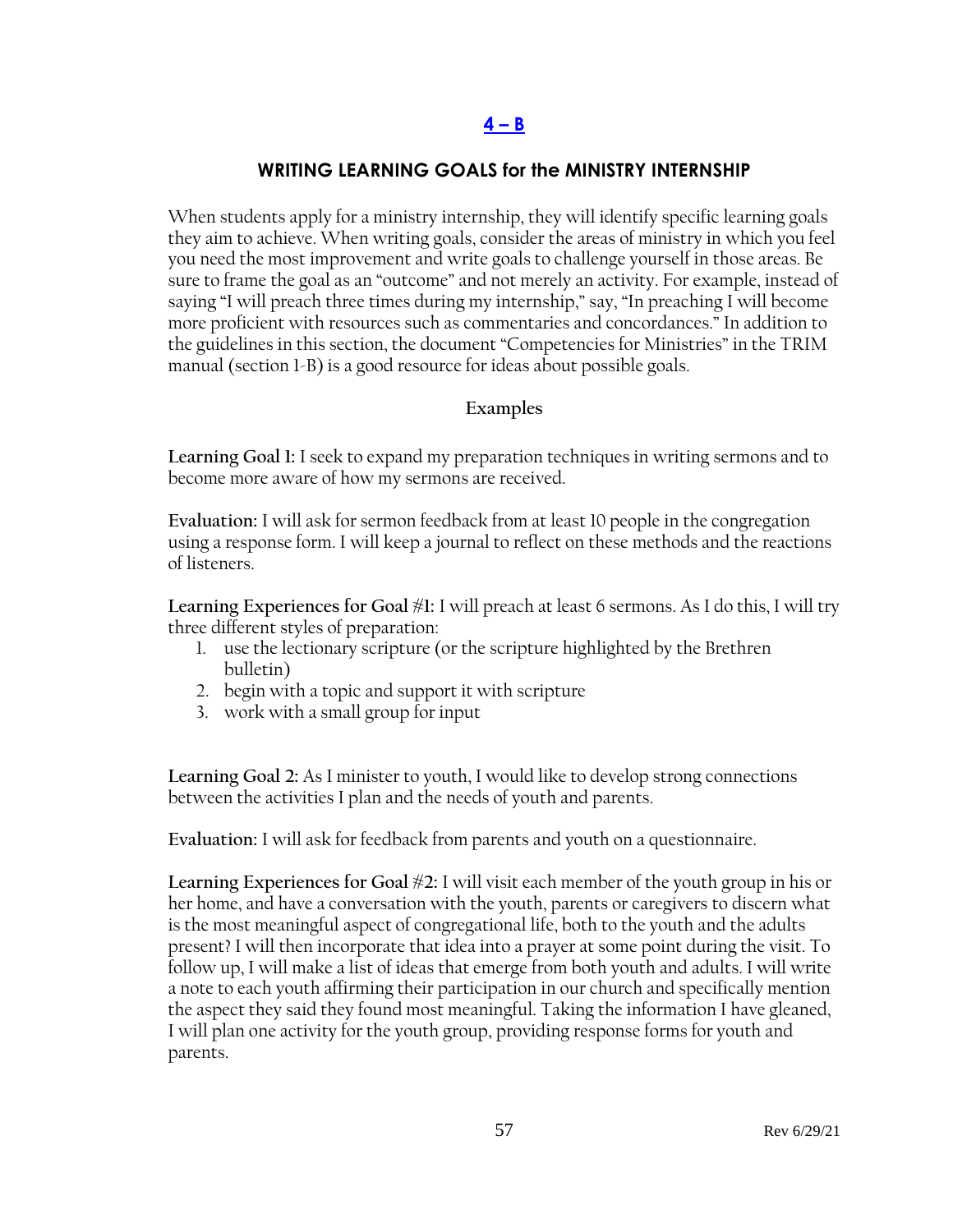## [4 – B]

## WRITING LEARNING GOALS for the MINISTRY INTERNSHIP

When students apply for a ministry internship, they will identify specific learning goals they aim to achieve. When writing goals, consider the areas of ministry in which you feel you need the most improvement and write goals to challenge yourself in those areas. Be sure to frame the goal as an "outcome" and not merely an activity. For example, instead of saying "I will preach three times during my internship," say, "In preaching I will become more proficient with resources such as commentaries and concordances." In addition to the guidelines in this section, the document "Competencies for Ministries" in the TRIM manual (section 1-B) is a good resource for ideas about possible goals.

### Examples

**Learning Goal 1:** I seek to expand my preparation techniques in writing sermons and to become more aware of how my sermons are received.

**Evaluation:** I will ask for sermon feedback from at least 10 people in the congregation using a response form. I will keep a journal to reflect on these methods and the reactions of listeners.

**Learning Experiences for Goal #1:** I will preach at least 6 sermons. As I do this, I will try three different styles of preparation:

1. use the lectionary scripture (or the scripture highlighted by the Brethren bulletin)
2. begin with a topic and support it with scripture
3. work with a small group for input

**Learning Goal 2:** As I minister to youth, I would like to develop strong connections between the activities I plan and the needs of youth and parents.

**Evaluation:** I will ask for feedback from parents and youth on a questionnaire.

**Learning Experiences for Goal #2:** I will visit each member of the youth group in his or her home, and have a conversation with the youth, parents or caregivers to discern what is the most meaningful aspect of congregational life, both to the youth and the adults present? I will then incorporate that idea into a prayer at some point during the visit. To follow up, I will make a list of ideas that emerge from both youth and adults. I will write a note to each youth affirming their participation in our church and specifically mention the aspect they said they found most meaningful. Taking the information I have gleaned, I will plan one activity for the youth group, providing response forms for youth and parents.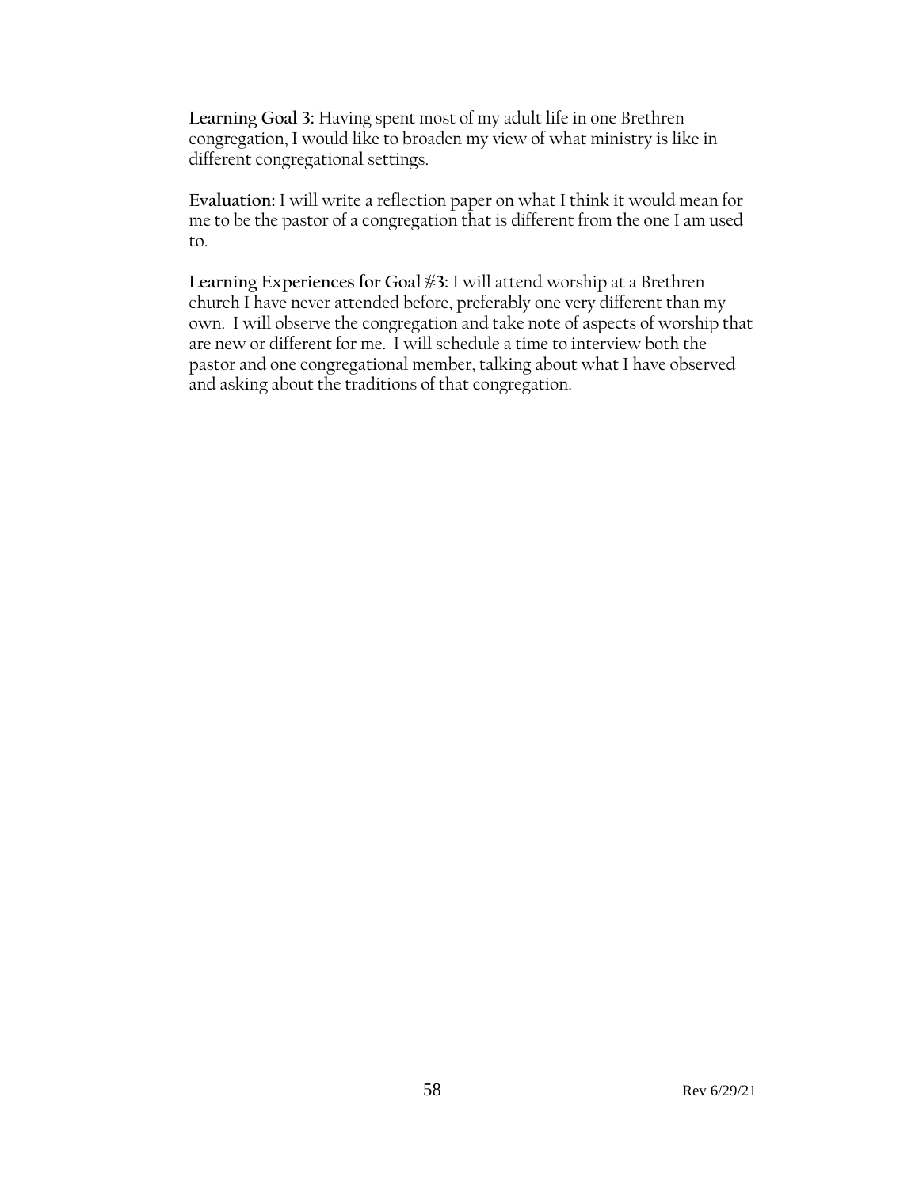**Learning Goal 3:** Having spent most of my adult life in one Brethren congregation, I would like to broaden my view of what ministry is like in different congregational settings.

**Evaluation:** I will write a reflection paper on what I think it would mean for me to be the pastor of a congregation that is different from the one I am used to.

**Learning Experiences for Goal #3:** I will attend worship at a Brethren church I have never attended before, preferably one very different than my own. I will observe the congregation and take note of aspects of worship that are new or different for me. I will schedule a time to interview both the pastor and one congregational member, talking about what I have observed and asking about the traditions of that congregation.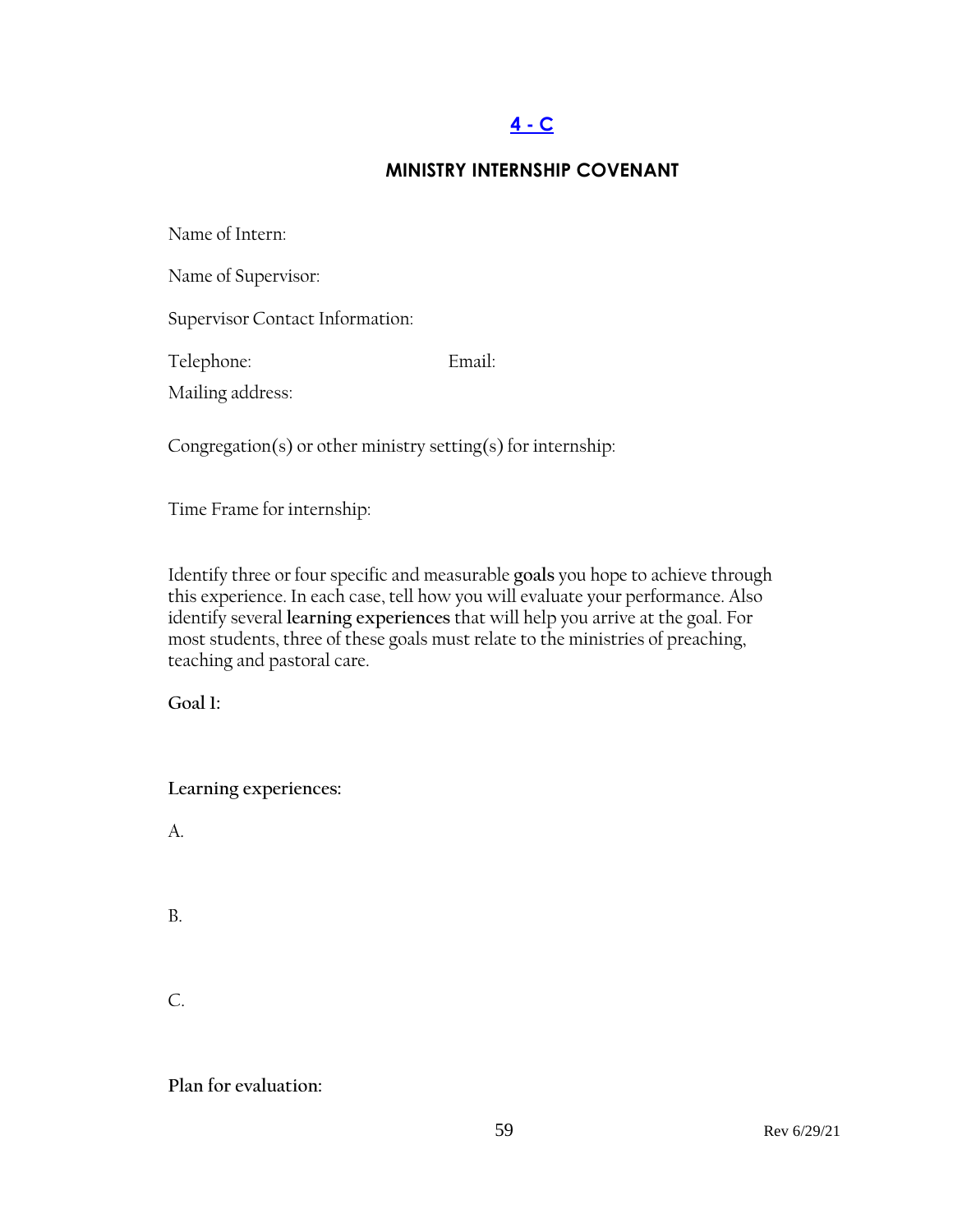## [4 - C](#)

### MINISTRY INTERNSHIP COVENANT

Name of Intern:

Name of Supervisor:

Supervisor Contact Information:

Telephone: Email:

Mailing address:

Congregation(s) or other ministry setting(s) for internship:

Time Frame for internship:

Identify three or four specific and measurable **goals** you hope to achieve through this experience. In each case, tell how you will evaluate your performance. Also identify several **learning experiences** that will help you arrive at the goal. For most students, three of these goals must relate to the ministries of preaching, teaching and pastoral care.

**Goal 1:**

**Learning experiences:**

A.

B.

C.

**Plan for evaluation:**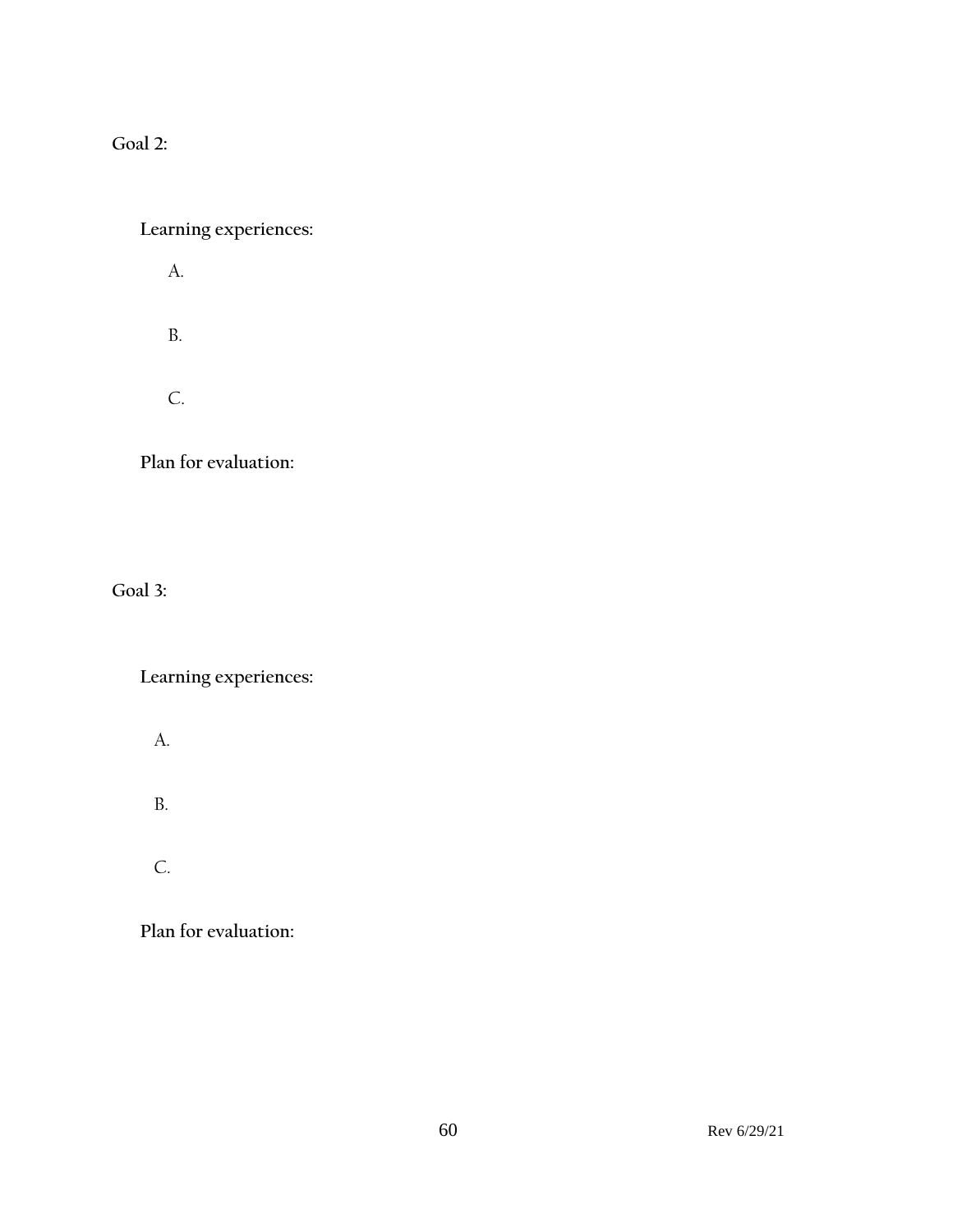**Goal 2:**

**Learning experiences:**

A.

B.

C.

**Plan for evaluation:**

**Goal 3:**

**Learning experiences:**

A.

B.

C.

**Plan for evaluation:**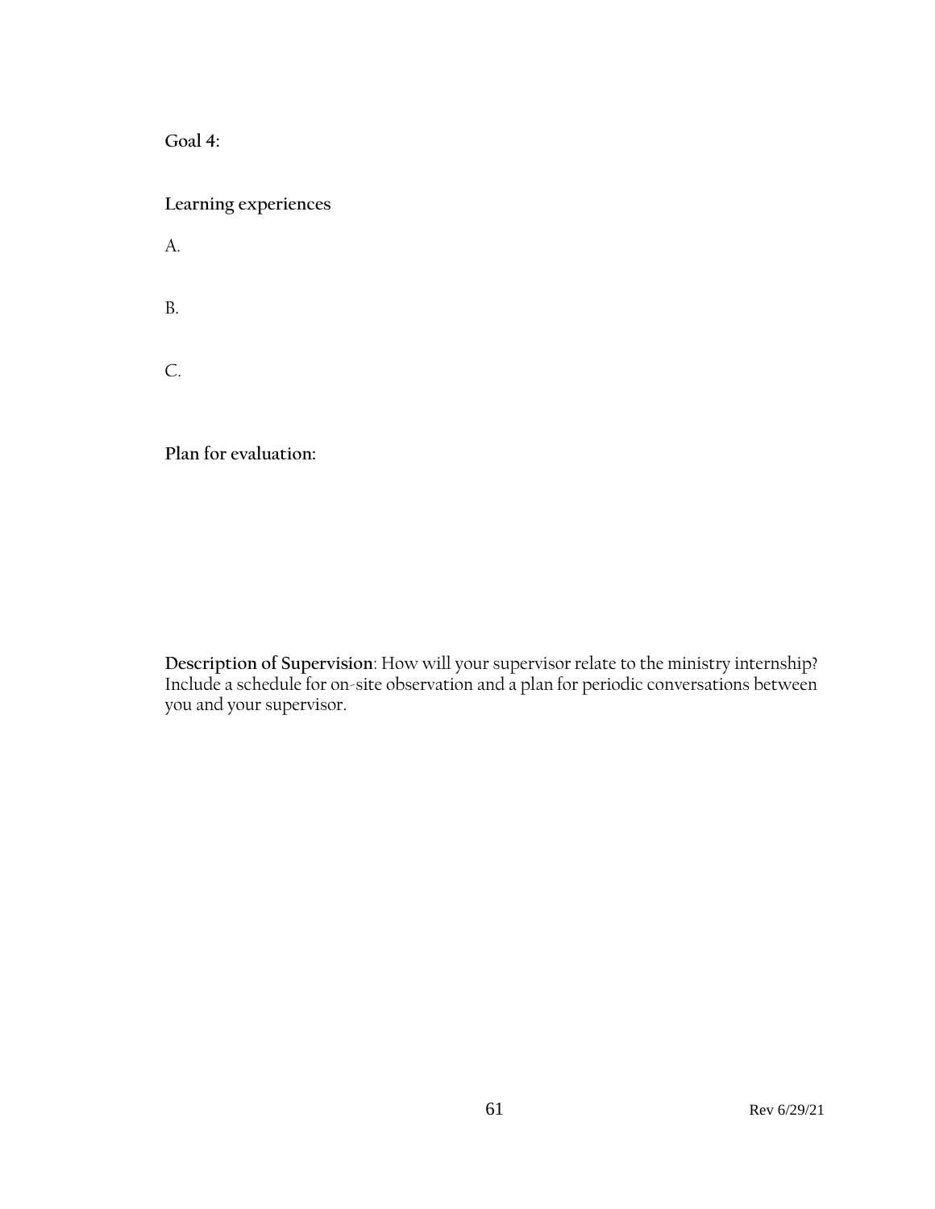**Goal 4:**

**Learning experiences**

A.

B.

C.

**Plan for evaluation:**

**Description of Supervision**: How will your supervisor relate to the ministry internship? Include a schedule for on-site observation and a plan for periodic conversations between you and your supervisor.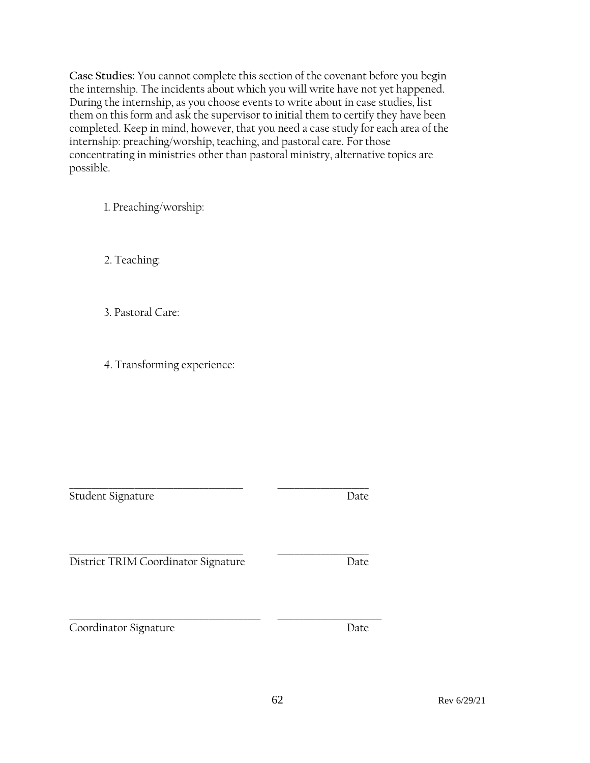**Case Studies:** You cannot complete this section of the covenant before you begin the internship. The incidents about which you will write have not yet happened. During the internship, as you choose events to write about in case studies, list them on this form and ask the supervisor to initial them to certify they have been completed. Keep in mind, however, that you need a case study for each area of the internship: preaching/worship, teaching, and pastoral care. For those concentrating in ministries other than pastoral ministry, alternative topics are possible.

1. Preaching/worship:

2. Teaching:

3. Pastoral Care:

4. Transforming experience:

\_\_\_\_\_\_\_\_\_\_\_\_\_\_\_\_\_\_\_\_\_\_\_\_\_\_\_\_\_\_\_\_\_\_ \_\_\_\_\_\_\_\_\_\_\_\_\_\_\_\_\_\_
Student Signature Date

\_\_\_\_\_\_\_\_\_\_\_\_\_\_\_\_\_\_\_\_\_\_\_\_\_\_\_\_\_\_\_\_\_\_ \_\_\_\_\_\_\_\_\_\_\_\_\_\_\_\_\_\_
District TRIM Coordinator Signature Date

\_\_\_\_\_\_\_\_\_\_\_\_\_\_\_\_\_\_\_\_\_\_\_\_\_\_\_\_\_\_\_\_\_\_\_\_\_ \_\_\_\_\_\_\_\_\_\_\_\_\_\_\_\_\_\_\_\_
Coordinator Signature Date

Rev 6/29/21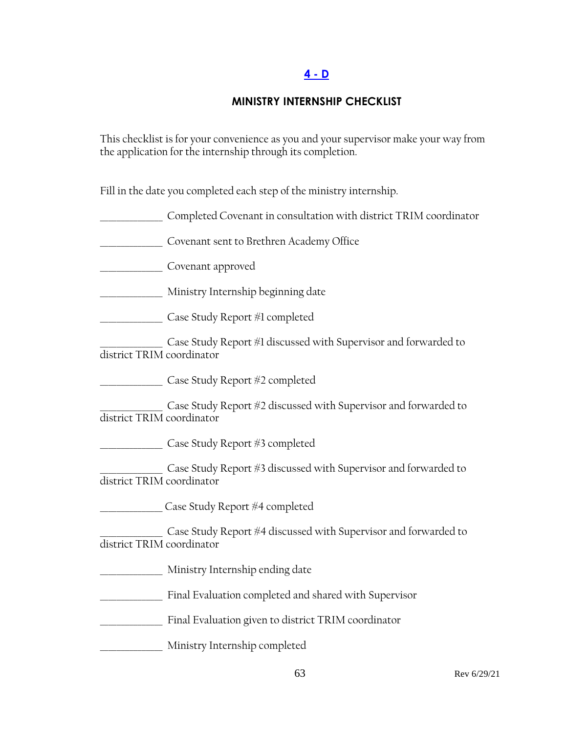**4 - D**

## MINISTRY INTERNSHIP CHECKLIST

This checklist is for your convenience as you and your supervisor make your way from the application for the internship through its completion.

Fill in the date you completed each step of the ministry internship.

____________ Completed Covenant in consultation with district TRIM coordinator

____________ Covenant sent to Brethren Academy Office

____________ Covenant approved

____________ Ministry Internship beginning date

____________ Case Study Report #1 completed

____________ Case Study Report #1 discussed with Supervisor and forwarded to district TRIM coordinator

____________ Case Study Report #2 completed

____________ Case Study Report #2 discussed with Supervisor and forwarded to district TRIM coordinator

____________ Case Study Report #3 completed

____________ Case Study Report #3 discussed with Supervisor and forwarded to district TRIM coordinator

____________ Case Study Report #4 completed

____________ Case Study Report #4 discussed with Supervisor and forwarded to district TRIM coordinator

____________ Ministry Internship ending date

____________ Final Evaluation completed and shared with Supervisor

____________ Final Evaluation given to district TRIM coordinator

____________ Ministry Internship completed

Rev 6/29/21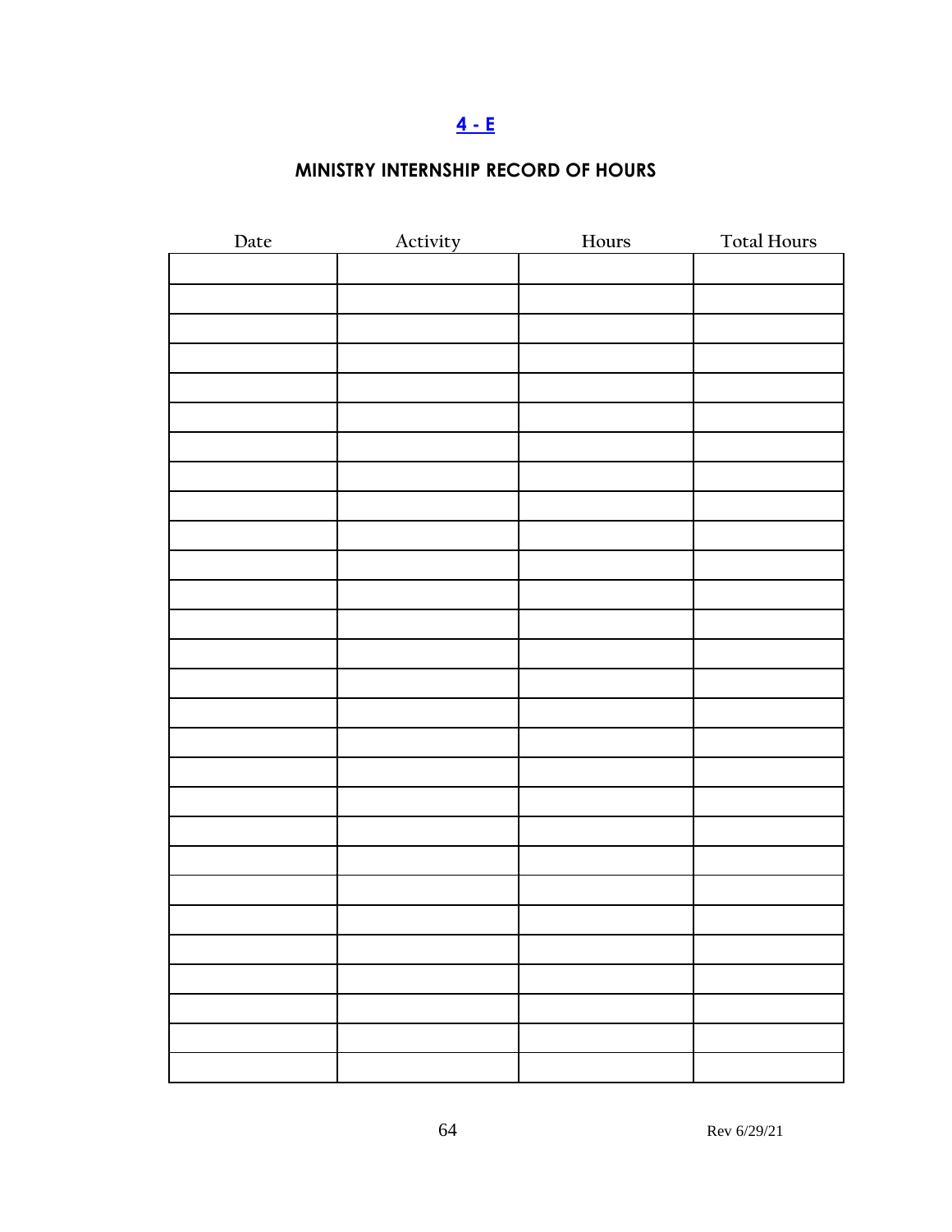**4 - E**

## MINISTRY INTERNSHIP RECORD OF HOURS

| Date | Activity | Hours | Total Hours |
|---|---|---|---|
| | | | |
| | | | |
| | | | |
| | | | |
| | | | |
| | | | |
| | | | |
| | | | |
| | | | |
| | | | |
| | | | |
| | | | |
| | | | |
| | | | |
| | | | |
| | | | |
| | | | |
| | | | |
| | | | |
| | | | |
| | | | |
| | | | |
| | | | |
| | | | |
| | | | |
| | | | |
| | | | |
| | | | |

Rev 6/29/21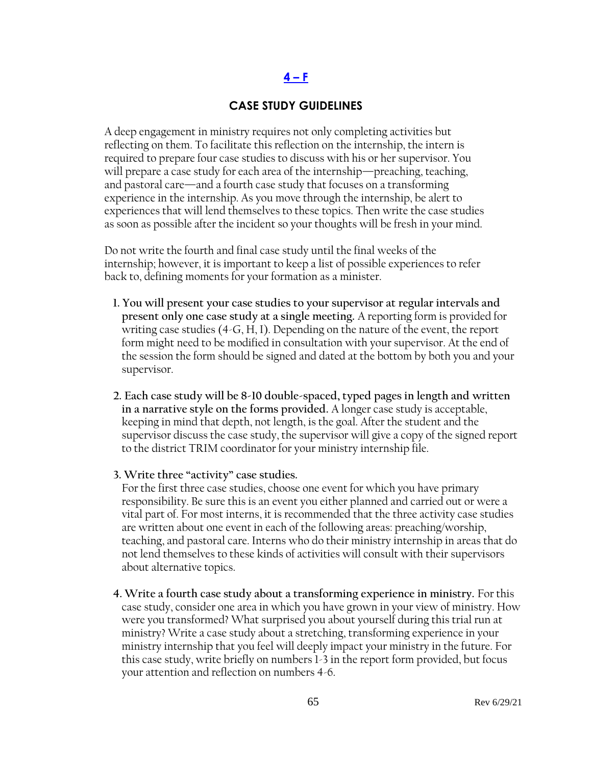## [4 – F]

## CASE STUDY GUIDELINES

A deep engagement in ministry requires not only completing activities but reflecting on them. To facilitate this reflection on the internship, the intern is required to prepare four case studies to discuss with his or her supervisor. You will prepare a case study for each area of the internship—preaching, teaching, and pastoral care—and a fourth case study that focuses on a transforming experience in the internship. As you move through the internship, be alert to experiences that will lend themselves to these topics. Then write the case studies as soon as possible after the incident so your thoughts will be fresh in your mind.

Do not write the fourth and final case study until the final weeks of the internship; however, it is important to keep a list of possible experiences to refer back to, defining moments for your formation as a minister.

1. **You will present your case studies to your supervisor at regular intervals and present only one case study at a single meeting.** A reporting form is provided for writing case studies (4-G, H, I). Depending on the nature of the event, the report form might need to be modified in consultation with your supervisor. At the end of the session the form should be signed and dated at the bottom by both you and your supervisor.

2. **Each case study will be 8-10 double-spaced, typed pages in length and written in a narrative style on the forms provided.** A longer case study is acceptable, keeping in mind that depth, not length, is the goal. After the student and the supervisor discuss the case study, the supervisor will give a copy of the signed report to the district TRIM coordinator for your ministry internship file.

3. **Write three "activity" case studies.**
   For the first three case studies, choose one event for which you have primary responsibility. Be sure this is an event you either planned and carried out or were a vital part of. For most interns, it is recommended that the three activity case studies are written about one event in each of the following areas: preaching/worship, teaching, and pastoral care. Interns who do their ministry internship in areas that do not lend themselves to these kinds of activities will consult with their supervisors about alternative topics.

4. **Write a fourth case study about a transforming experience in ministry.** For this case study, consider one area in which you have grown in your view of ministry. How were you transformed? What surprised you about yourself during this trial run at ministry? Write a case study about a stretching, transforming experience in your ministry internship that you feel will deeply impact your ministry in the future. For this case study, write briefly on numbers 1-3 in the report form provided, but focus your attention and reflection on numbers 4-6.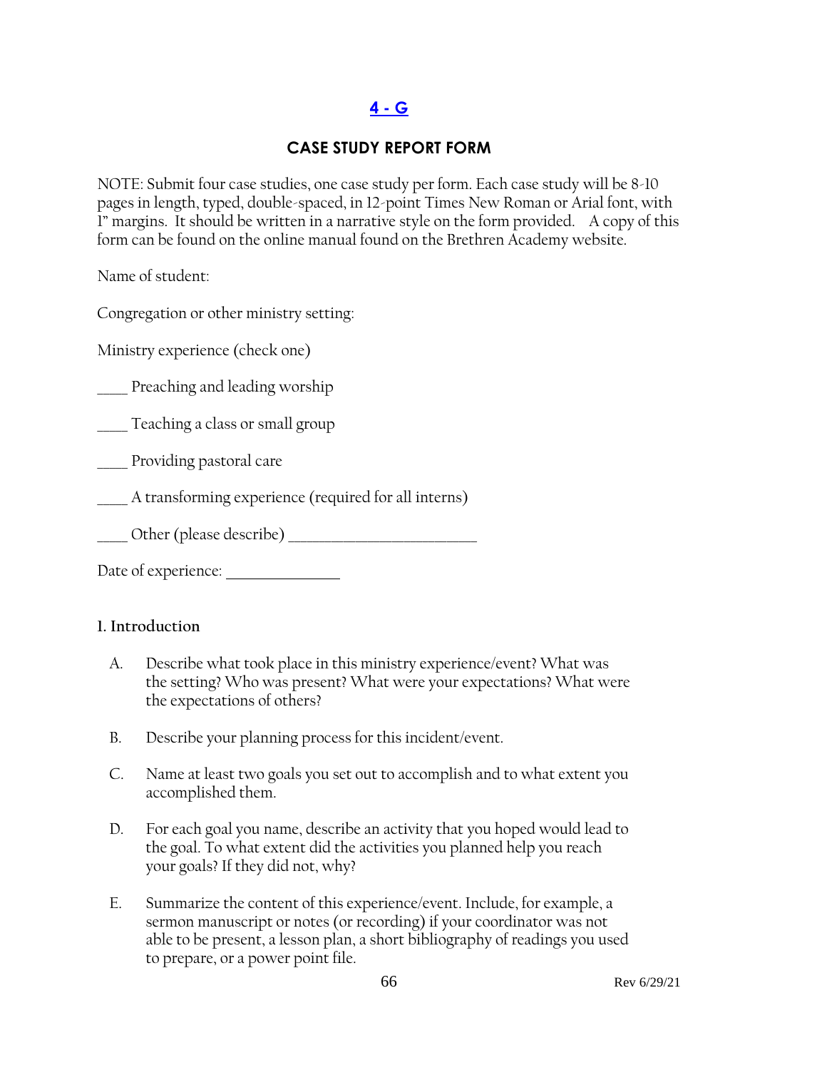## 4 - G

## CASE STUDY REPORT FORM

NOTE: Submit four case studies, one case study per form. Each case study will be 8-10 pages in length, typed, double-spaced, in 12-point Times New Roman or Arial font, with 1" margins. It should be written in a narrative style on the form provided. A copy of this form can be found on the online manual found on the Brethren Academy website.

Name of student:

Congregation or other ministry setting:

Ministry experience (check one)

____ Preaching and leading worship

____ Teaching a class or small group

____ Providing pastoral care

____ A transforming experience (required for all interns)

____ Other (please describe) ________________________

Date of experience: _______________

**I. Introduction**

A. Describe what took place in this ministry experience/event? What was the setting? Who was present? What were your expectations? What were the expectations of others?

B. Describe your planning process for this incident/event.

C. Name at least two goals you set out to accomplish and to what extent you accomplished them.

D. For each goal you name, describe an activity that you hoped would lead to the goal. To what extent did the activities you planned help you reach your goals? If they did not, why?

E. Summarize the content of this experience/event. Include, for example, a sermon manuscript or notes (or recording) if your coordinator was not able to be present, a lesson plan, a short bibliography of readings you used to prepare, or a power point file.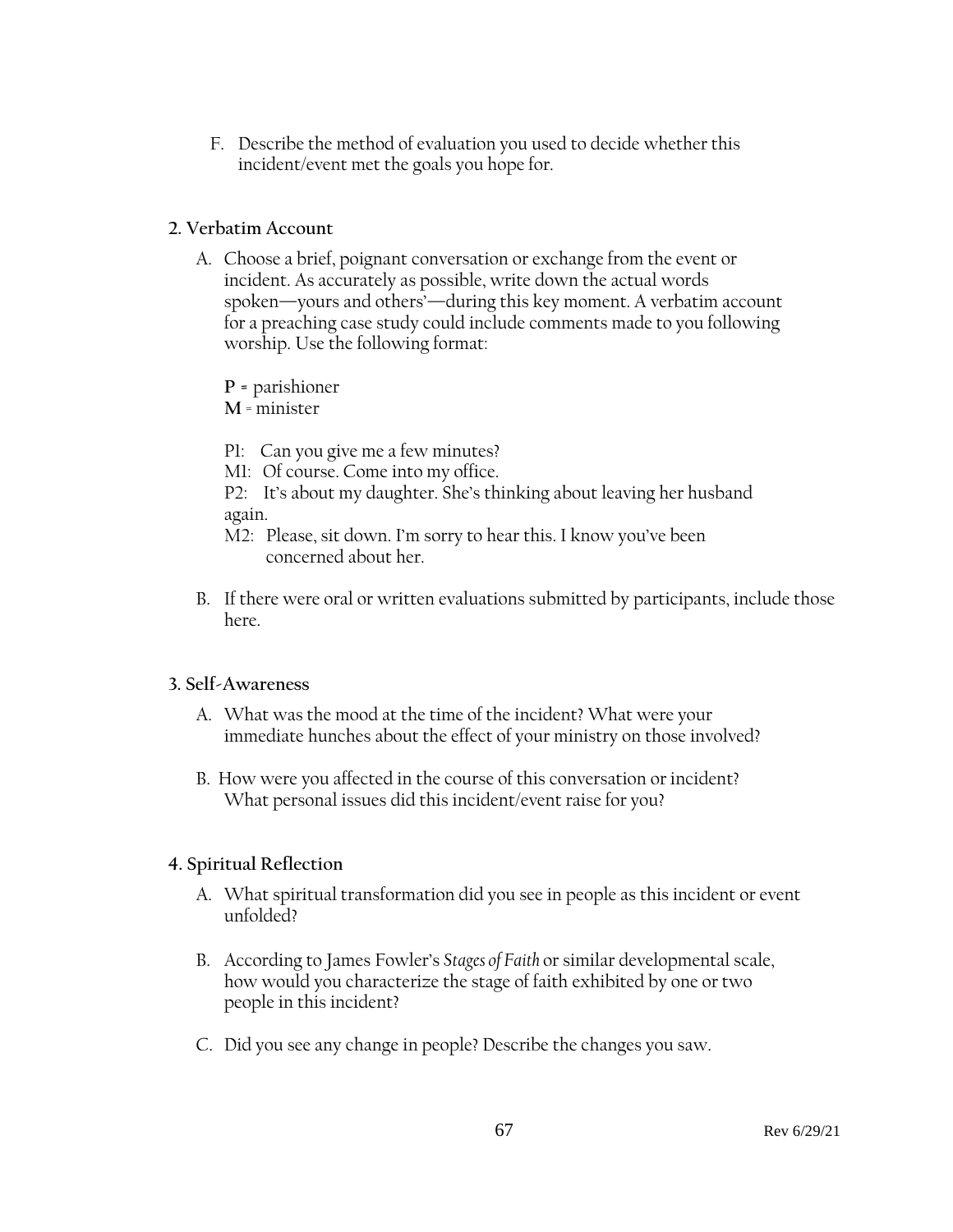F. Describe the method of evaluation you used to decide whether this incident/event met the goals you hope for.

## 2. Verbatim Account

A. Choose a brief, poignant conversation or exchange from the event or incident. As accurately as possible, write down the actual words spoken—yours and others'—during this key moment. A verbatim account for a preaching case study could include comments made to you following worship. Use the following format:

**P** = parishioner
**M** = minister

P1: Can you give me a few minutes?
M1: Of course. Come into my office.
P2: It's about my daughter. She's thinking about leaving her husband again.
M2: Please, sit down. I'm sorry to hear this. I know you've been concerned about her.

B. If there were oral or written evaluations submitted by participants, include those here.

## 3. Self-Awareness

A. What was the mood at the time of the incident? What were your immediate hunches about the effect of your ministry on those involved?

B. How were you affected in the course of this conversation or incident? What personal issues did this incident/event raise for you?

## 4. Spiritual Reflection

A. What spiritual transformation did you see in people as this incident or event unfolded?

B. According to James Fowler's *Stages of Faith* or similar developmental scale, how would you characterize the stage of faith exhibited by one or two people in this incident?

C. Did you see any change in people? Describe the changes you saw.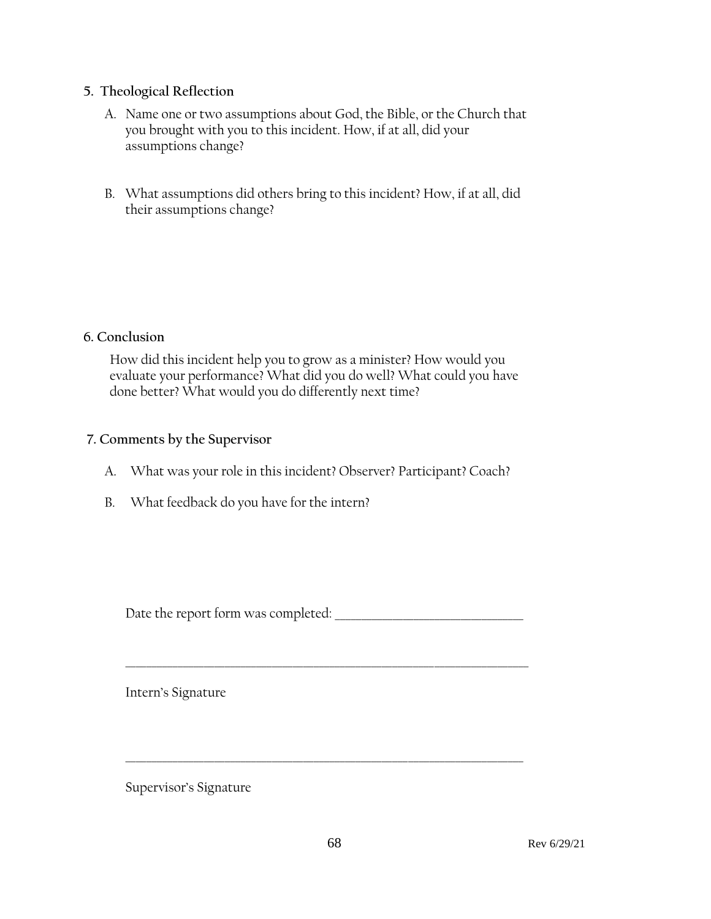**5. Theological Reflection**

A. Name one or two assumptions about God, the Bible, or the Church that you brought with you to this incident. How, if at all, did your assumptions change?

B. What assumptions did others bring to this incident? How, if at all, did their assumptions change?

**6. Conclusion**

How did this incident help you to grow as a minister? How would you evaluate your performance? What did you do well? What could you have done better? What would you do differently next time?

**7. Comments by the Supervisor**

A. What was your role in this incident? Observer? Participant? Coach?

B. What feedback do you have for the intern?

Date the report form was completed: ______________________________

_____________________________________________________________________

Intern's Signature

_____________________________________________________________________

Supervisor's Signature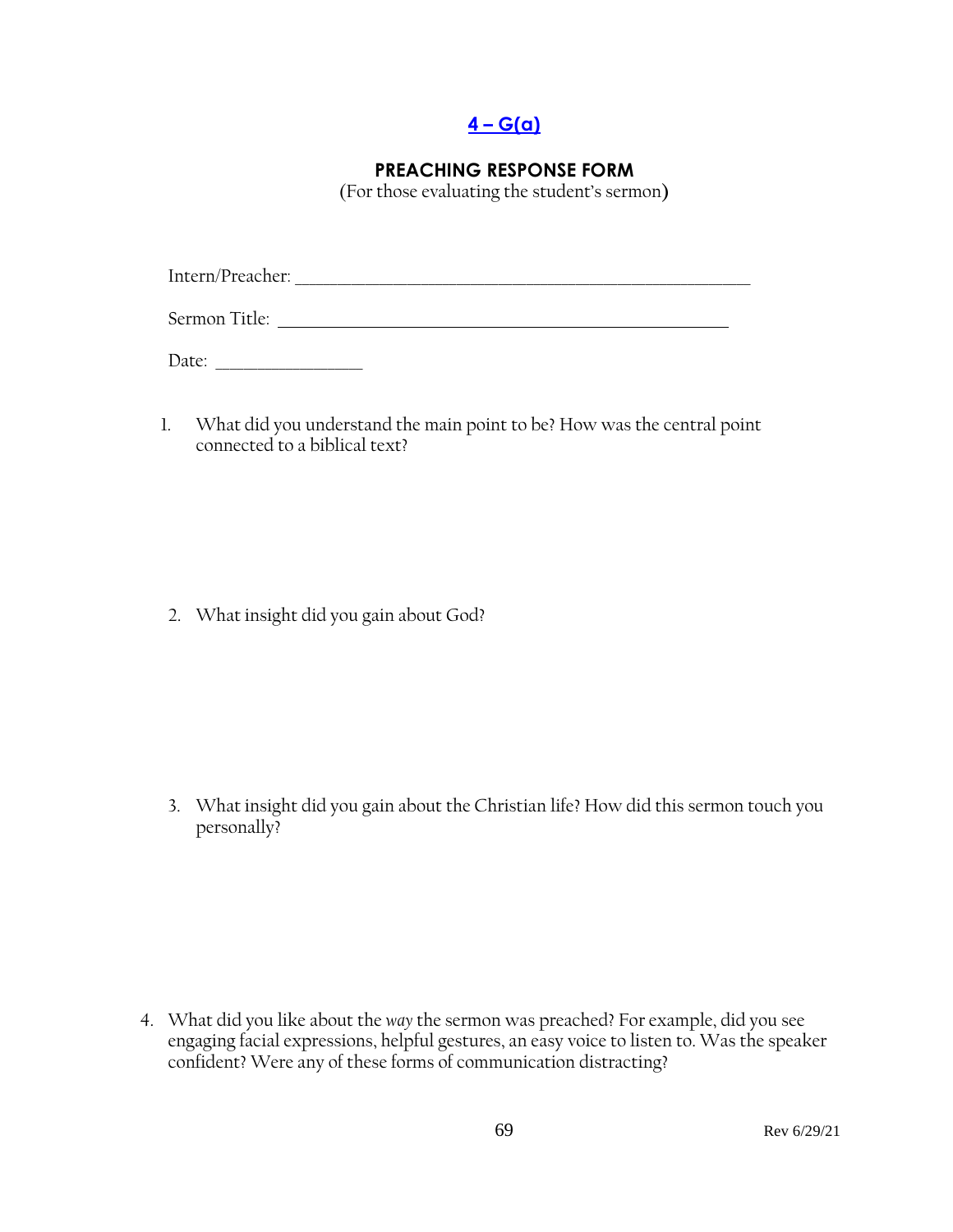## [4 – G(a)]

### PREACHING RESPONSE FORM

(For those evaluating the student's sermon)

Intern/Preacher: ______________________________________________

Sermon Title: ______________________________________________

Date: ________________

1. What did you understand the main point to be? How was the central point connected to a biblical text?

2. What insight did you gain about God?

3. What insight did you gain about the Christian life? How did this sermon touch you personally?

4. What did you like about the *way* the sermon was preached? For example, did you see engaging facial expressions, helpful gestures, an easy voice to listen to. Was the speaker confident? Were any of these forms of communication distracting?

Rev 6/29/21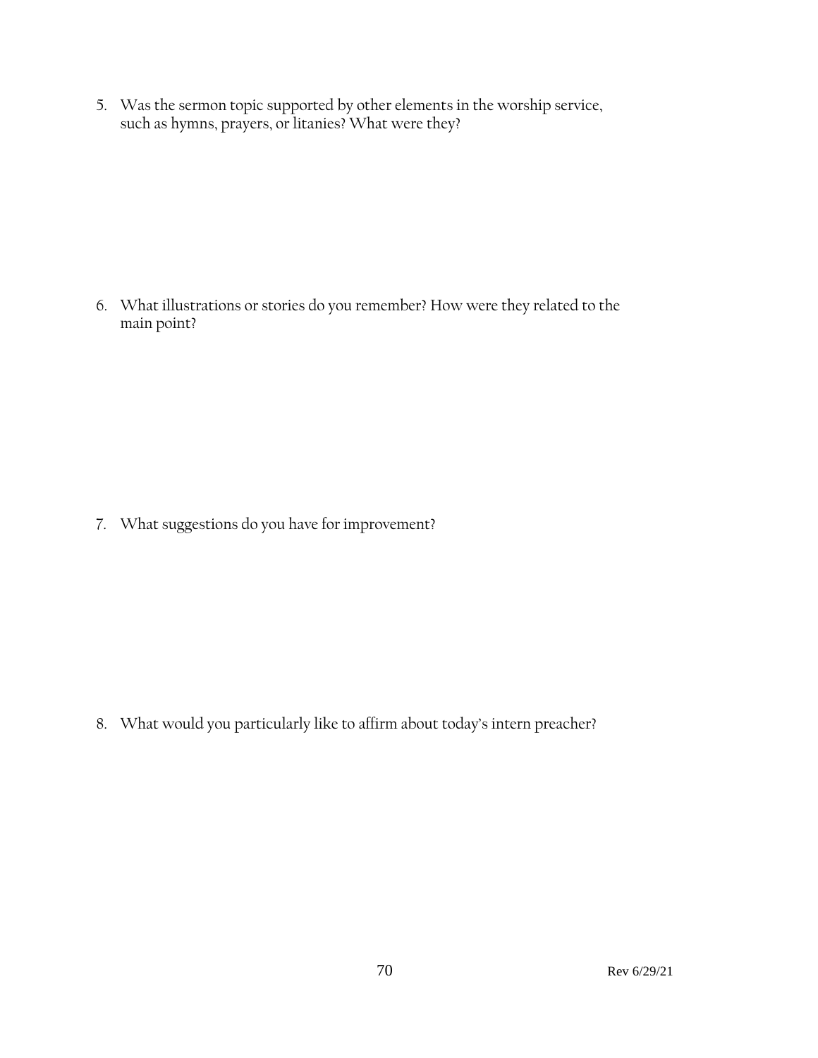5. Was the sermon topic supported by other elements in the worship service, such as hymns, prayers, or litanies? What were they?

6. What illustrations or stories do you remember? How were they related to the main point?

7. What suggestions do you have for improvement?

8. What would you particularly like to affirm about today's intern preacher?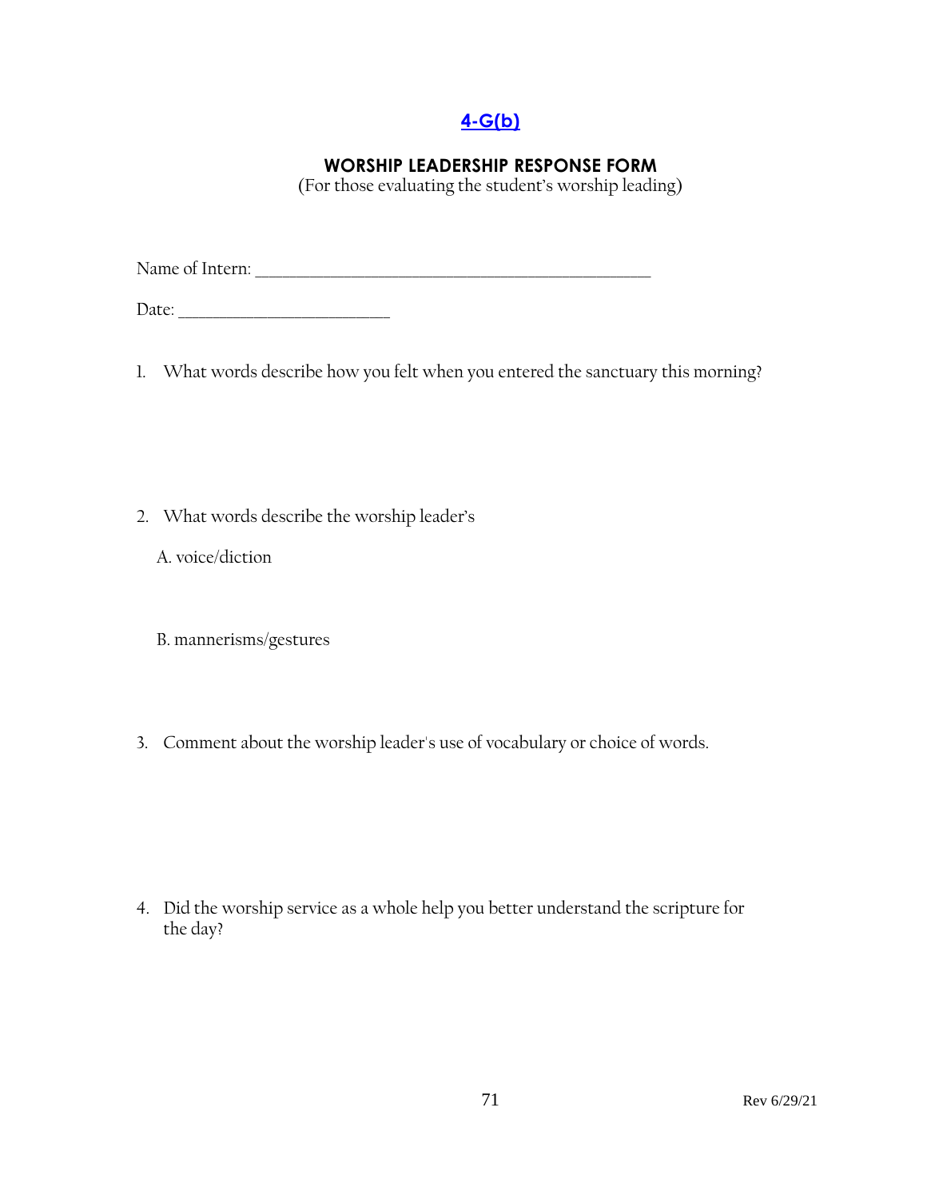## 4-G(b)

### WORSHIP LEADERSHIP RESPONSE FORM

(For those evaluating the student's worship leading)

Name of Intern: ______________________________________________

Date: _________________________

1. What words describe how you felt when you entered the sanctuary this morning?

2. What words describe the worship leader's

   A. voice/diction

   B. mannerisms/gestures

3. Comment about the worship leader's use of vocabulary or choice of words.

4. Did the worship service as a whole help you better understand the scripture for the day?

Rev 6/29/21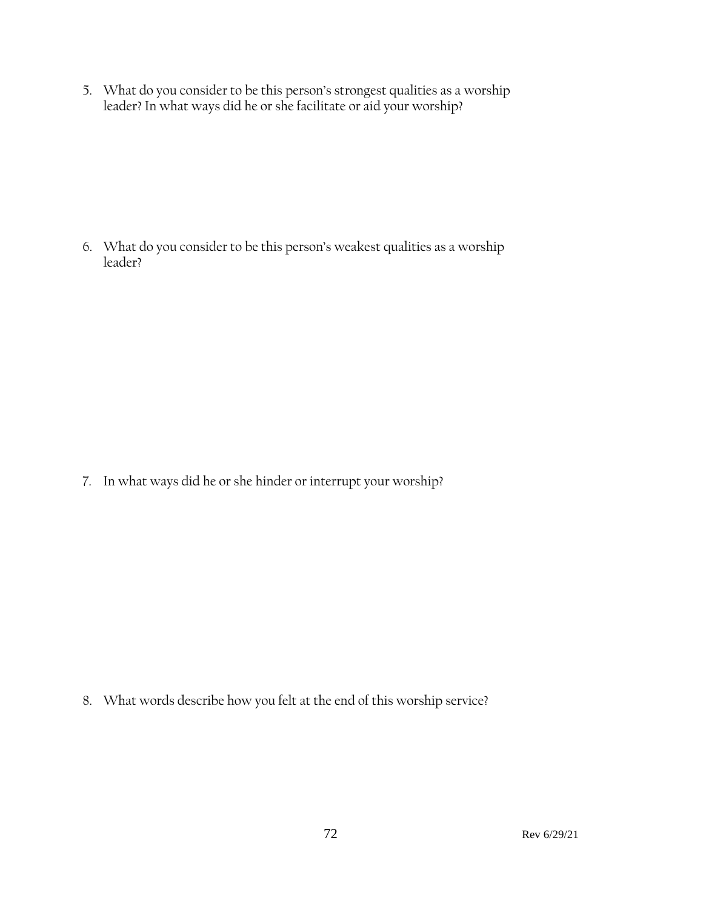5. What do you consider to be this person's strongest qualities as a worship leader? In what ways did he or she facilitate or aid your worship?

6. What do you consider to be this person's weakest qualities as a worship leader?

7. In what ways did he or she hinder or interrupt your worship?

8. What words describe how you felt at the end of this worship service?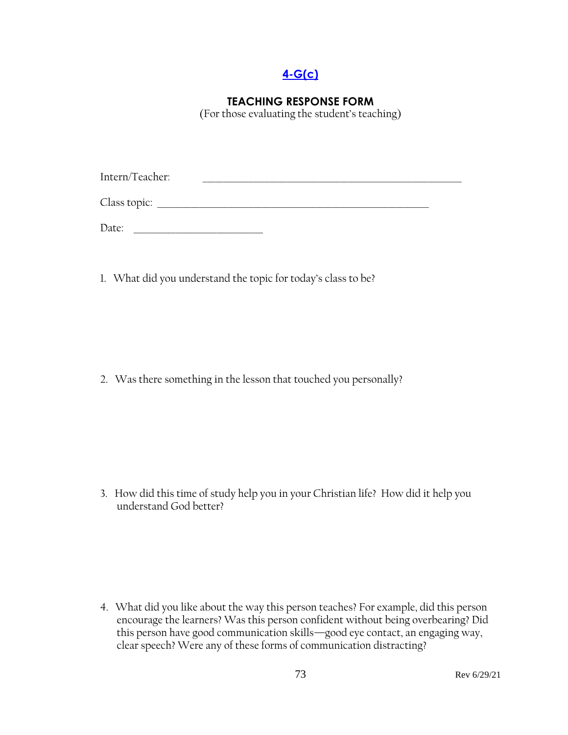## 4-G(c)

### TEACHING RESPONSE FORM

(For those evaluating the student's teaching)

Intern/Teacher: ______________________________________________

Class topic: ______________________________________________

Date: ______________________

1. What did you understand the topic for today's class to be?

2. Was there something in the lesson that touched you personally?

3. How did this time of study help you in your Christian life? How did it help you understand God better?

4. What did you like about the way this person teaches? For example, did this person encourage the learners? Was this person confident without being overbearing? Did this person have good communication skills—good eye contact, an engaging way, clear speech? Were any of these forms of communication distracting?

Rev 6/29/21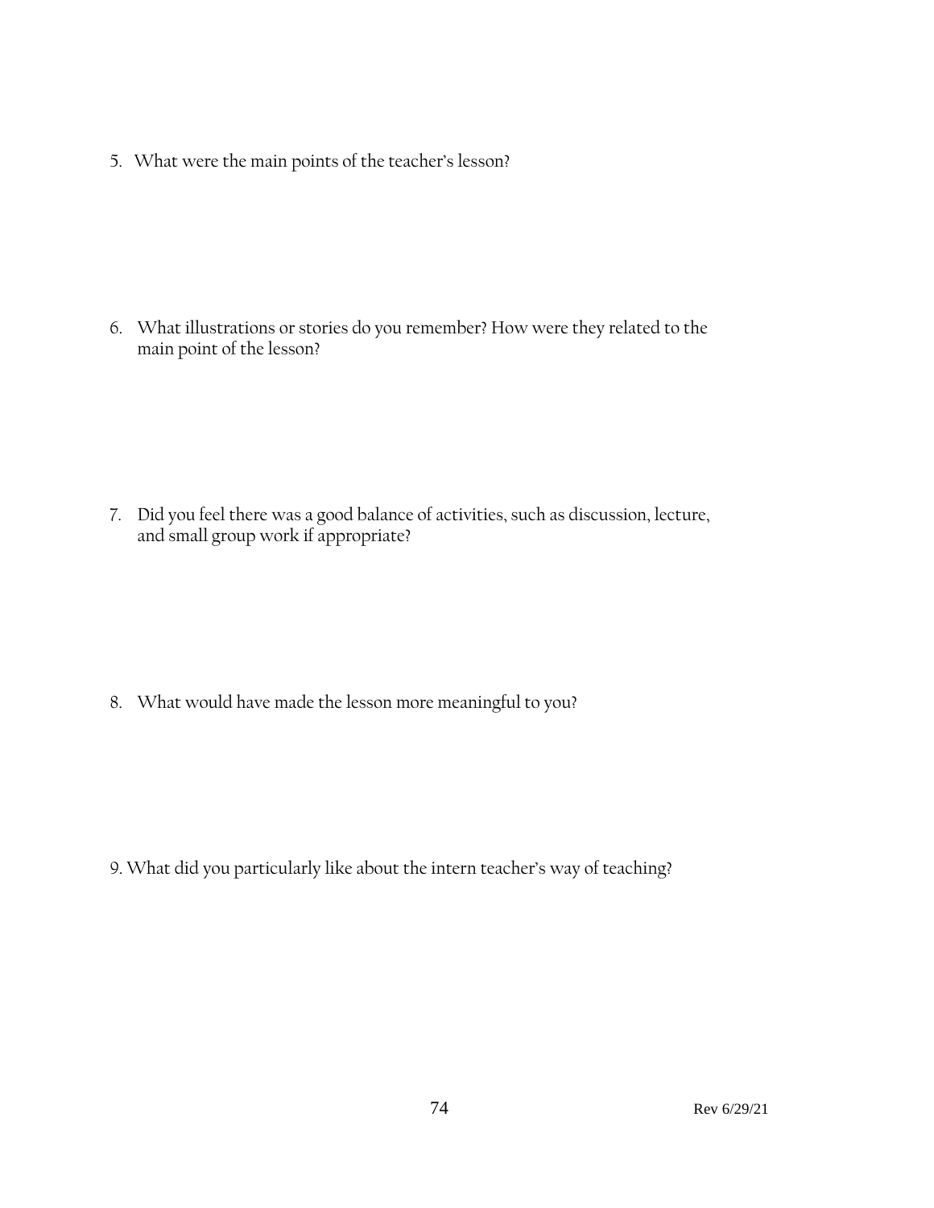5. What were the main points of the teacher's lesson?

6. What illustrations or stories do you remember? How were they related to the main point of the lesson?

7. Did you feel there was a good balance of activities, such as discussion, lecture, and small group work if appropriate?

8. What would have made the lesson more meaningful to you?

9. What did you particularly like about the intern teacher's way of teaching?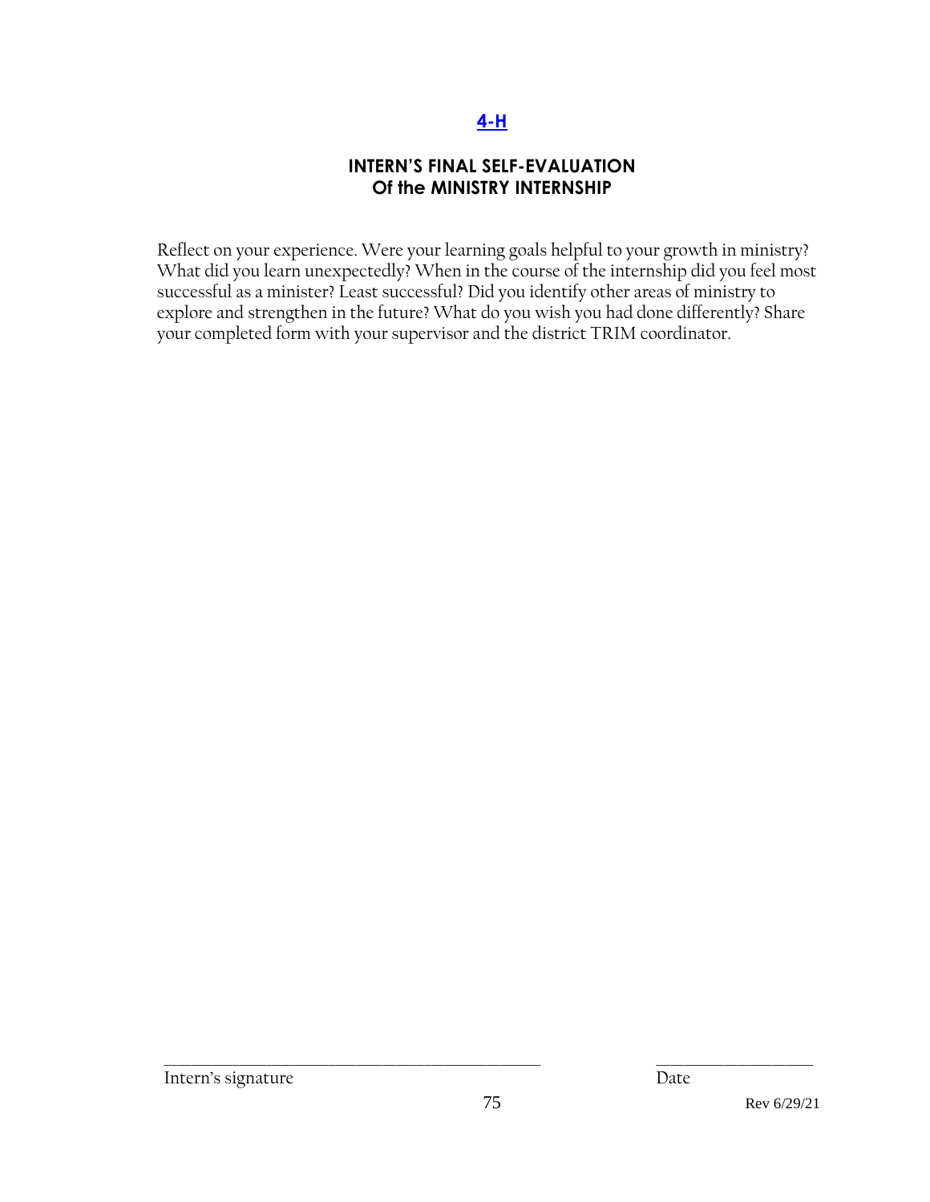# 4-H

## INTERN'S FINAL SELF-EVALUATION
## Of the MINISTRY INTERNSHIP

Reflect on your experience. Were your learning goals helpful to your growth in ministry? What did you learn unexpectedly? When in the course of the internship did you feel most successful as a minister? Least successful? Did you identify other areas of ministry to explore and strengthen in the future? What do you wish you had done differently? Share your completed form with your supervisor and the district TRIM coordinator.

_______________________________________________ ____________________
Intern's signature Date

Rev 6/29/21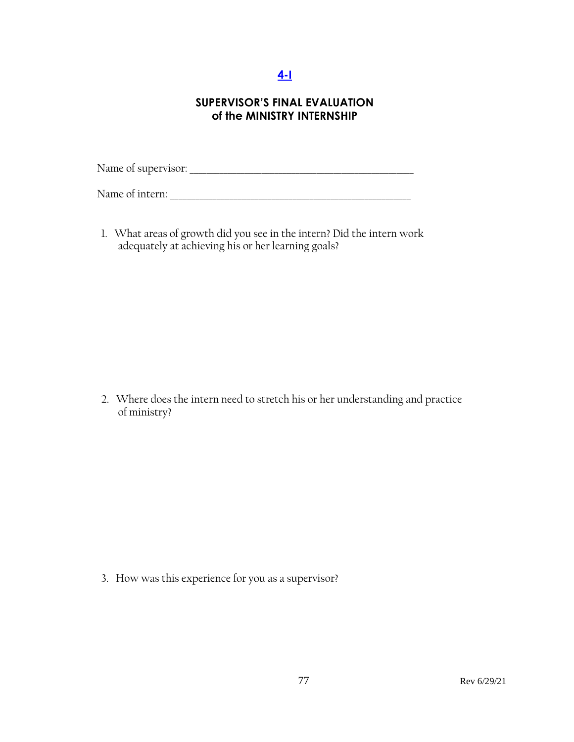**4-I**

## SUPERVISOR'S FINAL EVALUATION of the MINISTRY INTERNSHIP

Name of supervisor: ____________________________________________

Name of intern: ______________________________________________

1. What areas of growth did you see in the intern? Did the intern work adequately at achieving his or her learning goals?

2. Where does the intern need to stretch his or her understanding and practice of ministry?

3. How was this experience for you as a supervisor?

Rev 6/29/21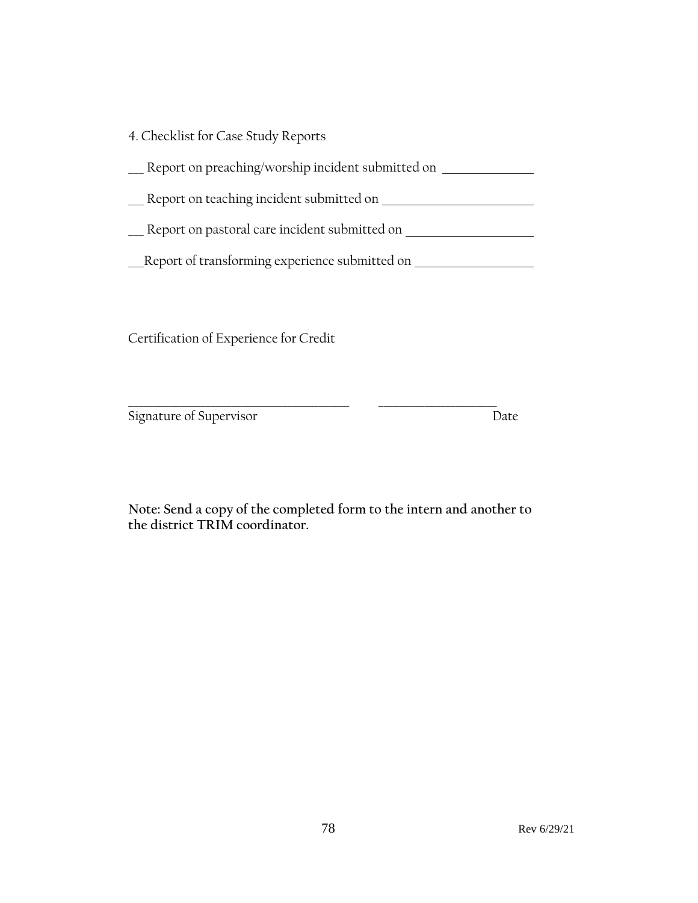4. Checklist for Case Study Reports

__ Report on preaching/worship incident submitted on ______________

__ Report on teaching incident submitted on ______________________

__ Report on pastoral care incident submitted on ___________________

__Report of transforming experience submitted on __________________

Certification of Experience for Credit

_________________________________ __________________

Signature of Supervisor Date

**Note: Send a copy of the completed form to the intern and another to the district TRIM coordinator.**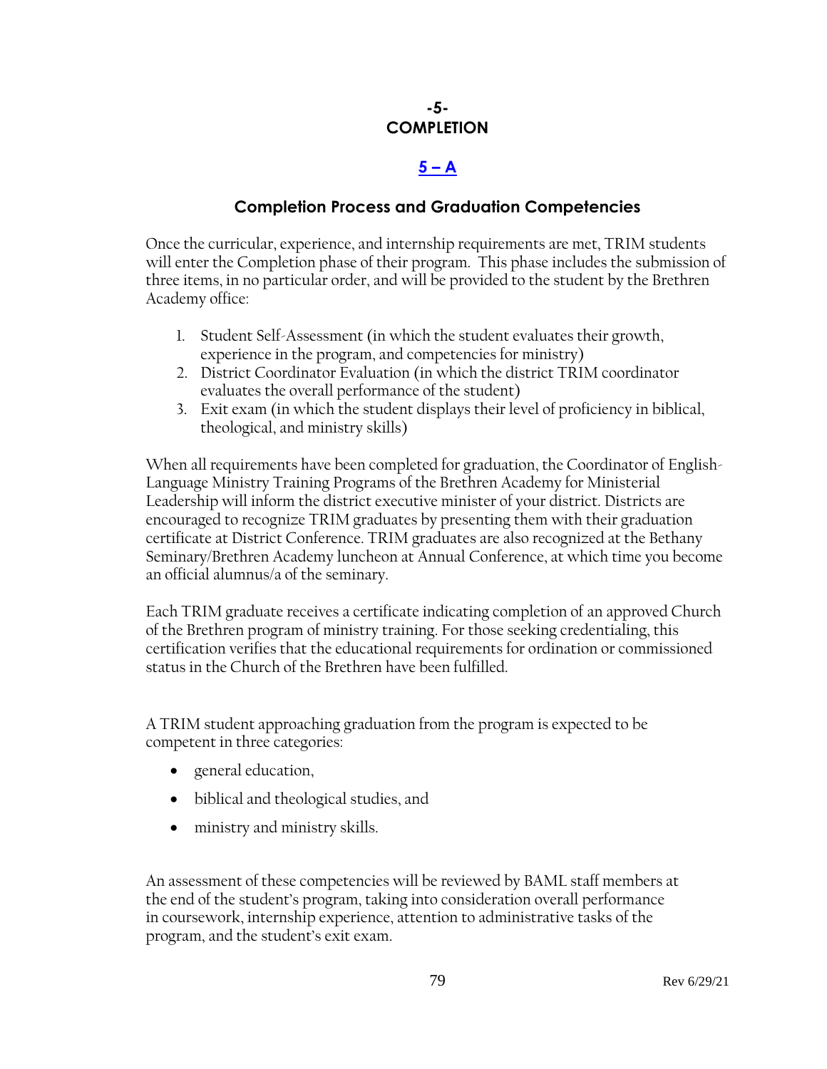# -5-
# COMPLETION

## 5 – A

### Completion Process and Graduation Competencies

Once the curricular, experience, and internship requirements are met, TRIM students will enter the Completion phase of their program. This phase includes the submission of three items, in no particular order, and will be provided to the student by the Brethren Academy office:

1. Student Self-Assessment (in which the student evaluates their growth, experience in the program, and competencies for ministry)
2. District Coordinator Evaluation (in which the district TRIM coordinator evaluates the overall performance of the student)
3. Exit exam (in which the student displays their level of proficiency in biblical, theological, and ministry skills)

When all requirements have been completed for graduation, the Coordinator of English-Language Ministry Training Programs of the Brethren Academy for Ministerial Leadership will inform the district executive minister of your district. Districts are encouraged to recognize TRIM graduates by presenting them with their graduation certificate at District Conference. TRIM graduates are also recognized at the Bethany Seminary/Brethren Academy luncheon at Annual Conference, at which time you become an official alumnus/a of the seminary.

Each TRIM graduate receives a certificate indicating completion of an approved Church of the Brethren program of ministry training. For those seeking credentialing, this certification verifies that the educational requirements for ordination or commissioned status in the Church of the Brethren have been fulfilled.

A TRIM student approaching graduation from the program is expected to be competent in three categories:

- general education,
- biblical and theological studies, and
- ministry and ministry skills.

An assessment of these competencies will be reviewed by BAML staff members at the end of the student's program, taking into consideration overall performance in coursework, internship experience, attention to administrative tasks of the program, and the student's exit exam.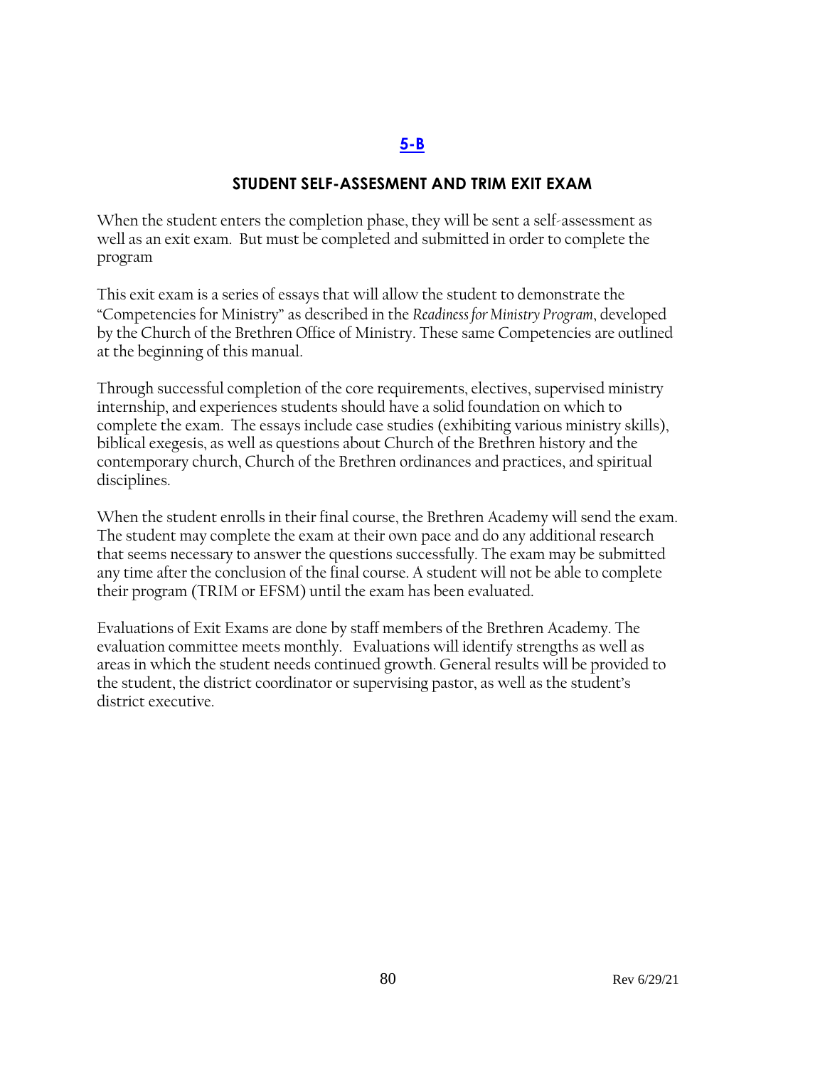## [5-B]

### STUDENT SELF-ASSESMENT AND TRIM EXIT EXAM

When the student enters the completion phase, they will be sent a self-assessment as well as an exit exam. But must be completed and submitted in order to complete the program

This exit exam is a series of essays that will allow the student to demonstrate the "Competencies for Ministry" as described in the *Readiness for Ministry Program*, developed by the Church of the Brethren Office of Ministry. These same Competencies are outlined at the beginning of this manual.

Through successful completion of the core requirements, electives, supervised ministry internship, and experiences students should have a solid foundation on which to complete the exam. The essays include case studies (exhibiting various ministry skills), biblical exegesis, as well as questions about Church of the Brethren history and the contemporary church, Church of the Brethren ordinances and practices, and spiritual disciplines.

When the student enrolls in their final course, the Brethren Academy will send the exam. The student may complete the exam at their own pace and do any additional research that seems necessary to answer the questions successfully. The exam may be submitted any time after the conclusion of the final course. A student will not be able to complete their program (TRIM or EFSM) until the exam has been evaluated.

Evaluations of Exit Exams are done by staff members of the Brethren Academy. The evaluation committee meets monthly. Evaluations will identify strengths as well as areas in which the student needs continued growth. General results will be provided to the student, the district coordinator or supervising pastor, as well as the student's district executive.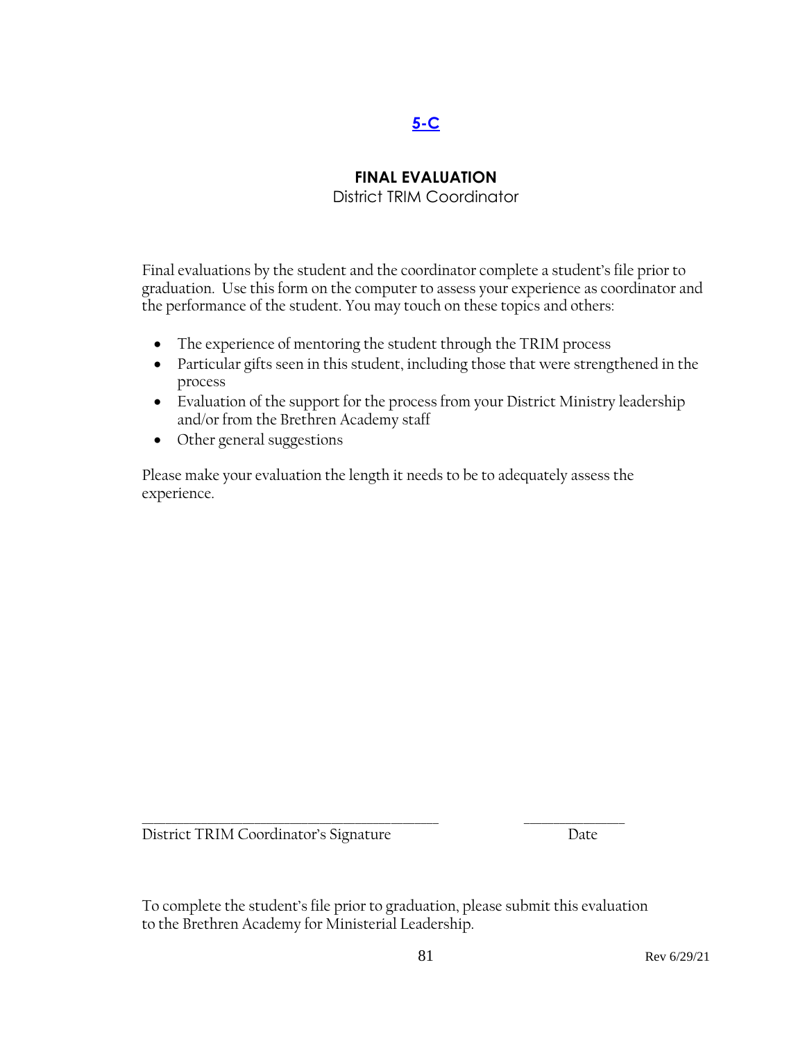**5-C**

## FINAL EVALUATION

District TRIM Coordinator

Final evaluations by the student and the coordinator complete a student's file prior to graduation. Use this form on the computer to assess your experience as coordinator and the performance of the student. You may touch on these topics and others:

- The experience of mentoring the student through the TRIM process
- Particular gifts seen in this student, including those that were strengthened in the process
- Evaluation of the support for the process from your District Ministry leadership and/or from the Brethren Academy staff
- Other general suggestions

Please make your evaluation the length it needs to be to adequately assess the experience.

_______________________________________ _____________

District TRIM Coordinator's Signature Date

To complete the student's file prior to graduation, please submit this evaluation to the Brethren Academy for Ministerial Leadership.

Rev 6/29/21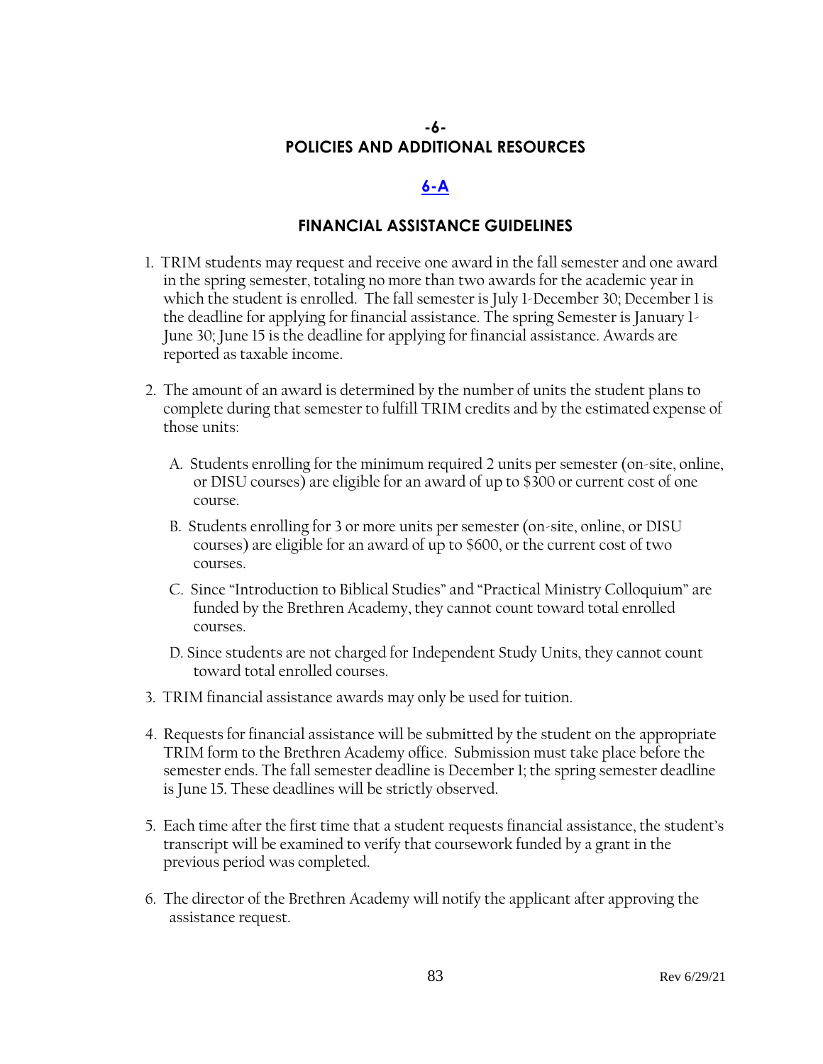# -6-

# POLICIES AND ADDITIONAL RESOURCES

## 6-A

## FINANCIAL ASSISTANCE GUIDELINES

1. TRIM students may request and receive one award in the fall semester and one award in the spring semester, totaling no more than two awards for the academic year in which the student is enrolled. The fall semester is July 1-December 30; December 1 is the deadline for applying for financial assistance. The spring Semester is January 1-June 30; June 15 is the deadline for applying for financial assistance. Awards are reported as taxable income.

2. The amount of an award is determined by the number of units the student plans to complete during that semester to fulfill TRIM credits and by the estimated expense of those units:

   A. Students enrolling for the minimum required 2 units per semester (on-site, online, or DISU courses) are eligible for an award of up to $300 or current cost of one course.

   B. Students enrolling for 3 or more units per semester (on-site, online, or DISU courses) are eligible for an award of up to $600, or the current cost of two courses.

   C. Since "Introduction to Biblical Studies" and "Practical Ministry Colloquium" are funded by the Brethren Academy, they cannot count toward total enrolled courses.

   D. Since students are not charged for Independent Study Units, they cannot count toward total enrolled courses.

3. TRIM financial assistance awards may only be used for tuition.

4. Requests for financial assistance will be submitted by the student on the appropriate TRIM form to the Brethren Academy office. Submission must take place before the semester ends. The fall semester deadline is December 1; the spring semester deadline is June 15. These deadlines will be strictly observed.

5. Each time after the first time that a student requests financial assistance, the student's transcript will be examined to verify that coursework funded by a grant in the previous period was completed.

6. The director of the Brethren Academy will notify the applicant after approving the assistance request.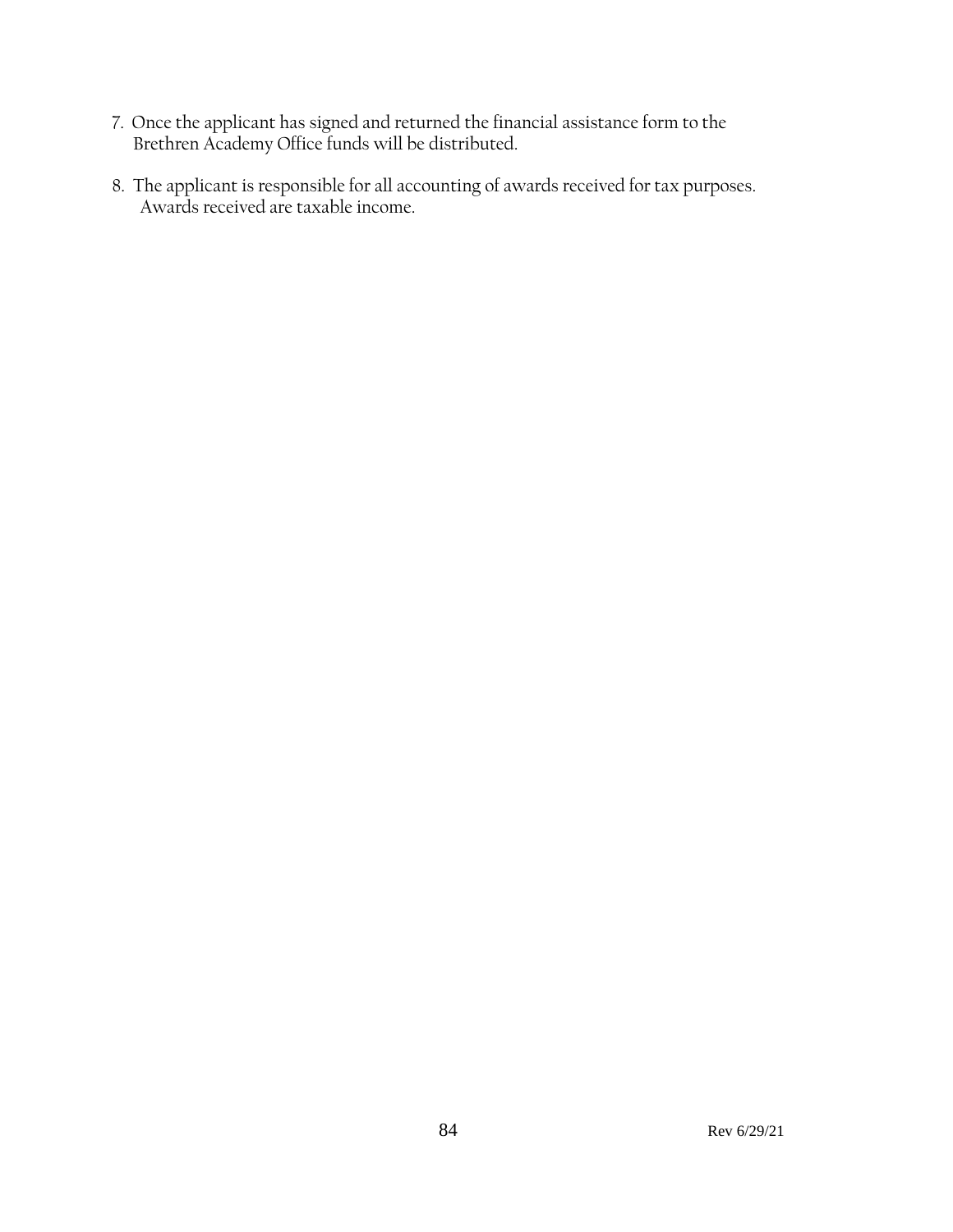7. Once the applicant has signed and returned the financial assistance form to the Brethren Academy Office funds will be distributed.

8. The applicant is responsible for all accounting of awards received for tax purposes. Awards received are taxable income.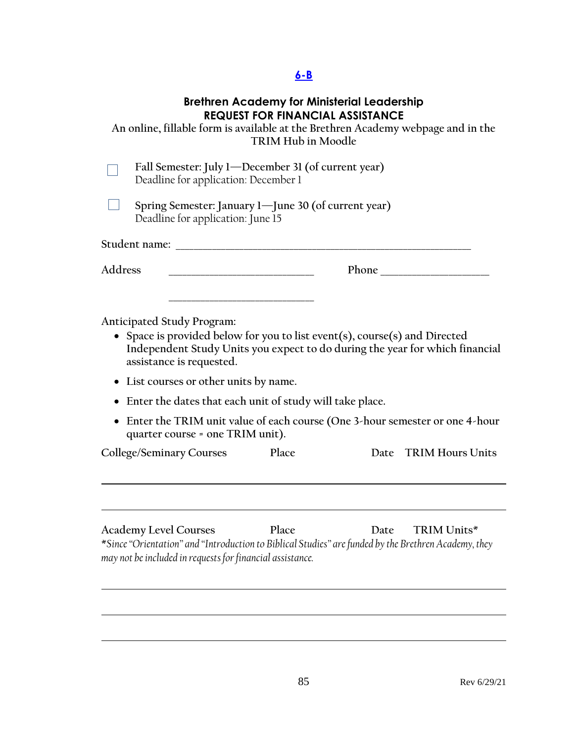**6-B**

## Brethren Academy for Ministerial Leadership
## REQUEST FOR FINANCIAL ASSISTANCE

An online, fillable form is available at the Brethren Academy webpage and in the TRIM Hub in Moodle

☐ Fall Semester: July 1—December 31 (of current year)
Deadline for application: December 1

☐ Spring Semester: January 1—June 30 (of current year)
Deadline for application: June 15

Student name: ___________________________________________________

Address ___________________________ Phone ___________________

___________________________

Anticipated Study Program:

- Space is provided below for you to list event(s), course(s) and Directed Independent Study Units you expect to do during the year for which financial assistance is requested.
- List courses or other units by name.
- Enter the dates that each unit of study will take place.
- Enter the TRIM unit value of each course (One 3-hour semester or one 4-hour quarter course = one TRIM unit).

| College/Seminary Courses | Place | Date | TRIM Hours Units |
|---|---|---|---|
| | | | |
| | | | |

| Academy Level Courses | Place | Date | TRIM Units* |
|---|---|---|---|
| | | | |
| | | | |
| | | | |

**Since "Orientation" and "Introduction to Biblical Studies" are funded by the Brethren Academy, they may not be included in requests for financial assistance.*

Rev 6/29/21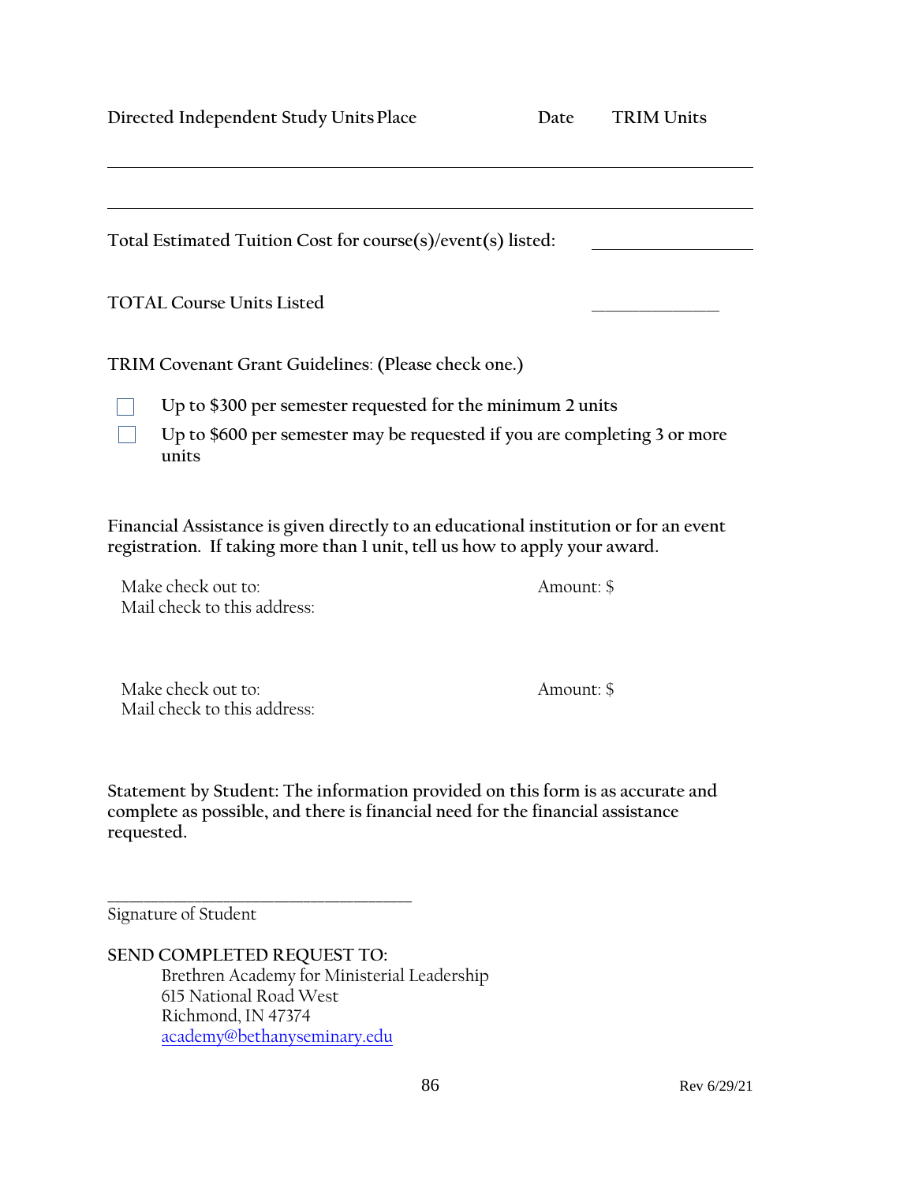| Directed Independent Study Units Place | Date | TRIM Units |
|---|---|---|
| | | |
| | | |

Total Estimated Tuition Cost for course(s)/event(s) listed: ________________

TOTAL Course Units Listed ______________

TRIM Covenant Grant Guidelines: (Please check one.)

- ☐ Up to $300 per semester requested for the minimum 2 units
- ☐ Up to $600 per semester may be requested if you are completing 3 or more units

Financial Assistance is given directly to an educational institution or for an event registration. If taking more than 1 unit, tell us how to apply your award.

Make check out to: Amount: $
Mail check to this address:

Make check out to: Amount: $
Mail check to this address:

Statement by Student: The information provided on this form is as accurate and complete as possible, and there is financial need for the financial assistance requested.

\_\_\_\_\_\_\_\_\_\_\_\_\_\_\_\_\_\_\_\_\_\_\_\_\_\_\_\_\_\_\_\_\_\_\_\_
Signature of Student

SEND COMPLETED REQUEST TO:
Brethren Academy for Ministerial Leadership
615 National Road West
Richmond, IN 47374
academy@bethanyseminary.edu

Rev 6/29/21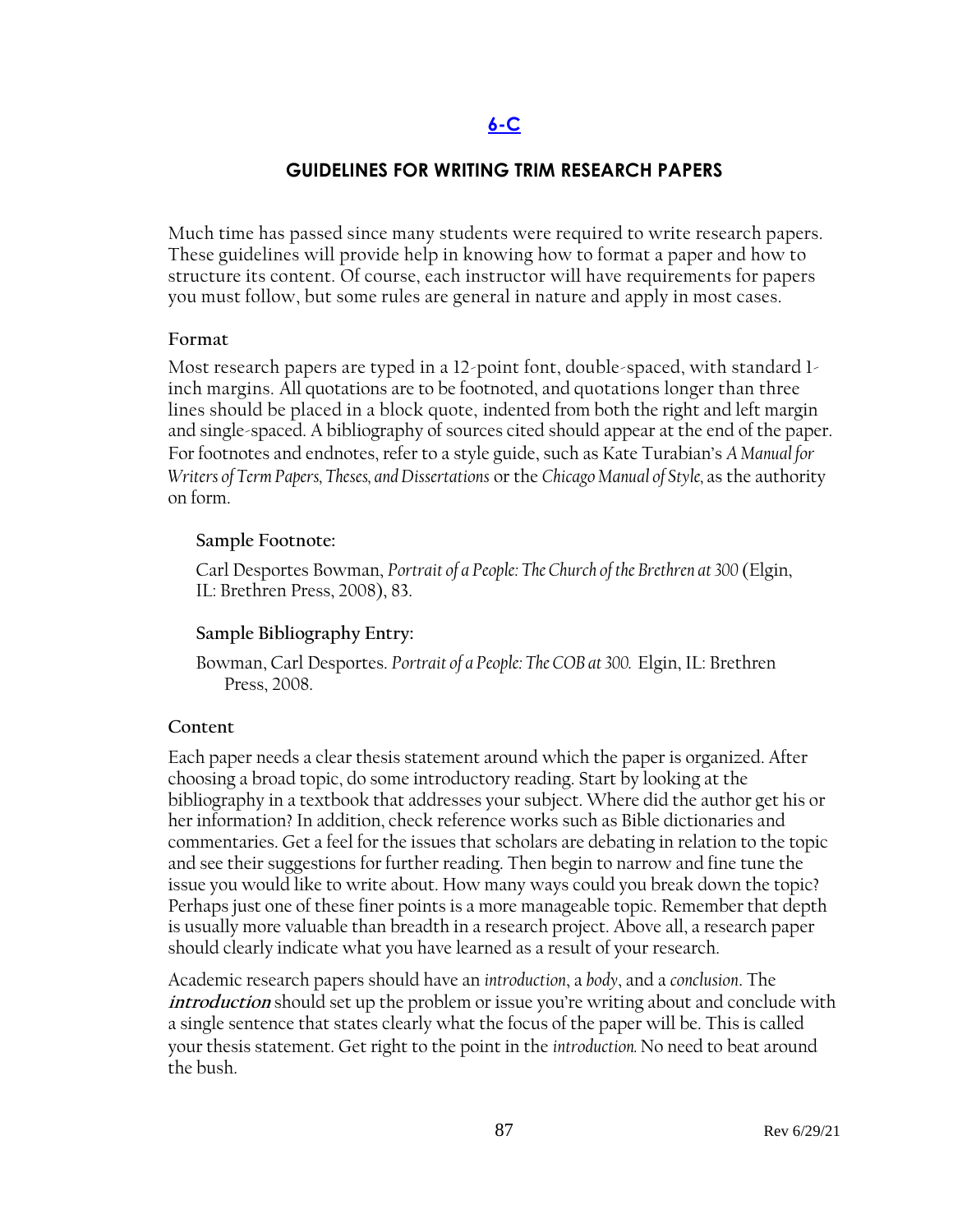[6-C](#)

## GUIDELINES FOR WRITING TRIM RESEARCH PAPERS

Much time has passed since many students were required to write research papers. These guidelines will provide help in knowing how to format a paper and how to structure its content. Of course, each instructor will have requirements for papers you must follow, but some rules are general in nature and apply in most cases.

### Format

Most research papers are typed in a 12-point font, double-spaced, with standard 1-inch margins. All quotations are to be footnoted, and quotations longer than three lines should be placed in a block quote, indented from both the right and left margin and single-spaced. A bibliography of sources cited should appear at the end of the paper. For footnotes and endnotes, refer to a style guide, such as Kate Turabian's *A Manual for Writers of Term Papers, Theses, and Dissertations* or the *Chicago Manual of Style*, as the authority on form.

**Sample Footnote:**

Carl Desportes Bowman, *Portrait of a People: The Church of the Brethren at 300* (Elgin, IL: Brethren Press, 2008), 83.

**Sample Bibliography Entry:**

Bowman, Carl Desportes. *Portrait of a People: The COB at 300.* Elgin, IL: Brethren Press, 2008.

### Content

Each paper needs a clear thesis statement around which the paper is organized. After choosing a broad topic, do some introductory reading. Start by looking at the bibliography in a textbook that addresses your subject. Where did the author get his or her information? In addition, check reference works such as Bible dictionaries and commentaries. Get a feel for the issues that scholars are debating in relation to the topic and see their suggestions for further reading. Then begin to narrow and fine tune the issue you would like to write about. How many ways could you break down the topic? Perhaps just one of these finer points is a more manageable topic. Remember that depth is usually more valuable than breadth in a research project. Above all, a research paper should clearly indicate what you have learned as a result of your research.

Academic research papers should have an *introduction*, a *body*, and a *conclusion*. The ***introduction*** should set up the problem or issue you're writing about and conclude with a single sentence that states clearly what the focus of the paper will be. This is called your thesis statement. Get right to the point in the *introduction.* No need to beat around the bush.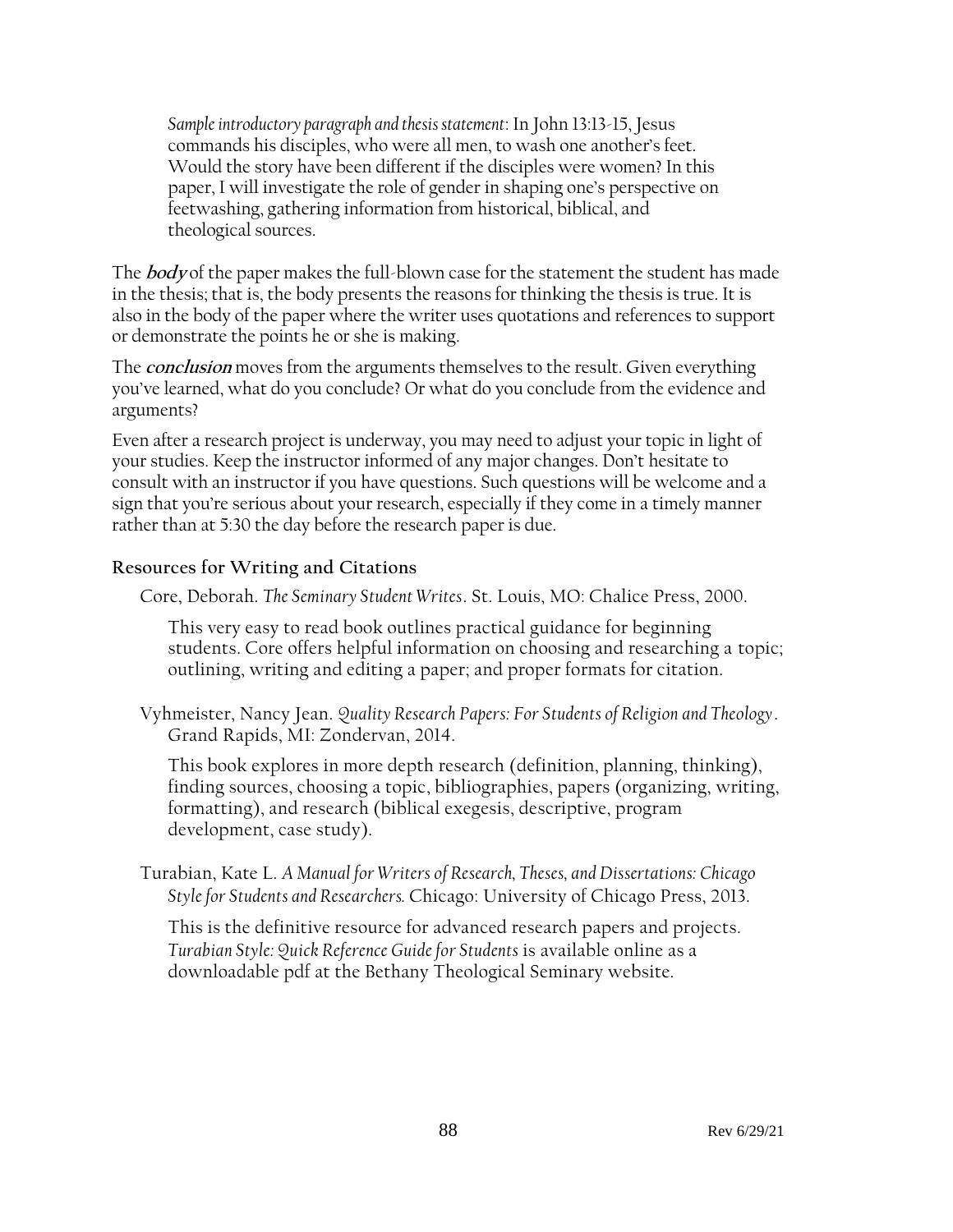*Sample introductory paragraph and thesis statement*: In John 13:13-15, Jesus commands his disciples, who were all men, to wash one another's feet. Would the story have been different if the disciples were women? In this paper, I will investigate the role of gender in shaping one's perspective on feetwashing, gathering information from historical, biblical, and theological sources.

The **body** of the paper makes the full-blown case for the statement the student has made in the thesis; that is, the body presents the reasons for thinking the thesis is true. It is also in the body of the paper where the writer uses quotations and references to support or demonstrate the points he or she is making.

The **conclusion** moves from the arguments themselves to the result. Given everything you've learned, what do you conclude? Or what do you conclude from the evidence and arguments?

Even after a research project is underway, you may need to adjust your topic in light of your studies. Keep the instructor informed of any major changes. Don't hesitate to consult with an instructor if you have questions. Such questions will be welcome and a sign that you're serious about your research, especially if they come in a timely manner rather than at 5:30 the day before the research paper is due.

### Resources for Writing and Citations

Core, Deborah. *The Seminary Student Writes*. St. Louis, MO: Chalice Press, 2000.

This very easy to read book outlines practical guidance for beginning students. Core offers helpful information on choosing and researching a topic; outlining, writing and editing a paper; and proper formats for citation.

Vyhmeister, Nancy Jean. *Quality Research Papers: For Students of Religion and Theology*. Grand Rapids, MI: Zondervan, 2014.

This book explores in more depth research (definition, planning, thinking), finding sources, choosing a topic, bibliographies, papers (organizing, writing, formatting), and research (biblical exegesis, descriptive, program development, case study).

Turabian, Kate L. *A Manual for Writers of Research, Theses, and Dissertations: Chicago Style for Students and Researchers.* Chicago: University of Chicago Press, 2013.

This is the definitive resource for advanced research papers and projects. *Turabian Style: Quick Reference Guide for Students* is available online as a downloadable pdf at the Bethany Theological Seminary website.

Rev 6/29/21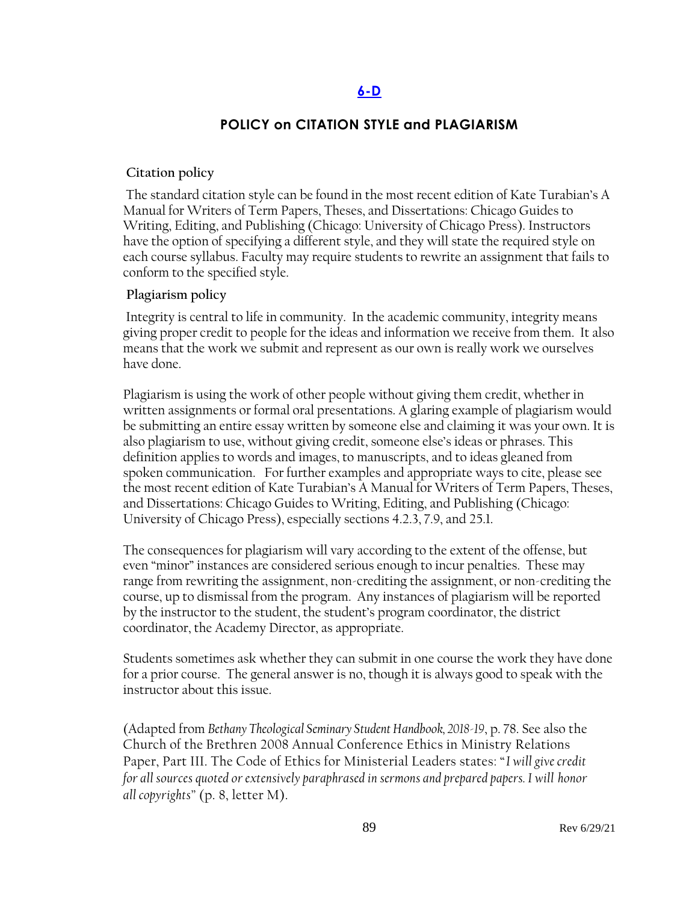## [6-D](#)

## POLICY on CITATION STYLE and PLAGIARISM

### Citation policy

The standard citation style can be found in the most recent edition of Kate Turabian's A Manual for Writers of Term Papers, Theses, and Dissertations: Chicago Guides to Writing, Editing, and Publishing (Chicago: University of Chicago Press). Instructors have the option of specifying a different style, and they will state the required style on each course syllabus. Faculty may require students to rewrite an assignment that fails to conform to the specified style.

### Plagiarism policy

Integrity is central to life in community. In the academic community, integrity means giving proper credit to people for the ideas and information we receive from them. It also means that the work we submit and represent as our own is really work we ourselves have done.

Plagiarism is using the work of other people without giving them credit, whether in written assignments or formal oral presentations. A glaring example of plagiarism would be submitting an entire essay written by someone else and claiming it was your own. It is also plagiarism to use, without giving credit, someone else's ideas or phrases. This definition applies to words and images, to manuscripts, and to ideas gleaned from spoken communication. For further examples and appropriate ways to cite, please see the most recent edition of Kate Turabian's A Manual for Writers of Term Papers, Theses, and Dissertations: Chicago Guides to Writing, Editing, and Publishing (Chicago: University of Chicago Press), especially sections 4.2.3, 7.9, and 25.1.

The consequences for plagiarism will vary according to the extent of the offense, but even "minor" instances are considered serious enough to incur penalties. These may range from rewriting the assignment, non-crediting the assignment, or non-crediting the course, up to dismissal from the program. Any instances of plagiarism will be reported by the instructor to the student, the student's program coordinator, the district coordinator, the Academy Director, as appropriate.

Students sometimes ask whether they can submit in one course the work they have done for a prior course. The general answer is no, though it is always good to speak with the instructor about this issue.

(Adapted from *Bethany Theological Seminary Student Handbook, 2018-19*, p. 78. See also the Church of the Brethren 2008 Annual Conference Ethics in Ministry Relations Paper, Part III. The Code of Ethics for Ministerial Leaders states: "*I will give credit for all sources quoted or extensively paraphrased in sermons and prepared papers. I will honor all copyrights*" (p. 8, letter M).

Rev 6/29/21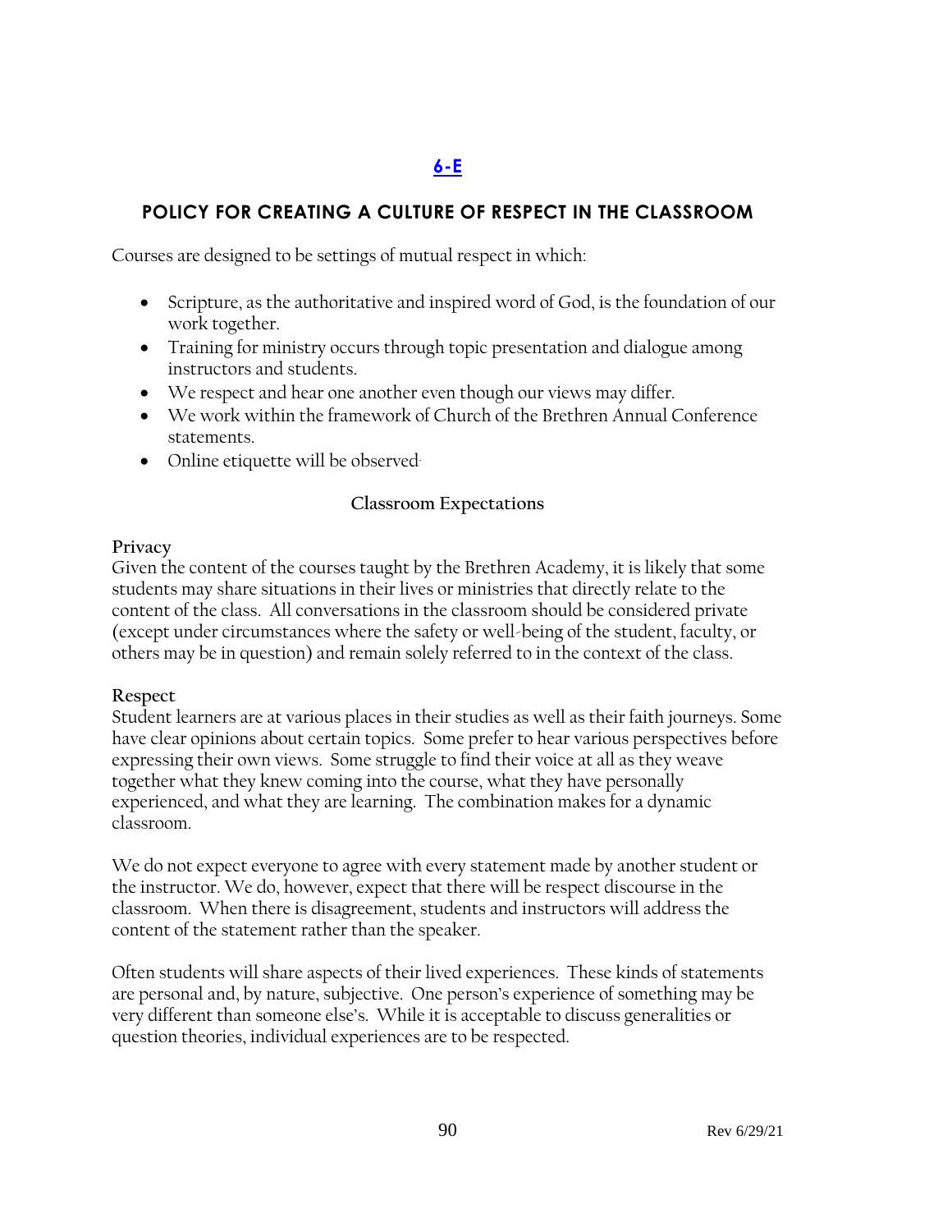## [6-E](#)

## POLICY FOR CREATING A CULTURE OF RESPECT IN THE CLASSROOM

Courses are designed to be settings of mutual respect in which:

- Scripture, as the authoritative and inspired word of God, is the foundation of our work together.
- Training for ministry occurs through topic presentation and dialogue among instructors and students.
- We respect and hear one another even though our views may differ.
- We work within the framework of Church of the Brethren Annual Conference statements.
- Online etiquette will be observed.

### Classroom Expectations

**Privacy**
Given the content of the courses taught by the Brethren Academy, it is likely that some students may share situations in their lives or ministries that directly relate to the content of the class. All conversations in the classroom should be considered private (except under circumstances where the safety or well-being of the student, faculty, or others may be in question) and remain solely referred to in the context of the class.

**Respect**
Student learners are at various places in their studies as well as their faith journeys. Some have clear opinions about certain topics. Some prefer to hear various perspectives before expressing their own views. Some struggle to find their voice at all as they weave together what they knew coming into the course, what they have personally experienced, and what they are learning. The combination makes for a dynamic classroom.

We do not expect everyone to agree with every statement made by another student or the instructor. We do, however, expect that there will be respect discourse in the classroom. When there is disagreement, students and instructors will address the content of the statement rather than the speaker.

Often students will share aspects of their lived experiences. These kinds of statements are personal and, by nature, subjective. One person's experience of something may be very different than someone else's. While it is acceptable to discuss generalities or question theories, individual experiences are to be respected.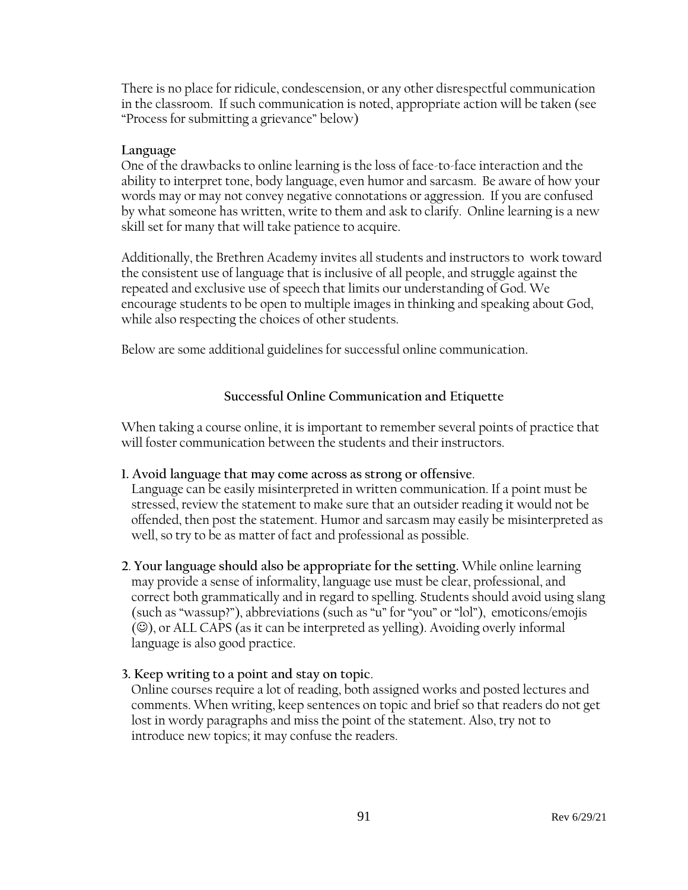There is no place for ridicule, condescension, or any other disrespectful communication in the classroom. If such communication is noted, appropriate action will be taken (see "Process for submitting a grievance" below)

**Language**

One of the drawbacks to online learning is the loss of face-to-face interaction and the ability to interpret tone, body language, even humor and sarcasm. Be aware of how your words may or may not convey negative connotations or aggression. If you are confused by what someone has written, write to them and ask to clarify. Online learning is a new skill set for many that will take patience to acquire.

Additionally, the Brethren Academy invites all students and instructors to work toward the consistent use of language that is inclusive of all people, and struggle against the repeated and exclusive use of speech that limits our understanding of God. We encourage students to be open to multiple images in thinking and speaking about God, while also respecting the choices of other students.

Below are some additional guidelines for successful online communication.

## Successful Online Communication and Etiquette

When taking a course online, it is important to remember several points of practice that will foster communication between the students and their instructors.

1. **Avoid language that may come across as strong or offensive**.
   Language can be easily misinterpreted in written communication. If a point must be stressed, review the statement to make sure that an outsider reading it would not be offended, then post the statement. Humor and sarcasm may easily be misinterpreted as well, so try to be as matter of fact and professional as possible.

2. **Your language should also be appropriate for the setting.** While online learning may provide a sense of informality, language use must be clear, professional, and correct both grammatically and in regard to spelling. Students should avoid using slang (such as "wassup?"), abbreviations (such as "u" for "you" or "lol"), emoticons/emojis (☺), or ALL CAPS (as it can be interpreted as yelling). Avoiding overly informal language is also good practice.

3. **Keep writing to a point and stay on topic**.
   Online courses require a lot of reading, both assigned works and posted lectures and comments. When writing, keep sentences on topic and brief so that readers do not get lost in wordy paragraphs and miss the point of the statement. Also, try not to introduce new topics; it may confuse the readers.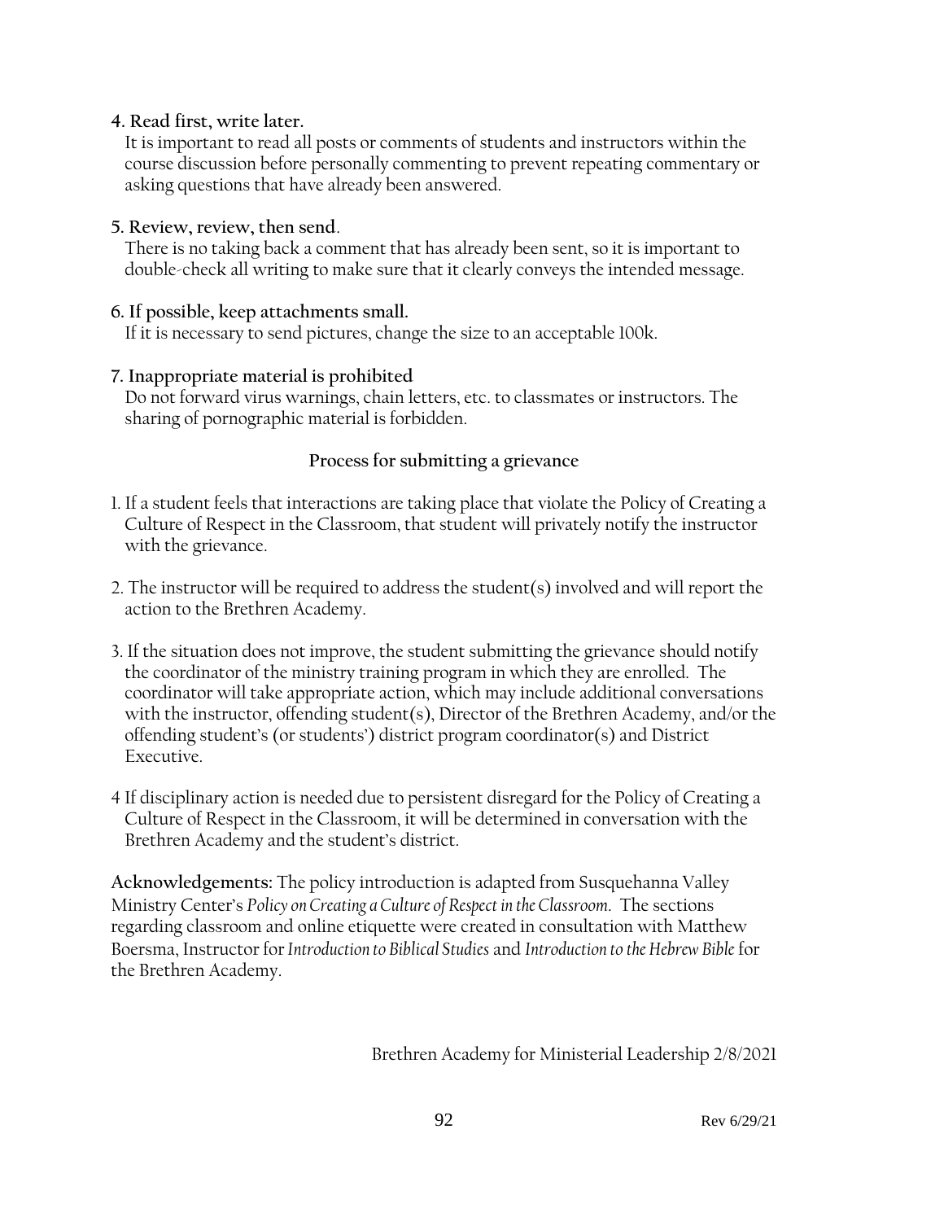**4. Read first, write later.**

It is important to read all posts or comments of students and instructors within the course discussion before personally commenting to prevent repeating commentary or asking questions that have already been answered.

**5. Review, review, then send**.

There is no taking back a comment that has already been sent, so it is important to double-check all writing to make sure that it clearly conveys the intended message.

**6. If possible, keep attachments small.**

If it is necessary to send pictures, change the size to an acceptable 100k.

**7. Inappropriate material is prohibited**

Do not forward virus warnings, chain letters, etc. to classmates or instructors. The sharing of pornographic material is forbidden.

### Process for submitting a grievance

1. If a student feels that interactions are taking place that violate the Policy of Creating a Culture of Respect in the Classroom, that student will privately notify the instructor with the grievance.

2. The instructor will be required to address the student(s) involved and will report the action to the Brethren Academy.

3. If the situation does not improve, the student submitting the grievance should notify the coordinator of the ministry training program in which they are enrolled. The coordinator will take appropriate action, which may include additional conversations with the instructor, offending student(s), Director of the Brethren Academy, and/or the offending student's (or students') district program coordinator(s) and District Executive.

4 If disciplinary action is needed due to persistent disregard for the Policy of Creating a Culture of Respect in the Classroom, it will be determined in conversation with the Brethren Academy and the student's district.

**Acknowledgements:** The policy introduction is adapted from Susquehanna Valley Ministry Center's *Policy on Creating a Culture of Respect in the Classroom*. The sections regarding classroom and online etiquette were created in consultation with Matthew Boersma, Instructor for *Introduction to Biblical Studies* and *Introduction to the Hebrew Bible* for the Brethren Academy.

Brethren Academy for Ministerial Leadership 2/8/2021

Rev 6/29/21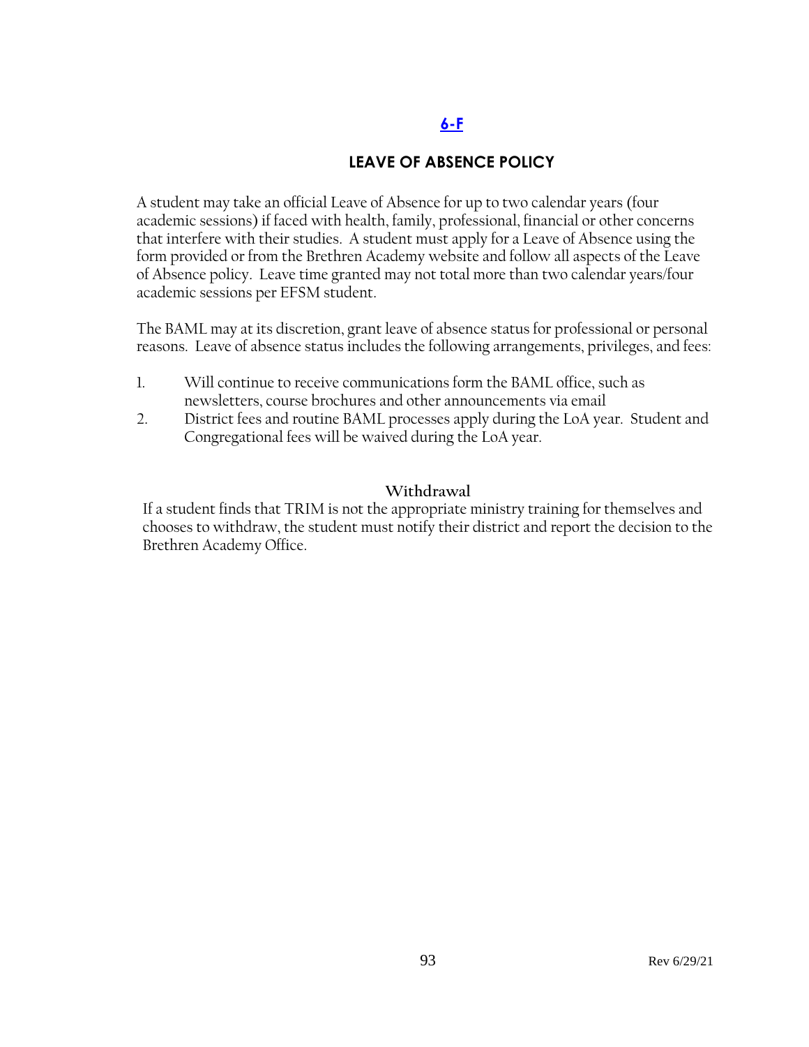**6-F**

## LEAVE OF ABSENCE POLICY

A student may take an official Leave of Absence for up to two calendar years (four academic sessions) if faced with health, family, professional, financial or other concerns that interfere with their studies. A student must apply for a Leave of Absence using the form provided or from the Brethren Academy website and follow all aspects of the Leave of Absence policy. Leave time granted may not total more than two calendar years/four academic sessions per EFSM student.

The BAML may at its discretion, grant leave of absence status for professional or personal reasons. Leave of absence status includes the following arrangements, privileges, and fees:

1. Will continue to receive communications form the BAML office, such as newsletters, course brochures and other announcements via email
2. District fees and routine BAML processes apply during the LoA year. Student and Congregational fees will be waived during the LoA year.

### Withdrawal

If a student finds that TRIM is not the appropriate ministry training for themselves and chooses to withdraw, the student must notify their district and report the decision to the Brethren Academy Office.